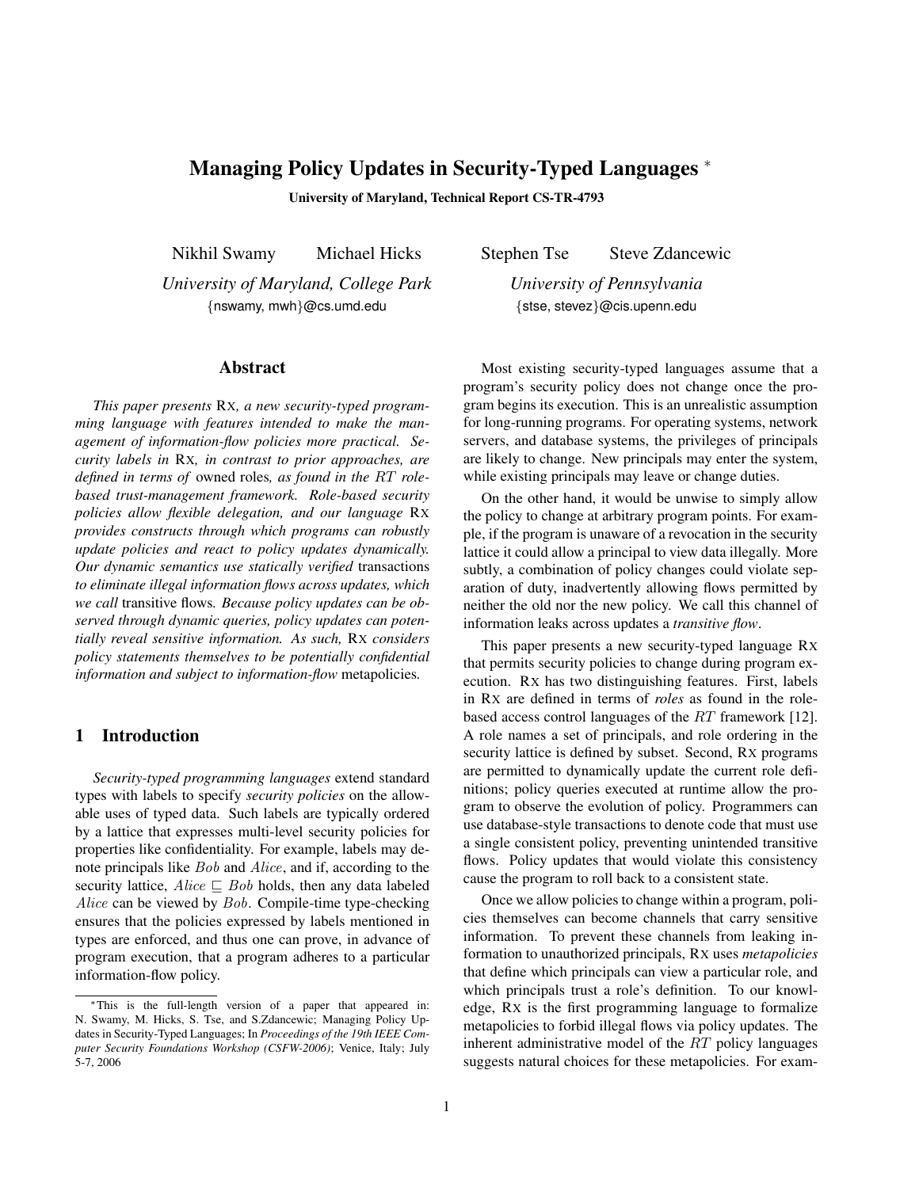# Managing Policy Updates in Security-Typed Languages *

**University of Maryland, Technical Report CS-TR-4793**

Nikhil Swamy Michael Hicks
*University of Maryland, College Park*
{nswamy, mwh}@cs.umd.edu

Stephen Tse Steve Zdancewic
*University of Pennsylvania*
{stse, stevez}@cis.upenn.edu

## Abstract

*This paper presents* RX*, a new security-typed programming language with features intended to make the management of information-flow policies more practical. Security labels in* RX*, in contrast to prior approaches, are defined in terms of* owned roles*, as found in the* $RT$ *role-based trust-management framework. Role-based security policies allow flexible delegation, and our language* RX *provides constructs through which programs can robustly update policies and react to policy updates dynamically. Our dynamic semantics use statically verified* transactions *to eliminate illegal information flows across updates, which we call* transitive flows*. Because policy updates can be observed through dynamic queries, policy updates can potentially reveal sensitive information. As such,* RX *considers policy statements themselves to be potentially confidential information and subject to information-flow* metapolicies*.*

## 1 Introduction

*Security-typed programming languages* extend standard types with labels to specify *security policies* on the allowable uses of typed data. Such labels are typically ordered by a lattice that expresses multi-level security policies for properties like confidentiality. For example, labels may denote principals like $Bob$ and $Alice$, and if, according to the security lattice, $Alice \sqsubseteq Bob$ holds, then any data labeled $Alice$ can be viewed by $Bob$. Compile-time type-checking ensures that the policies expressed by labels mentioned in types are enforced, and thus one can prove, in advance of program execution, that a program adheres to a particular information-flow policy.

Most existing security-typed languages assume that a program's security policy does not change once the program begins its execution. This is an unrealistic assumption for long-running programs. For operating systems, network servers, and database systems, the privileges of principals are likely to change. New principals may enter the system, while existing principals may leave or change duties.

On the other hand, it would be unwise to simply allow the policy to change at arbitrary program points. For example, if the program is unaware of a revocation in the security lattice it could allow a principal to view data illegally. More subtly, a combination of policy changes could violate separation of duty, inadvertently allowing flows permitted by neither the old nor the new policy. We call this channel of information leaks across updates a *transitive flow*.

This paper presents a new security-typed language RX that permits security policies to change during program execution. RX has two distinguishing features. First, labels in RX are defined in terms of *roles* as found in the role-based access control languages of the $RT$ framework [12]. A role names a set of principals, and role ordering in the security lattice is defined by subset. Second, RX programs are permitted to dynamically update the current role definitions; policy queries executed at runtime allow the program to observe the evolution of policy. Programmers can use database-style transactions to denote code that must use a single consistent policy, preventing unintended transitive flows. Policy updates that would violate this consistency cause the program to roll back to a consistent state.

Once we allow policies to change within a program, policies themselves can become channels that carry sensitive information. To prevent these channels from leaking information to unauthorized principals, RX uses *metapolicies* that define which principals can view a particular role, and which principals trust a role's definition. To our knowledge, RX is the first programming language to formalize metapolicies to forbid illegal flows via policy updates. The inherent administrative model of the $RT$ policy languages suggests natural choices for these metapolicies. For exam-

*This is the full-length version of a paper that appeared in: N. Swamy, M. Hicks, S. Tse, and S.Zdancewic; Managing Policy Updates in Security-Typed Languages; In *Proceedings of the 19th IEEE Computer Security Foundations Workshop (CSFW-2006)*; Venice, Italy; July 5-7, 2006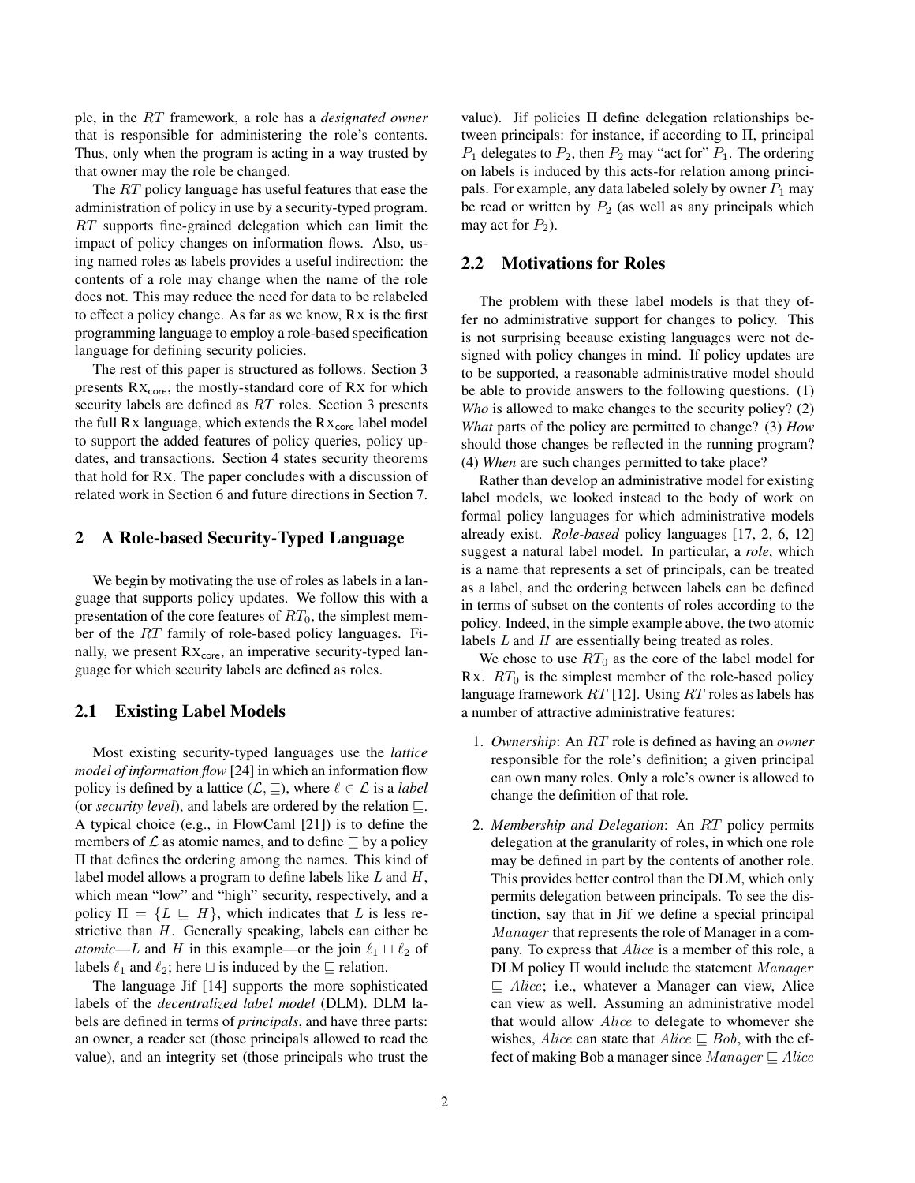ple, in the $RT$ framework, a role has a *designated owner* that is responsible for administering the role's contents. Thus, only when the program is acting in a way trusted by that owner may the role be changed.

The $RT$ policy language has useful features that ease the administration of policy in use by a security-typed program. $RT$ supports fine-grained delegation which can limit the impact of policy changes on information flows. Also, using named roles as labels provides a useful indirection: the contents of a role may change when the name of the role does not. This may reduce the need for data to be relabeled to effect a policy change. As far as we know, RX is the first programming language to employ a role-based specification language for defining security policies.

The rest of this paper is structured as follows. Section 3 presents $\text{RX}_{\text{core}}$, the mostly-standard core of RX for which security labels are defined as $RT$ roles. Section 3 presents the full RX language, which extends the $\text{RX}_{\text{core}}$ label model to support the added features of policy queries, policy updates, and transactions. Section 4 states security theorems that hold for RX. The paper concludes with a discussion of related work in Section 6 and future directions in Section 7.

## 2 A Role-based Security-Typed Language

We begin by motivating the use of roles as labels in a language that supports policy updates. We follow this with a presentation of the core features of $RT_0$, the simplest member of the $RT$ family of role-based policy languages. Finally, we present $\text{RX}_{\text{core}}$, an imperative security-typed language for which security labels are defined as roles.

### 2.1 Existing Label Models

Most existing security-typed languages use the *lattice model of information flow* [24] in which an information flow policy is defined by a lattice $(\mathcal{L}, \sqsubseteq)$, where $\ell \in \mathcal{L}$ is a *label* (or *security level*), and labels are ordered by the relation $\sqsubseteq$. A typical choice (e.g., in FlowCaml [21]) is to define the members of $\mathcal{L}$ as atomic names, and to define $\sqsubseteq$ by a policy $\Pi$ that defines the ordering among the names. This kind of label model allows a program to define labels like $L$ and $H$, which mean "low" and "high" security, respectively, and a policy $\Pi = \{L \sqsubseteq H\}$, which indicates that $L$ is less restrictive than $H$. Generally speaking, labels can either be *atomic*—$L$ and $H$ in this example—or the join $\ell_1 \sqcup \ell_2$ of labels $\ell_1$ and $\ell_2$; here $\sqcup$ is induced by the $\sqsubseteq$ relation.

The language Jif [14] supports the more sophisticated labels of the *decentralized label model* (DLM). DLM labels are defined in terms of *principals*, and have three parts: an owner, a reader set (those principals allowed to read the value), and an integrity set (those principals who trust the value). Jif policies $\Pi$ define delegation relationships between principals: for instance, if according to $\Pi$, principal $P_1$ delegates to $P_2$, then $P_2$ may "act for" $P_1$. The ordering on labels is induced by this acts-for relation among principals. For example, any data labeled solely by owner $P_1$ may be read or written by $P_2$ (as well as any principals which may act for $P_2$).

### 2.2 Motivations for Roles

The problem with these label models is that they offer no administrative support for changes to policy. This is not surprising because existing languages were not designed with policy changes in mind. If policy updates are to be supported, a reasonable administrative model should be able to provide answers to the following questions. (1) *Who* is allowed to make changes to the security policy? (2) *What* parts of the policy are permitted to change? (3) *How* should those changes be reflected in the running program? (4) *When* are such changes permitted to take place?

Rather than develop an administrative model for existing label models, we looked instead to the body of work on formal policy languages for which administrative models already exist. *Role-based* policy languages [17, 2, 6, 12] suggest a natural label model. In particular, a *role*, which is a name that represents a set of principals, can be treated as a label, and the ordering between labels can be defined in terms of subset on the contents of roles according to the policy. Indeed, in the simple example above, the two atomic labels $L$ and $H$ are essentially being treated as roles.

We chose to use $RT_0$ as the core of the label model for RX. $RT_0$ is the simplest member of the role-based policy language framework $RT$ [12]. Using $RT$ roles as labels has a number of attractive administrative features:

1. *Ownership*: An $RT$ role is defined as having an *owner* responsible for the role's definition; a given principal can own many roles. Only a role's owner is allowed to change the definition of that role.

2. *Membership and Delegation*: An $RT$ policy permits delegation at the granularity of roles, in which one role may be defined in part by the contents of another role. This provides better control than the DLM, which only permits delegation between principals. To see the distinction, say that in Jif we define a special principal $Manager$ that represents the role of Manager in a company. To express that $Alice$ is a member of this role, a DLM policy $\Pi$ would include the statement $Manager \sqsubseteq Alice$; i.e., whatever a Manager can view, Alice can view as well. Assuming an administrative model that would allow $Alice$ to delegate to whomever she wishes, $Alice$ can state that $Alice \sqsubseteq Bob$, with the effect of making Bob a manager since $Manager \sqsubseteq Alice$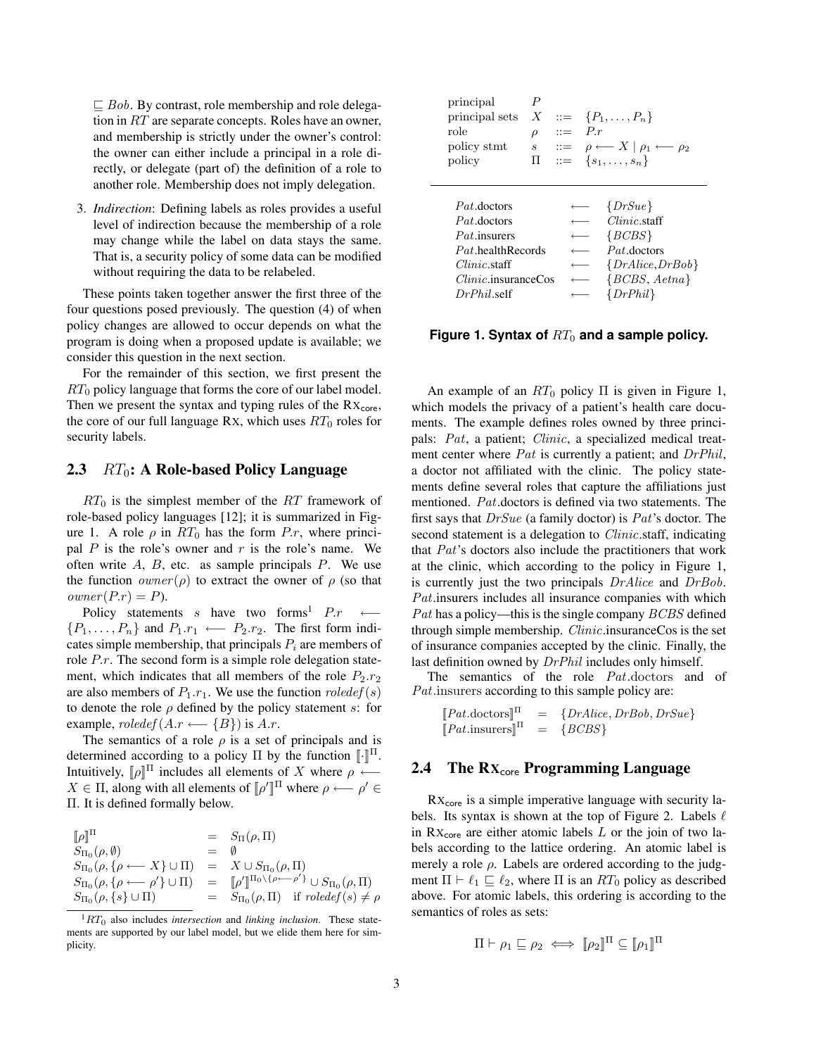$\sqsubseteq Bob$. By contrast, role membership and role delegation in $RT$ are separate concepts. Roles have an owner, and membership is strictly under the owner's control: the owner can either include a principal in a role directly, or delegate (part of) the definition of a role to another role. Membership does not imply delegation.

3. *Indirection*: Defining labels as roles provides a useful level of indirection because the membership of a role may change while the label on data stays the same. That is, a security policy of some data can be modified without requiring the data to be relabeled.

These points taken together answer the first three of the four questions posed previously. The question (4) of when policy changes are allowed to occur depends on what the program is doing when a proposed update is available; we consider this question in the next section.

For the remainder of this section, we first present the $RT_0$ policy language that forms the core of our label model. Then we present the syntax and typing rules of the $\text{Rx}_{\text{core}}$, the core of our full language Rx, which uses $RT_0$ roles for security labels.

## 2.3 $RT_0$: A Role-based Policy Language

$RT_0$ is the simplest member of the $RT$ framework of role-based policy languages [12]; it is summarized in Figure 1. A role $\rho$ in $RT_0$ has the form $P.r$, where principal $P$ is the role's owner and $r$ is the role's name. We often write $A$, $B$, etc. as sample principals $P$. We use the function $owner(\rho)$ to extract the owner of $\rho$ (so that $owner(P.r) = P$).

Policy statements $s$ have two forms[1] $P.r \longleftarrow \{P_1, \ldots, P_n\}$ and $P_1.r_1 \longleftarrow P_2.r_2$. The first form indicates simple membership, that principals $P_i$ are members of role $P.r$. The second form is a simple role delegation statement, which indicates that all members of the role $P_2.r_2$ are also members of $P_1.r_1$. We use the function $roledef(s)$ to denote the role $\rho$ defined by the policy statement $s$: for example, $roledef(A.r \longleftarrow \{B\})$ is $A.r$.

The semantics of a role $\rho$ is a set of principals and is determined according to a policy $\Pi$ by the function $[\![\cdot]\!]^{\Pi}$. Intuitively, $[\![\rho]\!]^{\Pi}$ includes all elements of $X$ where $\rho \longleftarrow X \in \Pi$, along with all elements of $[\![\rho']\!]^{\Pi}$ where $\rho \longleftarrow \rho' \in \Pi$. It is defined formally below.

$$
\begin{array}{lcl}
[\![\rho]\!]^{\Pi} & = & S_{\Pi}(\rho, \Pi) \\
S_{\Pi_0}(\rho, \emptyset) & = & \emptyset \\
S_{\Pi_0}(\rho, \{\rho \longleftarrow X\} \cup \Pi) & = & X \cup S_{\Pi_0}(\rho, \Pi) \\
S_{\Pi_0}(\rho, \{\rho \longleftarrow \rho'\} \cup \Pi) & = & [\![\rho']\!]^{\Pi_0 \setminus \{\rho \longleftarrow \rho'\}} \cup S_{\Pi_0}(\rho, \Pi) \\
S_{\Pi_0}(\rho, \{s\} \cup \Pi) & = & S_{\Pi_0}(\rho, \Pi) \quad \text{if } roledef(s) \neq \rho
\end{array}
$$

[1] $RT_0$ also includes *intersection* and *linking inclusion*. These statements are supported by our label model, but we elide them here for simplicity.

$$
\begin{array}{llcl}
\text{principal} & P & & \\
\text{principal sets} & X & ::= & \{P_1, \ldots, P_n\} \\
\text{role} & \rho & ::= & P.r \\
\text{policy stmt} & s & ::= & \rho \longleftarrow X \mid \rho_1 \longleftarrow \rho_2 \\
\text{policy} & \Pi & ::= & \{s_1, \ldots, s_n\}
\end{array}
$$

$$
\begin{array}{lcl}
Pat.\text{doctors} & \longleftarrow & \{DrSue\} \\
Pat.\text{doctors} & \longleftarrow & Clinic.\text{staff} \\
Pat.\text{insurers} & \longleftarrow & \{BCBS\} \\
Pat.\text{healthRecords} & \longleftarrow & Pat.\text{doctors} \\
Clinic.\text{staff} & \longleftarrow & \{DrAlice, DrBob\} \\
Clinic.\text{insuranceCos} & \longleftarrow & \{BCBS, Aetna\} \\
DrPhil.\text{self} & \longleftarrow & \{DrPhil\}
\end{array}
$$

**Figure 1. Syntax of $RT_0$ and a sample policy.**

An example of an $RT_0$ policy $\Pi$ is given in Figure 1, which models the privacy of a patient's health care documents. The example defines roles owned by three principals: $Pat$, a patient; $Clinic$, a specialized medical treatment center where $Pat$ is currently a patient; and $DrPhil$, a doctor not affiliated with the clinic. The policy statements define several roles that capture the affiliations just mentioned. $Pat$.doctors is defined via two statements. The first says that $DrSue$ (a family doctor) is $Pat$'s doctor. The second statement is a delegation to $Clinic$.staff, indicating that $Pat$'s doctors also include the practitioners that work at the clinic, which according to the policy in Figure 1, is currently just the two principals $DrAlice$ and $DrBob$. $Pat$.insurers includes all insurance companies with which $Pat$ has a policy—this is the single company $BCBS$ defined through simple membership. $Clinic$.insuranceCos is the set of insurance companies accepted by the clinic. Finally, the last definition owned by $DrPhil$ includes only himself.

The semantics of the role $Pat$.doctors and of $Pat$.insurers according to this sample policy are:

$$
\begin{array}{lcl}
[\![Pat.\text{doctors}]\!]^{\Pi} & = & \{DrAlice, DrBob, DrSue\} \\
[\![Pat.\text{insurers}]\!]^{\Pi} & = & \{BCBS\}
\end{array}
$$

## 2.4 The $\text{Rx}_{\text{core}}$ Programming Language

$\text{Rx}_{\text{core}}$ is a simple imperative language with security labels. Its syntax is shown at the top of Figure 2. Labels $\ell$ in $\text{Rx}_{\text{core}}$ are either atomic labels $L$ or the join of two labels according to the lattice ordering. An atomic label is merely a role $\rho$. Labels are ordered according to the judgment $\Pi \vdash \ell_1 \sqsubseteq \ell_2$, where $\Pi$ is an $RT_0$ policy as described above. For atomic labels, this ordering is according to the semantics of roles as sets:

$$
\Pi \vdash \rho_1 \sqsubseteq \rho_2 \iff [\![\rho_2]\!]^{\Pi} \subseteq [\![\rho_1]\!]^{\Pi}
$$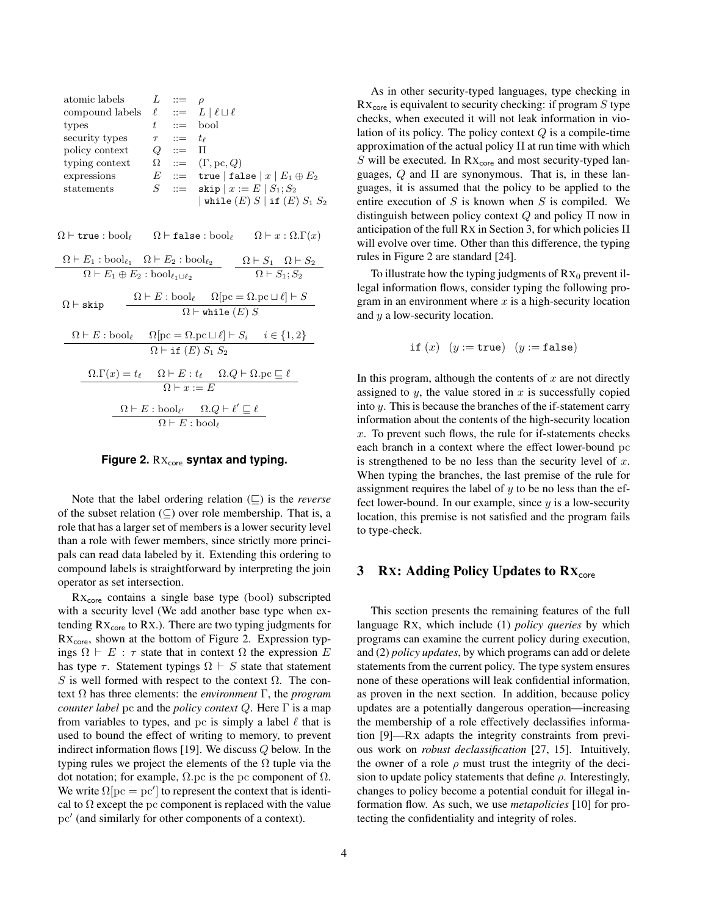| | | | |
|---|---|---|---|
| atomic labels | $L$ | $::=$ | $\rho$ |
| compound labels | $\ell$ | $::=$ | $L \mid \ell \sqcup \ell$ |
| types | $t$ | $::=$ | bool |
| security types | $\tau$ | $::=$ | $t_\ell$ |
| policy context | $Q$ | $::=$ | $\Pi$ |
| typing context | $\Omega$ | $::=$ | $(\Gamma, \mathrm{pc}, Q)$ |
| expressions | $E$ | $::=$ | $\texttt{true} \mid \texttt{false} \mid x \mid E_1 \oplus E_2$ |
| statements | $S$ | $::=$ | $\texttt{skip} \mid x := E \mid S_1; S_2 \mid \texttt{while}\ (E)\ S \mid \texttt{if}\ (E)\ S_1\ S_2$ |

$$\Omega \vdash \texttt{true} : \mathrm{bool}_\ell \qquad \Omega \vdash \texttt{false} : \mathrm{bool}_\ell \qquad \Omega \vdash x : \Omega.\Gamma(x)$$

$$\frac{\Omega \vdash E_1 : \mathrm{bool}_{\ell_1} \quad \Omega \vdash E_2 : \mathrm{bool}_{\ell_2}}{\Omega \vdash E_1 \oplus E_2 : \mathrm{bool}_{\ell_1 \sqcup \ell_2}} \qquad \frac{\Omega \vdash S_1 \quad \Omega \vdash S_2}{\Omega \vdash S_1; S_2}$$

$$\Omega \vdash \texttt{skip} \qquad \frac{\Omega \vdash E : \mathrm{bool}_\ell \quad \Omega[\mathrm{pc} = \Omega.\mathrm{pc} \sqcup \ell] \vdash S}{\Omega \vdash \texttt{while}\ (E)\ S}$$

$$\frac{\Omega \vdash E : \mathrm{bool}_\ell \quad \Omega[\mathrm{pc} = \Omega.\mathrm{pc} \sqcup \ell] \vdash S_i \quad i \in \{1, 2\}}{\Omega \vdash \texttt{if}\ (E)\ S_1\ S_2}$$

$$\frac{\Omega.\Gamma(x) = t_\ell \quad \Omega \vdash E : t_\ell \quad \Omega.Q \vdash \Omega.\mathrm{pc} \sqsubseteq \ell}{\Omega \vdash x := E}$$

$$\frac{\Omega \vdash E : \mathrm{bool}_{\ell'} \quad \Omega.Q \vdash \ell' \sqsubseteq \ell}{\Omega \vdash E : \mathrm{bool}_\ell}$$

**Figure 2. $\mathrm{Rx}_{\mathsf{core}}$ syntax and typing.**

Note that the label ordering relation ($\sqsubseteq$) is the *reverse* of the subset relation ($\subseteq$) over role membership. That is, a role that has a larger set of members is a lower security level than a role with fewer members, since strictly more principals can read data labeled by it. Extending this ordering to compound labels is straightforward by interpreting the join operator as set intersection.

$\mathrm{Rx}_{\mathsf{core}}$ contains a single base type (bool) subscripted with a security level (We add another base type when extending $\mathrm{Rx}_{\mathsf{core}}$ to Rx.). There are two typing judgments for $\mathrm{Rx}_{\mathsf{core}}$, shown at the bottom of Figure 2. Expression typings $\Omega \vdash E : \tau$ state that in context $\Omega$ the expression $E$ has type $\tau$. Statement typings $\Omega \vdash S$ state that statement $S$ is well formed with respect to the context $\Omega$. The context $\Omega$ has three elements: the *environment* $\Gamma$, the *program counter label* pc and the *policy context* $Q$. Here $\Gamma$ is a map from variables to types, and pc is simply a label $\ell$ that is used to bound the effect of writing to memory, to prevent indirect information flows [19]. We discuss $Q$ below. In the typing rules we project the elements of the $\Omega$ tuple via the dot notation; for example, $\Omega.\mathrm{pc}$ is the pc component of $\Omega$. We write $\Omega[\mathrm{pc} = \mathrm{pc}']$ to represent the context that is identical to $\Omega$ except the pc component is replaced with the value $\mathrm{pc}'$ (and similarly for other components of a context).

As in other security-typed languages, type checking in $\mathrm{Rx}_{\mathsf{core}}$ is equivalent to security checking: if program $S$ type checks, when executed it will not leak information in violation of its policy. The policy context $Q$ is a compile-time approximation of the actual policy $\Pi$ at run time with which $S$ will be executed. In $\mathrm{Rx}_{\mathsf{core}}$ and most security-typed languages, $Q$ and $\Pi$ are synonymous. That is, in these languages, it is assumed that the policy to be applied to the entire execution of $S$ is known when $S$ is compiled. We distinguish between policy context $Q$ and policy $\Pi$ now in anticipation of the full Rx in Section 3, for which policies $\Pi$ will evolve over time. Other than this difference, the typing rules in Figure 2 are standard [24].

To illustrate how the typing judgments of $\mathrm{Rx}_0$ prevent illegal information flows, consider typing the following program in an environment where $x$ is a high-security location and $y$ a low-security location.

$$\texttt{if}\ (x) \quad (y := \texttt{true}) \quad (y := \texttt{false})$$

In this program, although the contents of $x$ are not directly assigned to $y$, the value stored in $x$ is successfully copied into $y$. This is because the branches of the if-statement carry information about the contents of the high-security location $x$. To prevent such flows, the rule for if-statements checks each branch in a context where the effect lower-bound pc is strengthened to be no less than the security level of $x$. When typing the branches, the last premise of the rule for assignment requires the label of $y$ to be no less than the effect lower-bound. In our example, since $y$ is a low-security location, this premise is not satisfied and the program fails to type-check.

## 3 Rx: Adding Policy Updates to $\mathrm{Rx}_{\mathsf{core}}$

This section presents the remaining features of the full language Rx, which include (1) *policy queries* by which programs can examine the current policy during execution, and (2) *policy updates*, by which programs can add or delete statements from the current policy. The type system ensures none of these operations will leak confidential information, as proven in the next section. In addition, because policy updates are a potentially dangerous operation—increasing the membership of a role effectively declassifies information [9]—Rx adapts the integrity constraints from previous work on *robust declassification* [27, 15]. Intuitively, the owner of a role $\rho$ must trust the integrity of the decision to update policy statements that define $\rho$. Interestingly, changes to policy become a potential conduit for illegal information flow. As such, we use *metapolicies* [10] for protecting the confidentiality and integrity of roles.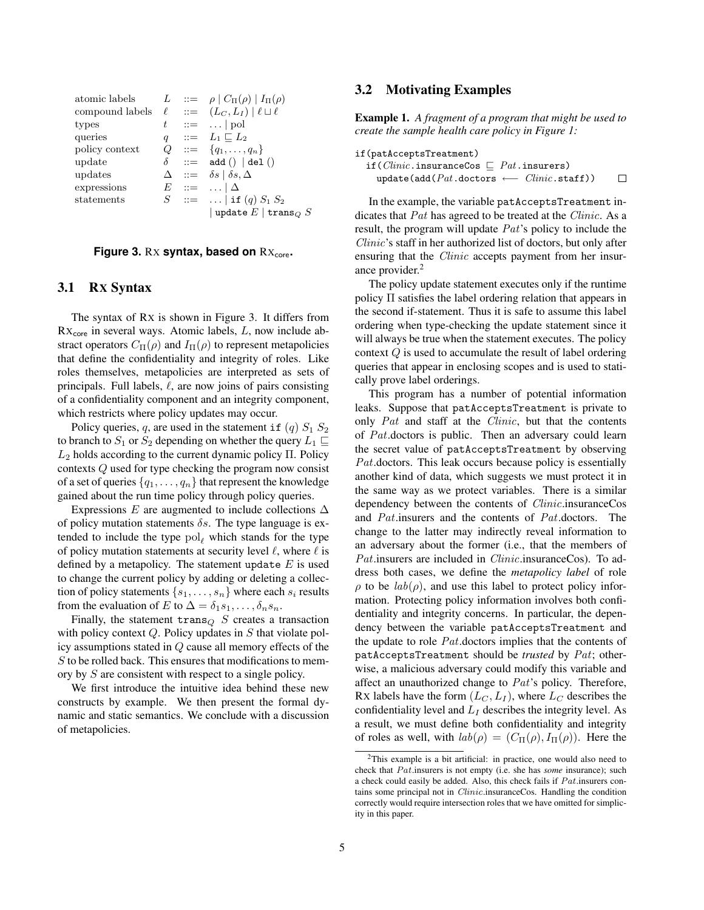| | | | |
|---|---|---|---|
| atomic labels | $L$ | $::=$ | $\rho \mid C_\Pi(\rho) \mid I_\Pi(\rho)$ |
| compound labels | $\ell$ | $::=$ | $(L_C, L_I) \mid \ell \sqcup \ell$ |
| types | $t$ | $::=$ | $\ldots \mid \mathrm{pol}$ |
| queries | $q$ | $::=$ | $L_1 \sqsubseteq L_2$ |
| policy context | $Q$ | $::=$ | $\{q_1, \ldots, q_n\}$ |
| update | $\delta$ | $::=$ | $\mathtt{add}\,() \mid \mathtt{del}\,()$ |
| updates | $\Delta$ | $::=$ | $\delta s \mid \delta s, \Delta$ |
| expressions | $E$ | $::=$ | $\ldots \mid \Delta$ |
| statements | $S$ | $::=$ | $\ldots \mid \mathtt{if}\ (q)\ S_1\ S_2$ |
| | | | $\mid \mathtt{update}\ E \mid \mathtt{trans}_Q\ S$ |

**Figure 3. RX syntax, based on $\text{RX}_{\text{core}}$.**

### 3.1 RX Syntax

The syntax of RX is shown in Figure 3. It differs from $\text{RX}_{\text{core}}$ in several ways. Atomic labels, $L$, now include abstract operators $C_\Pi(\rho)$ and $I_\Pi(\rho)$ to represent metapolicies that define the confidentiality and integrity of roles. Like roles themselves, metapolicies are interpreted as sets of principals. Full labels, $\ell$, are now joins of pairs consisting of a confidentiality component and an integrity component, which restricts where policy updates may occur.

Policy queries, $q$, are used in the statement $\mathtt{if}\ (q)\ S_1\ S_2$ to branch to $S_1$ or $S_2$ depending on whether the query $L_1 \sqsubseteq L_2$ holds according to the current dynamic policy $\Pi$. Policy contexts $Q$ used for type checking the program now consist of a set of queries $\{q_1, \ldots, q_n\}$ that represent the knowledge gained about the run time policy through policy queries.

Expressions $E$ are augmented to include collections $\Delta$ of policy mutation statements $\delta s$. The type language is extended to include the type $\mathrm{pol}_\ell$ which stands for the type of policy mutation statements at security level $\ell$, where $\ell$ is defined by a metapolicy. The statement $\mathtt{update}\ E$ is used to change the current policy by adding or deleting a collection of policy statements $\{s_1, \ldots, s_n\}$ where each $s_i$ results from the evaluation of $E$ to $\Delta = \delta_1 s_1, \ldots, \delta_n s_n$.

Finally, the statement $\mathtt{trans}_Q\ S$ creates a transaction with policy context $Q$. Policy updates in $S$ that violate policy assumptions stated in $Q$ cause all memory effects of the $S$ to be rolled back. This ensures that modifications to memory by $S$ are consistent with respect to a single policy.

We first introduce the intuitive idea behind these new constructs by example. We then present the formal dynamic and static semantics. We conclude with a discussion of metapolicies.

### 3.2 Motivating Examples

**Example 1.** *A fragment of a program that might be used to create the sample health care policy in Figure 1:*

```
if(patAcceptsTreatment)
  if(Clinic.insuranceCos ⊑ Pat.insurers)
    update(add(Pat.doctors ⟵ Clinic.staff))
```
□

In the example, the variable `patAcceptsTreatment` indicates that *Pat* has agreed to be treated at the *Clinic*. As a result, the program will update *Pat*'s policy to include the *Clinic*'s staff in her authorized list of doctors, but only after ensuring that the *Clinic* accepts payment from her insurance provider.[2]

The policy update statement executes only if the runtime policy $\Pi$ satisfies the label ordering relation that appears in the second if-statement. Thus it is safe to assume this label ordering when type-checking the update statement since it will always be true when the statement executes. The policy context $Q$ is used to accumulate the result of label ordering queries that appear in enclosing scopes and is used to statically prove label orderings.

This program has a number of potential information leaks. Suppose that `patAcceptsTreatment` is private to only *Pat* and staff at the *Clinic*, but that the contents of *Pat*.doctors is public. Then an adversary could learn the secret value of `patAcceptsTreatment` by observing *Pat*.doctors. This leak occurs because policy is essentially another kind of data, which suggests we must protect it in the same way as we protect variables. There is a similar dependency between the contents of *Clinic*.insuranceCos and *Pat*.insurers and the contents of *Pat*.doctors. The change to the latter may indirectly reveal information to an adversary about the former (i.e., that the members of *Pat*.insurers are included in *Clinic*.insuranceCos). To address both cases, we define the *metapolicy label* of role $\rho$ to be $lab(\rho)$, and use this label to protect policy information. Protecting policy information involves both confidentiality and integrity concerns. In particular, the dependency between the variable `patAcceptsTreatment` and the update to role *Pat*.doctors implies that the contents of `patAcceptsTreatment` should be *trusted* by *Pat*; otherwise, a malicious adversary could modify this variable and affect an unauthorized change to *Pat*'s policy. Therefore, RX labels have the form $(L_C, L_I)$, where $L_C$ describes the confidentiality level and $L_I$ describes the integrity level. As a result, we must define both confidentiality and integrity of roles as well, with $lab(\rho) = (C_\Pi(\rho), I_\Pi(\rho))$. Here the

[2] This example is a bit artificial: in practice, one would also need to check that *Pat*.insurers is not empty (i.e. she has *some* insurance); such a check could easily be added. Also, this check fails if *Pat*.insurers contains some principal not in *Clinic*.insuranceCos. Handling the condition correctly would require intersection roles that we have omitted for simplicity in this paper.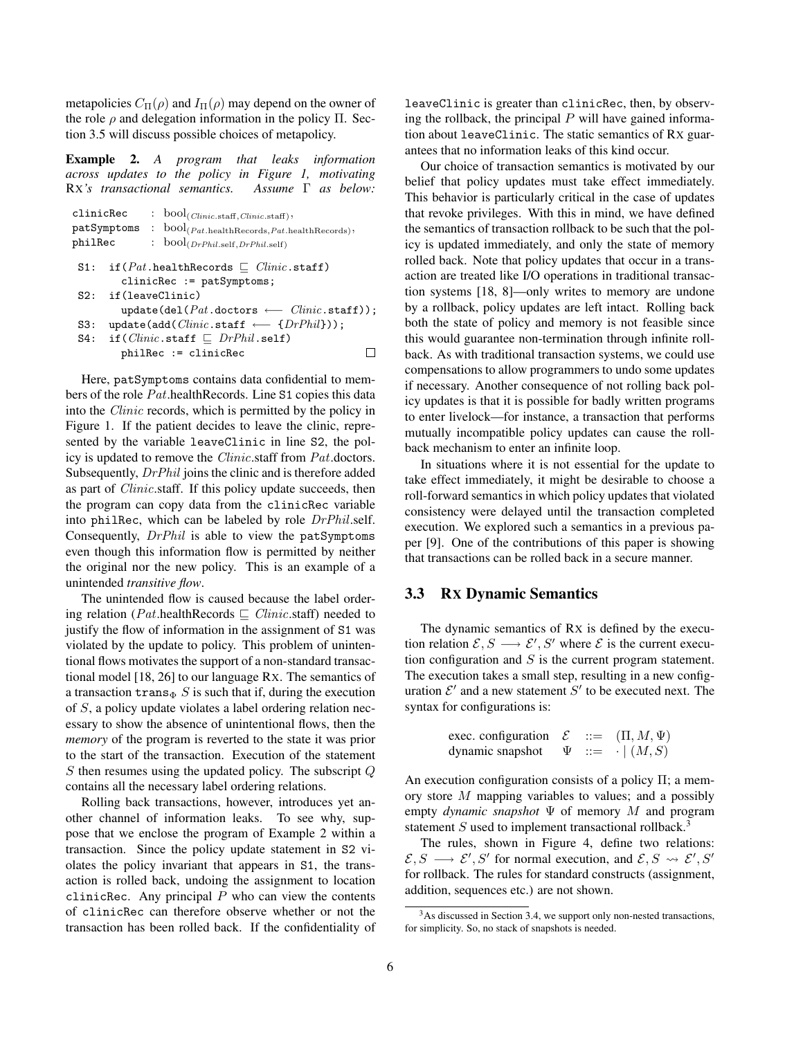metapolicies $C_\Pi(\rho)$ and $I_\Pi(\rho)$ may depend on the owner of the role $\rho$ and delegation information in the policy $\Pi$. Section 3.5 will discuss possible choices of metapolicy.

**Example 2.** *A program that leaks information across updates to the policy in Figure 1, motivating* RX*'s transactional semantics. Assume $\Gamma$ as below:*

$$
\begin{array}{lll}
\texttt{clinicRec} & : & \mathrm{bool}_{(\mathit{Clinic}.\mathrm{staff}, \mathit{Clinic}.\mathrm{staff})}, \\
\texttt{patSymptoms} & : & \mathrm{bool}_{(\mathit{Pat}.\mathrm{healthRecords}, \mathit{Pat}.\mathrm{healthRecords})}, \\
\texttt{philRec} & : & \mathrm{bool}_{(\mathit{DrPhil}.\mathrm{self}, \mathit{DrPhil}.\mathrm{self})}
\end{array}
$$

```
S1: if(Pat.healthRecords ⊑ Clinic.staff)
      clinicRec := patSymptoms;
S2: if(leaveClinic)
      update(del(Pat.doctors ⟵ Clinic.staff));
S3: update(add(Clinic.staff ⟵ {DrPhil}));
S4: if(Clinic.staff ⊑ DrPhil.self)
      philRec := clinicRec
```

□

Here, `patSymptoms` contains data confidential to members of the role $\mathit{Pat}$.healthRecords. Line `S1` copies this data into the *Clinic* records, which is permitted by the policy in Figure 1. If the patient decides to leave the clinic, represented by the variable `leaveClinic` in line `S2`, the policy is updated to remove the *Clinic*.staff from $\mathit{Pat}$.doctors. Subsequently, *DrPhil* joins the clinic and is therefore added as part of *Clinic*.staff. If this policy update succeeds, then the program can copy data from the `clinicRec` variable into `philRec`, which can be labeled by role *DrPhil*.self. Consequently, *DrPhil* is able to view the `patSymptoms` even though this information flow is permitted by neither the original nor the new policy. This is an example of a unintended *transitive flow*.

The unintended flow is caused because the label ordering relation ($\mathit{Pat}$.healthRecords $\sqsubseteq$ *Clinic*.staff) needed to justify the flow of information in the assignment of `S1` was violated by the update to policy. This problem of unintentional flows motivates the support of a non-standard transactional model [18, 26] to our language RX. The semantics of a transaction $\texttt{trans}_\Phi\ S$ is such that if, during the execution of $S$, a policy update violates a label ordering relation necessary to show the absence of unintentional flows, then the *memory* of the program is reverted to the state it was prior to the start of the transaction. Execution of the statement $S$ then resumes using the updated policy. The subscript $Q$ contains all the necessary label ordering relations.

Rolling back transactions, however, introduces yet another channel of information leaks. To see why, suppose that we enclose the program of Example 2 within a transaction. Since the policy update statement in `S2` violates the policy invariant that appears in `S1`, the transaction is rolled back, undoing the assignment to location `clinicRec`. Any principal $P$ who can view the contents of `clinicRec` can therefore observe whether or not the transaction has been rolled back. If the confidentiality of `leaveClinic` is greater than `clinicRec`, then, by observing the rollback, the principal $P$ will have gained information about `leaveClinic`. The static semantics of RX guarantees that no information leaks of this kind occur.

Our choice of transaction semantics is motivated by our belief that policy updates must take effect immediately. This behavior is particularly critical in the case of updates that revoke privileges. With this in mind, we have defined the semantics of transaction rollback to be such that the policy is updated immediately, and only the state of memory rolled back. Note that policy updates that occur in a transaction are treated like I/O operations in traditional transaction systems [18, 8]—only writes to memory are undone by a rollback, policy updates are left intact. Rolling back both the state of policy and memory is not feasible since this would guarantee non-termination through infinite rollback. As with traditional transaction systems, we could use compensations to allow programmers to undo some updates if necessary. Another consequence of not rolling back policy updates is that it is possible for badly written programs to enter livelock—for instance, a transaction that performs mutually incompatible policy updates can cause the rollback mechanism to enter an infinite loop.

In situations where it is not essential for the update to take effect immediately, it might be desirable to choose a roll-forward semantics in which policy updates that violated consistency were delayed until the transaction completed execution. We explored such a semantics in a previous paper [9]. One of the contributions of this paper is showing that transactions can be rolled back in a secure manner.

### 3.3 RX Dynamic Semantics

The dynamic semantics of RX is defined by the execution relation $\mathcal{E}, S \longrightarrow \mathcal{E}', S'$ where $\mathcal{E}$ is the current execution configuration and $S$ is the current program statement. The execution takes a small step, resulting in a new configuration $\mathcal{E}'$ and a new statement $S'$ to be executed next. The syntax for configurations is:

$$
\begin{array}{lll}
\text{exec. configuration} & \mathcal{E} & ::= \ (\Pi, M, \Psi) \\
\text{dynamic snapshot} & \Psi & ::= \ \cdot \mid (M, S)
\end{array}
$$

An execution configuration consists of a policy $\Pi$; a memory store $M$ mapping variables to values; and a possibly empty *dynamic snapshot* $\Psi$ of memory $M$ and program statement $S$ used to implement transactional rollback.[3]

The rules, shown in Figure 4, define two relations: $\mathcal{E}, S \longrightarrow \mathcal{E}', S'$ for normal execution, and $\mathcal{E}, S \rightsquigarrow \mathcal{E}', S'$ for rollback. The rules for standard constructs (assignment, addition, sequences etc.) are not shown.

[3]As discussed in Section 3.4, we support only non-nested transactions, for simplicity. So, no stack of snapshots is needed.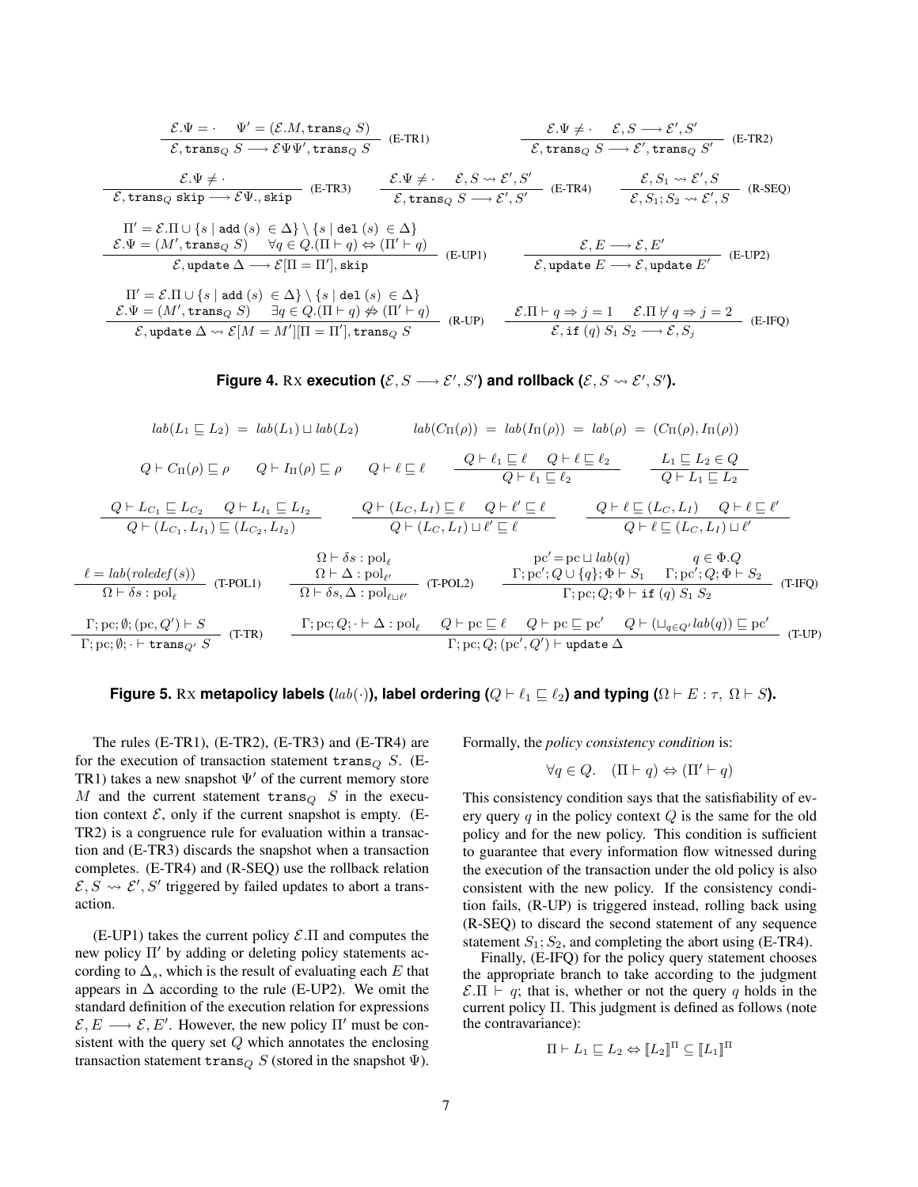$$\frac{\mathcal{E}.\Psi = \cdot \qquad \Psi' = (\mathcal{E}.M, \texttt{trans}_Q\ S)}{\mathcal{E}, \texttt{trans}_Q\ S \longrightarrow \mathcal{E}\Psi\Psi', \texttt{trans}_Q\ S}\ \text{(E-TR1)} \qquad \frac{\mathcal{E}.\Psi \neq \cdot \qquad \mathcal{E}, S \longrightarrow \mathcal{E}', S'}{\mathcal{E}, \texttt{trans}_Q\ S \longrightarrow \mathcal{E}', \texttt{trans}_Q\ S'}\ \text{(E-TR2)}$$

$$\frac{\mathcal{E}.\Psi \neq \cdot}{\mathcal{E}, \texttt{trans}_Q\ \texttt{skip} \longrightarrow \mathcal{E}\Psi., \texttt{skip}}\ \text{(E-TR3)} \qquad \frac{\mathcal{E}.\Psi \neq \cdot \qquad \mathcal{E}, S \rightsquigarrow \mathcal{E}', S'}{\mathcal{E}, \texttt{trans}_Q\ S \longrightarrow \mathcal{E}', S'}\ \text{(E-TR4)} \qquad \frac{\mathcal{E}, S_1 \rightsquigarrow \mathcal{E}', S}{\mathcal{E}, S_1; S_2 \rightsquigarrow \mathcal{E}', S}\ \text{(R-SEQ)}$$

$$\frac{\begin{array}{c}\Pi' = \mathcal{E}.\Pi \cup \{s \mid \texttt{add}\ (s)\ \in \Delta\} \setminus \{s \mid \texttt{del}\ (s)\ \in \Delta\} \\ \mathcal{E}.\Psi = (M', \texttt{trans}_Q\ S) \quad \forall q \in Q.(\Pi \vdash q) \Leftrightarrow (\Pi' \vdash q)\end{array}}{\mathcal{E}, \texttt{update}\ \Delta \longrightarrow \mathcal{E}[\Pi = \Pi'], \texttt{skip}}\ \text{(E-UP1)} \qquad \frac{\mathcal{E}, E \longrightarrow \mathcal{E}, E'}{\mathcal{E}, \texttt{update}\ E \longrightarrow \mathcal{E}, \texttt{update}\ E'}\ \text{(E-UP2)}$$

$$\frac{\begin{array}{c}\Pi' = \mathcal{E}.\Pi \cup \{s \mid \texttt{add}\ (s)\ \in \Delta\} \setminus \{s \mid \texttt{del}\ (s)\ \in \Delta\} \\ \mathcal{E}.\Psi = (M', \texttt{trans}_Q\ S) \quad \exists q \in Q.(\Pi \vdash q) \not\Leftrightarrow (\Pi' \vdash q)\end{array}}{\mathcal{E}, \texttt{update}\ \Delta \rightsquigarrow \mathcal{E}[M = M'][\Pi = \Pi'], \texttt{trans}_Q\ S}\ \text{(R-UP)} \qquad \frac{\mathcal{E}.\Pi \vdash q \Rightarrow j = 1 \quad \mathcal{E}.\Pi \not\vdash q \Rightarrow j = 2}{\mathcal{E}, \texttt{if}\ (q)\ S_1\ S_2 \longrightarrow \mathcal{E}, S_j}\ \text{(E-IFQ)}$$

**Figure 4.** RX **execution ($\mathcal{E}, S \longrightarrow \mathcal{E}', S'$) and rollback ($\mathcal{E}, S \rightsquigarrow \mathcal{E}', S'$).**

$$lab(L_1 \sqsubseteq L_2) \;=\; lab(L_1) \sqcup lab(L_2) \qquad lab(C_\Pi(\rho)) \;=\; lab(I_\Pi(\rho)) \;=\; lab(\rho) \;=\; (C_\Pi(\rho), I_\Pi(\rho))$$

$$Q \vdash C_\Pi(\rho) \sqsubseteq \rho \qquad Q \vdash I_\Pi(\rho) \sqsubseteq \rho \qquad Q \vdash \ell \sqsubseteq \ell \qquad \frac{Q \vdash \ell_1 \sqsubseteq \ell \quad Q \vdash \ell \sqsubseteq \ell_2}{Q \vdash \ell_1 \sqsubseteq \ell_2} \qquad \frac{L_1 \sqsubseteq L_2 \in Q}{Q \vdash L_1 \sqsubseteq L_2}$$

$$\frac{Q \vdash L_{C_1} \sqsubseteq L_{C_2} \quad Q \vdash L_{I_1} \sqsubseteq L_{I_2}}{Q \vdash (L_{C_1}, L_{I_1}) \sqsubseteq (L_{C_2}, L_{I_2})} \qquad \frac{Q \vdash (L_C, L_I) \sqsubseteq \ell \quad Q \vdash \ell' \sqsubseteq \ell}{Q \vdash (L_C, L_I) \sqcup \ell' \sqsubseteq \ell} \qquad \frac{Q \vdash \ell \sqsubseteq (L_C, L_I) \quad Q \vdash \ell \sqsubseteq \ell'}{Q \vdash \ell \sqsubseteq (L_C, L_I) \sqcup \ell'}$$

$$\frac{\ell = lab(roledef(s))}{\Omega \vdash \delta s : \text{pol}_\ell}\ \text{(T-POL1)} \qquad \frac{\begin{array}{c}\Omega \vdash \delta s : \text{pol}_\ell \\ \Omega \vdash \Delta : \text{pol}_{\ell'}\end{array}}{\Omega \vdash \delta s, \Delta : \text{pol}_{\ell \sqcup \ell'}}\ \text{(T-POL2)} \qquad \frac{\begin{array}{c}\text{pc}' = \text{pc} \sqcup lab(q) \qquad q \in \Phi.Q \\ \Gamma; \text{pc}'; Q \cup \{q\}; \Phi \vdash S_1 \quad \Gamma; \text{pc}'; Q; \Phi \vdash S_2\end{array}}{\Gamma; \text{pc}; Q; \Phi \vdash \texttt{if}\ (q)\ S_1\ S_2}\ \text{(T-IFQ)}$$

$$\frac{\Gamma; \text{pc}; \emptyset; (\text{pc}, Q') \vdash S}{\Gamma; \text{pc}; \emptyset; \cdot \vdash \texttt{trans}_{Q'}\ S}\ \text{(T-TR)} \qquad \frac{\Gamma; \text{pc}; Q; \cdot \vdash \Delta : \text{pol}_\ell \quad Q \vdash \text{pc} \sqsubseteq \ell \quad Q \vdash \text{pc} \sqsubseteq \text{pc}' \quad Q \vdash (\sqcup_{q \in Q'} lab(q)) \sqsubseteq \text{pc}'}{\Gamma; \text{pc}; Q; (\text{pc}', Q') \vdash \texttt{update}\ \Delta}\ \text{(T-UP)}$$

**Figure 5.** RX **metapolicy labels ($lab(\cdot)$), label ordering ($Q \vdash \ell_1 \sqsubseteq \ell_2$) and typing ($\Omega \vdash E : \tau,\ \Omega \vdash S$).**

The rules (E-TR1), (E-TR2), (E-TR3) and (E-TR4) are for the execution of transaction statement $\texttt{trans}_Q\ S$. (E-TR1) takes a new snapshot $\Psi'$ of the current memory store $M$ and the current statement $\texttt{trans}_Q\ S$ in the execution context $\mathcal{E}$, only if the current snapshot is empty. (E-TR2) is a congruence rule for evaluation within a transaction and (E-TR3) discards the snapshot when a transaction completes. (E-TR4) and (R-SEQ) use the rollback relation $\mathcal{E}, S \rightsquigarrow \mathcal{E}', S'$ triggered by failed updates to abort a transaction.

(E-UP1) takes the current policy $\mathcal{E}.\Pi$ and computes the new policy $\Pi'$ by adding or deleting policy statements according to $\Delta_s$, which is the result of evaluating each $E$ that appears in $\Delta$ according to the rule (E-UP2). We omit the standard definition of the execution relation for expressions $\mathcal{E}, E \longrightarrow \mathcal{E}, E'$. However, the new policy $\Pi'$ must be consistent with the query set $Q$ which annotates the enclosing transaction statement $\texttt{trans}_Q\ S$ (stored in the snapshot $\Psi$). Formally, the *policy consistency condition* is:

$$\forall q \in Q. \quad (\Pi \vdash q) \Leftrightarrow (\Pi' \vdash q)$$

This consistency condition says that the satisfiability of every query $q$ in the policy context $Q$ is the same for the old policy and for the new policy. This condition is sufficient to guarantee that every information flow witnessed during the execution of the transaction under the old policy is also consistent with the new policy. If the consistency condition fails, (R-UP) is triggered instead, rolling back using (R-SEQ) to discard the second statement of any sequence statement $S_1; S_2$, and completing the abort using (E-TR4).

Finally, (E-IFQ) for the policy query statement chooses the appropriate branch to take according to the judgment $\mathcal{E}.\Pi \vdash q$; that is, whether or not the query $q$ holds in the current policy $\Pi$. This judgment is defined as follows (note the contravariance):

$$\Pi \vdash L_1 \sqsubseteq L_2 \Leftrightarrow [\![L_2]\!]^\Pi \subseteq [\![L_1]\!]^\Pi$$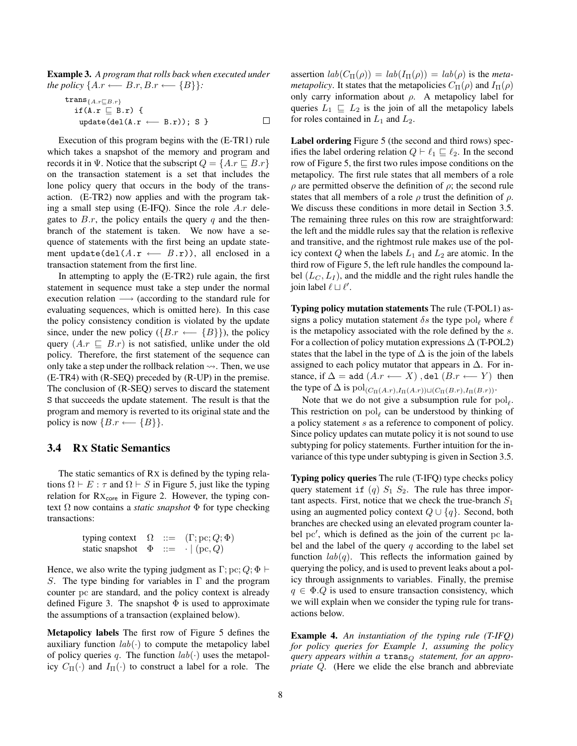**Example 3.** *A program that rolls back when executed under the policy $\{A.r \longleftarrow B.r, B.r \longleftarrow \{B\}\}$:*

```
trans_{A.r ⊑ B.r}
  if(A.r ⊑ B.r) {
   update(del(A.r ⟵ B.r)); S }
```

Execution of this program begins with the (E-TR1) rule which takes a snapshot of the memory and program and records it in $\Psi$. Notice that the subscript $Q = \{A.r \sqsubseteq B.r\}$ on the transaction statement is a set that includes the lone policy query that occurs in the body of the transaction. (E-TR2) now applies and with the program taking a small step using (E-IFQ). Since the role $A.r$ delegates to $B.r$, the policy entails the query $q$ and the then-branch of the statement is taken. We now have a sequence of statements with the first being an update statement `update(del(`$A.r \longleftarrow B.r$`))`, all enclosed in a transaction statement from the first line.

In attempting to apply the (E-TR2) rule again, the first statement in sequence must take a step under the normal execution relation $\longrightarrow$ (according to the standard rule for evaluating sequences, which is omitted here). In this case the policy consistency condition is violated by the update since, under the new policy ($\{B.r \longleftarrow \{B\}\}$), the policy query ($A.r \sqsubseteq B.r$) is not satisfied, unlike under the old policy. Therefore, the first statement of the sequence can only take a step under the rollback relation $\rightsquigarrow$. Then, we use (E-TR4) with (R-SEQ) preceded by (R-UP) in the premise. The conclusion of (R-SEQ) serves to discard the statement `S` that succeeds the update statement. The result is that the program and memory is reverted to its original state and the policy is now $\{B.r \longleftarrow \{B\}\}$.

### 3.4 RX Static Semantics

The static semantics of RX is defined by the typing relations $\Omega \vdash E : \tau$ and $\Omega \vdash S$ in Figure 5, just like the typing relation for $\text{RX}_{\text{core}}$ in Figure 2. However, the typing context $\Omega$ now contains a *static snapshot* $\Phi$ for type checking transactions:

$$\begin{array}{llll} \text{typing context} & \Omega & ::= & (\Gamma; \text{pc}; Q; \Phi) \\ \text{static snapshot} & \Phi & ::= & \cdot \mid (\text{pc}, Q) \end{array}$$

Hence, we also write the typing judgment as $\Gamma; \text{pc}; Q; \Phi \vdash S$. The type binding for variables in $\Gamma$ and the program counter pc are standard, and the policy context is already defined Figure 3. The snapshot $\Phi$ is used to approximate the assumptions of a transaction (explained below).

**Metapolicy labels** The first row of Figure 5 defines the auxiliary function $lab(\cdot)$ to compute the metapolicy label of policy queries $q$. The function $lab(\cdot)$ uses the metapolicy $C_\Pi(\cdot)$ and $I_\Pi(\cdot)$ to construct a label for a role. The assertion $lab(C_\Pi(\rho)) = lab(I_\Pi(\rho)) = lab(\rho)$ is the *metametapolicy*. It states that the metapolicies $C_\Pi(\rho)$ and $I_\Pi(\rho)$ only carry information about $\rho$. A metapolicy label for queries $L_1 \sqsubseteq L_2$ is the join of all the metapolicy labels for roles contained in $L_1$ and $L_2$.

**Label ordering** Figure 5 (the second and third rows) specifies the label ordering relation $Q \vdash \ell_1 \sqsubseteq \ell_2$. In the second row of Figure 5, the first two rules impose conditions on the metapolicy. The first rule states that all members of a role $\rho$ are permitted observe the definition of $\rho$; the second rule states that all members of a role $\rho$ trust the definition of $\rho$. We discuss these conditions in more detail in Section 3.5. The remaining three rules on this row are straightforward: the left and the middle rules say that the relation is reflexive and transitive, and the rightmost rule makes use of the policy context $Q$ when the labels $L_1$ and $L_2$ are atomic. In the third row of Figure 5, the left rule handles the compound label $(L_C, L_I)$, and the middle and the right rules handle the join label $\ell \sqcup \ell'$.

**Typing policy mutation statements** The rule (T-POL1) assigns a policy mutation statement $\delta s$ the type $\text{pol}_\ell$ where $\ell$ is the metapolicy associated with the role defined by the $s$. For a collection of policy mutation expressions $\Delta$ (T-POL2) states that the label in the type of $\Delta$ is the join of the labels assigned to each policy mutator that appears in $\Delta$. For instance, if $\Delta = $ `add` $(A.r \longleftarrow X)$ , `del` $(B.r \longleftarrow Y)$ then the type of $\Delta$ is $\text{pol}_{(C_\Pi(A.r), I_\Pi(A.r)) \sqcup (C_\Pi(B.r), I_\Pi(B.r))}$.

Note that we do not give a subsumption rule for $\text{pol}_\ell$. This restriction on $\text{pol}_\ell$ can be understood by thinking of a policy statement $s$ as a reference to component of policy. Since policy updates can mutate policy it is not sound to use subtyping for policy statements. Further intuition for the invariance of this type under subtyping is given in Section 3.5.

**Typing policy queries** The rule (T-IFQ) type checks policy query statement `if` $(q)$ $S_1$ $S_2$. The rule has three important aspects. First, notice that we check the true-branch $S_1$ using an augmented policy context $Q \cup \{q\}$. Second, both branches are checked using an elevated program counter label $\text{pc}'$, which is defined as the join of the current pc label and the label of the query $q$ according to the label set function $lab(q)$. This reflects the information gained by querying the policy, and is used to prevent leaks about a policy through assignments to variables. Finally, the premise $q \in \Phi.Q$ is used to ensure transaction consistency, which we will explain when we consider the typing rule for transactions below.

**Example 4.** *An instantiation of the typing rule (T-IFQ) for policy queries for Example 1, assuming the policy query appears within a* $\texttt{trans}_Q$ *statement, for an appropriate* $Q$*.* (Here we elide the else branch and abbreviate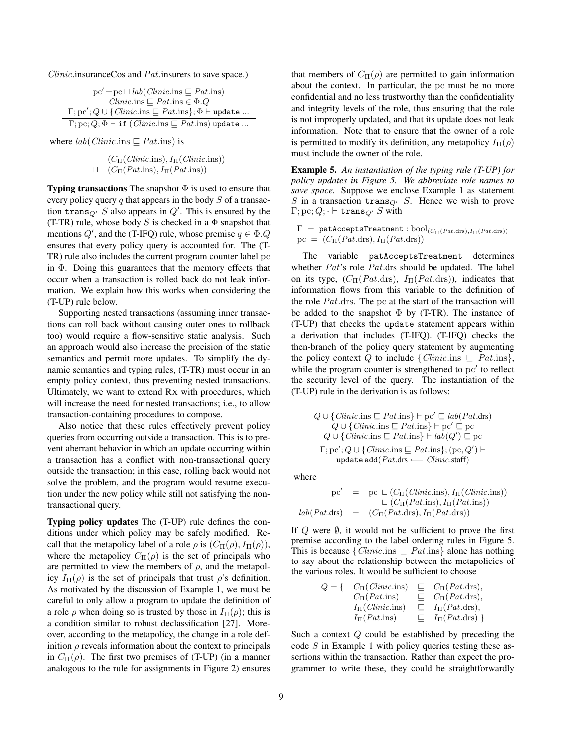*Clinic*.insuranceCos and *Pat*.insurers to save space.)

$$\frac{\begin{array}{c}\mathrm{pc}' = \mathrm{pc} \sqcup \mathit{lab}(\mathit{Clinic}.\mathrm{ins} \sqsubseteq \mathit{Pat}.\mathrm{ins}) \\ \mathit{Clinic}.\mathrm{ins} \sqsubseteq \mathit{Pat}.\mathrm{ins} \in \Phi.Q \\ \Gamma; \mathrm{pc}'; Q \cup \{\mathit{Clinic}.\mathrm{ins} \sqsubseteq \mathit{Pat}.\mathrm{ins}\}; \Phi \vdash \texttt{update} \ldots\end{array}}{\Gamma; \mathrm{pc}; Q; \Phi \vdash \texttt{if } (\mathit{Clinic}.\mathrm{ins} \sqsubseteq \mathit{Pat}.\mathrm{ins}) \texttt{ update} \ldots}$$

where $\mathit{lab}(\mathit{Clinic}.\mathrm{ins} \sqsubseteq \mathit{Pat}.\mathrm{ins})$ is

$$\begin{array}{cl} & (C_\Pi(\mathit{Clinic}.\mathrm{ins}), I_\Pi(\mathit{Clinic}.\mathrm{ins})) \\ \sqcup & (C_\Pi(\mathit{Pat}.\mathrm{ins}), I_\Pi(\mathit{Pat}.\mathrm{ins})) \end{array}$$

□

**Typing transactions** The snapshot $\Phi$ is used to ensure that every policy query $q$ that appears in the body $S$ of a transaction $\texttt{trans}_{Q'}$ $S$ also appears in $Q'$. This is ensured by the (T-TR) rule, whose body $S$ is checked in a $\Phi$ snapshot that mentions $Q'$, and the (T-IFQ) rule, whose premise $q \in \Phi.Q$ ensures that every policy query is accounted for. The (T-TR) rule also includes the current program counter label pc in $\Phi$. Doing this guarantees that the memory effects that occur when a transaction is rolled back do not leak information. We explain how this works when considering the (T-UP) rule below.

Supporting nested transactions (assuming inner transactions can roll back without causing outer ones to rollback too) would require a flow-sensitive static analysis. Such an approach would also increase the precision of the static semantics and permit more updates. To simplify the dynamic semantics and typing rules, (T-TR) must occur in an empty policy context, thus preventing nested transactions. Ultimately, we want to extend RX with procedures, which will increase the need for nested transactions; i.e., to allow transaction-containing procedures to compose.

Also notice that these rules effectively prevent policy queries from occurring outside a transaction. This is to prevent aberrant behavior in which an update occurring within a transaction has a conflict with non-transactional query outside the transaction; in this case, rolling back would not solve the problem, and the program would resume execution under the new policy while still not satisfying the non-transactional query.

**Typing policy updates** The (T-UP) rule defines the conditions under which policy may be safely modified. Recall that the metapolicy label of a role $\rho$ is $(C_\Pi(\rho), I_\Pi(\rho))$, where the metapolicy $C_\Pi(\rho)$ is the set of principals who are permitted to view the members of $\rho$, and the metapolicy $I_\Pi(\rho)$ is the set of principals that trust $\rho$'s definition. As motivated by the discussion of Example 1, we must be careful to only allow a program to update the definition of a role $\rho$ when doing so is trusted by those in $I_\Pi(\rho)$; this is a condition similar to robust declassification [27]. Moreover, according to the metapolicy, the change in a role definition $\rho$ reveals information about the context to principals in $C_\Pi(\rho)$. The first two premises of (T-UP) (in a manner analogous to the rule for assignments in Figure 2) ensures that members of $C_\Pi(\rho)$ are permitted to gain information about the context. In particular, the pc must be no more confidential and no less trustworthy than the confidentiality and integrity levels of the role, thus ensuring that the role is not improperly updated, and that its update does not leak information. Note that to ensure that the owner of a role is permitted to modify its definition, any metapolicy $I_\Pi(\rho)$ must include the owner of the role.

**Example 5.** *An instantiation of the typing rule (T-UP) for policy updates in Figure 5. We abbreviate role names to save space.* Suppose we enclose Example 1 as statement $S$ in a transaction $\texttt{trans}_{Q'}$ $S$. Hence we wish to prove $\Gamma; \mathrm{pc}; Q; \cdot \vdash \texttt{trans}_{Q'}$ $S$ with

$$\begin{array}{l}\Gamma \;=\; \texttt{patAcceptsTreatment} : \mathrm{bool}_{(C_\Pi(\mathit{Pat}.\mathrm{drs}), I_\Pi(\mathit{Pat}.\mathrm{drs}))} \\ \mathrm{pc} \;=\; (C_\Pi(\mathit{Pat}.\mathrm{drs}), I_\Pi(\mathit{Pat}.\mathrm{drs}))\end{array}$$

The variable `patAcceptsTreatment` determines whether *Pat*'s role *Pat*.drs should be updated. The label on its type, $(C_\Pi(\mathit{Pat}.\mathrm{drs}), I_\Pi(\mathit{Pat}.\mathrm{drs}))$, indicates that information flows from this variable to the definition of the role *Pat*.drs. The pc at the start of the transaction will be added to the snapshot $\Phi$ by (T-TR). The instance of (T-UP) that checks the `update` statement appears within a derivation that includes (T-IFQ). (T-IFQ) checks the then-branch of the policy query statement by augmenting the policy context $Q$ to include $\{\mathit{Clinic}.\mathrm{ins} \sqsubseteq \mathit{Pat}.\mathrm{ins}\}$, while the program counter is strengthened to $\mathrm{pc}'$ to reflect the security level of the query. The instantiation of the (T-UP) rule in the derivation is as follows:

$$\frac{\begin{array}{c} Q \cup \{\mathit{Clinic}.\mathrm{ins} \sqsubseteq \mathit{Pat}.\mathrm{ins}\} \vdash \mathrm{pc}' \sqsubseteq \mathit{lab}(\mathit{Pat}.\mathrm{drs}) \\ Q \cup \{\mathit{Clinic}.\mathrm{ins} \sqsubseteq \mathit{Pat}.\mathrm{ins}\} \vdash \mathrm{pc}' \sqsubseteq \mathrm{pc} \\ Q \cup \{\mathit{Clinic}.\mathrm{ins} \sqsubseteq \mathit{Pat}.\mathrm{ins}\} \vdash \mathit{lab}(Q') \sqsubseteq \mathrm{pc} \end{array}}{\begin{array}{c}\Gamma; \mathrm{pc}'; Q \cup \{\mathit{Clinic}.\mathrm{ins} \sqsubseteq \mathit{Pat}.\mathrm{ins}\}; (\mathrm{pc}, Q') \vdash \\ \texttt{update add}(\mathit{Pat}.\mathrm{drs} \longleftarrow \mathit{Clinic}.\mathrm{staff})\end{array}}$$

where

$$\begin{array}{rcl} \mathrm{pc}' &=& \mathrm{pc} \sqcup (C_\Pi(\mathit{Clinic}.\mathrm{ins}), I_\Pi(\mathit{Clinic}.\mathrm{ins})) \\ && \sqcup\, (C_\Pi(\mathit{Pat}.\mathrm{ins}), I_\Pi(\mathit{Pat}.\mathrm{ins})) \\ \mathit{lab}(\mathit{Pat}.\mathrm{drs}) &=& (C_\Pi(\mathit{Pat}.\mathrm{drs}), I_\Pi(\mathit{Pat}.\mathrm{drs})) \end{array}$$

If $Q$ were $\emptyset$, it would not be sufficient to prove the first premise according to the label ordering rules in Figure 5. This is because $\{\mathit{Clinic}.\mathrm{ins} \sqsubseteq \mathit{Pat}.\mathrm{ins}\}$ alone has nothing to say about the relationship between the metapolicies of the various roles. It would be sufficient to choose

$$Q = \{ \begin{array}{lcl} C_\Pi(\mathit{Clinic}.\mathrm{ins}) & \sqsubseteq & C_\Pi(\mathit{Pat}.\mathrm{drs}), \\ C_\Pi(\mathit{Pat}.\mathrm{ins}) & \sqsubseteq & C_\Pi(\mathit{Pat}.\mathrm{drs}), \\ I_\Pi(\mathit{Clinic}.\mathrm{ins}) & \sqsubseteq & I_\Pi(\mathit{Pat}.\mathrm{drs}), \\ I_\Pi(\mathit{Pat}.\mathrm{ins}) & \sqsubseteq & I_\Pi(\mathit{Pat}.\mathrm{drs}) \; \} \end{array}$$

Such a context $Q$ could be established by preceding the code $S$ in Example 1 with policy queries testing these assertions within the transaction. Rather than expect the programmer to write these, they could be straightforwardly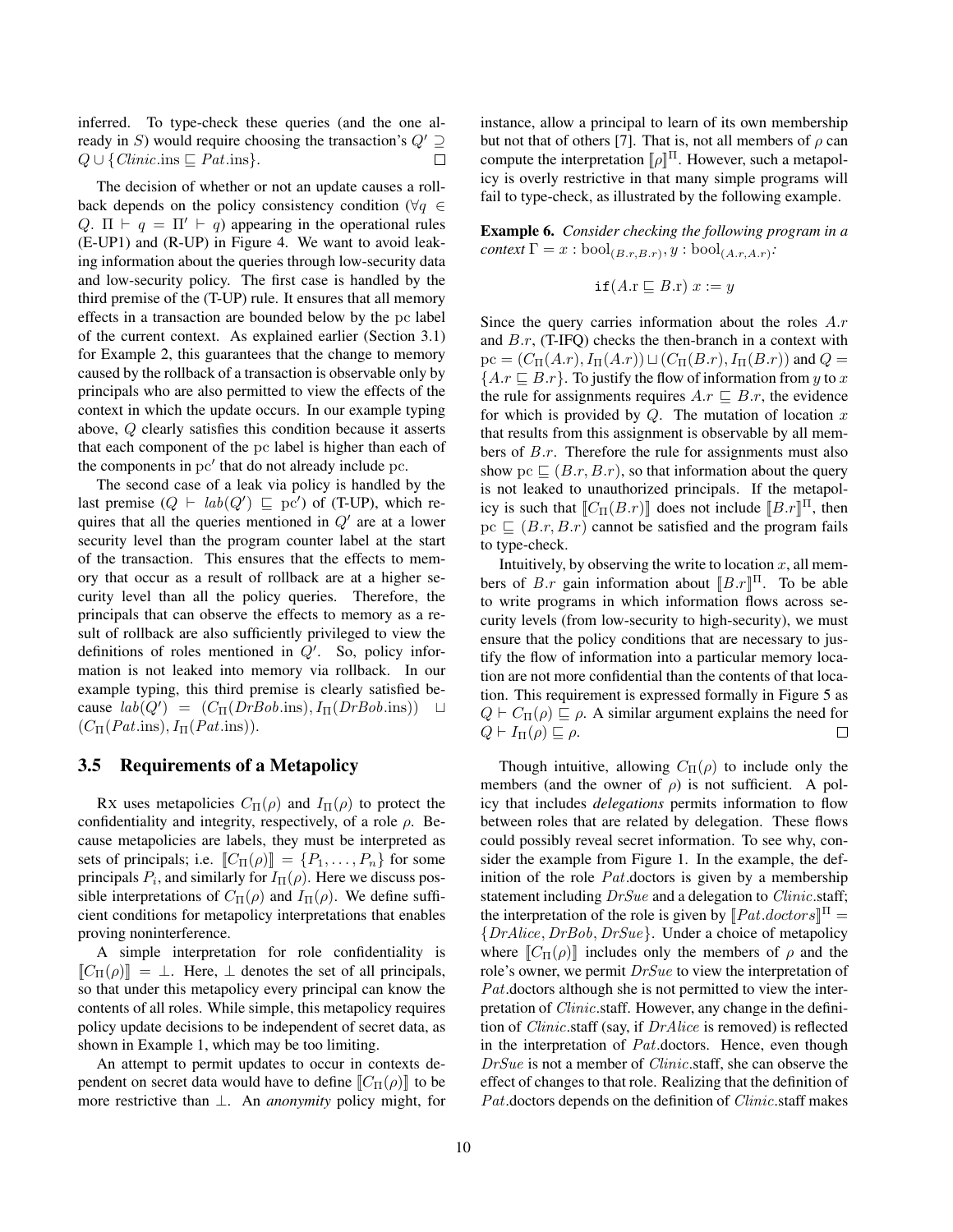inferred. To type-check these queries (and the one already in $S$) would require choosing the transaction's $Q' \supseteq Q \cup \{Clinic.\text{ins} \sqsubseteq Pat.\text{ins}\}$. □

The decision of whether or not an update causes a rollback depends on the policy consistency condition ($\forall q \in Q.\ \Pi \vdash q = \Pi' \vdash q$) appearing in the operational rules (E-UP1) and (R-UP) in Figure 4. We want to avoid leaking information about the queries through low-security data and low-security policy. The first case is handled by the third premise of the (T-UP) rule. It ensures that all memory effects in a transaction are bounded below by the pc label of the current context. As explained earlier (Section 3.1) for Example 2, this guarantees that the change to memory caused by the rollback of a transaction is observable only by principals who are also permitted to view the effects of the context in which the update occurs. In our example typing above, $Q$ clearly satisfies this condition because it asserts that each component of the pc label is higher than each of the components in $\text{pc}'$ that do not already include pc.

The second case of a leak via policy is handled by the last premise ($Q \vdash lab(Q') \sqsubseteq \text{pc}'$) of (T-UP), which requires that all the queries mentioned in $Q'$ are at a lower security level than the program counter label at the start of the transaction. This ensures that the effects to memory that occur as a result of rollback are at a higher security level than all the policy queries. Therefore, the principals that can observe the effects to memory as a result of rollback are also sufficiently privileged to view the definitions of roles mentioned in $Q'$. So, policy information is not leaked into memory via rollback. In our example typing, this third premise is clearly satisfied because $lab(Q') = (C_\Pi(DrBob.\text{ins}), I_\Pi(DrBob.\text{ins})) \sqcup (C_\Pi(Pat.\text{ins}), I_\Pi(Pat.\text{ins}))$.

### 3.5 Requirements of a Metapolicy

RX uses metapolicies $C_\Pi(\rho)$ and $I_\Pi(\rho)$ to protect the confidentiality and integrity, respectively, of a role $\rho$. Because metapolicies are labels, they must be interpreted as sets of principals; i.e. $[\![C_\Pi(\rho)]\!] = \{P_1, \ldots, P_n\}$ for some principals $P_i$, and similarly for $I_\Pi(\rho)$. Here we discuss possible interpretations of $C_\Pi(\rho)$ and $I_\Pi(\rho)$. We define sufficient conditions for metapolicy interpretations that enables proving noninterference.

A simple interpretation for role confidentiality is $[\![C_\Pi(\rho)]\!] = \bot$. Here, $\bot$ denotes the set of all principals, so that under this metapolicy every principal can know the contents of all roles. While simple, this metapolicy requires policy update decisions to be independent of secret data, as shown in Example 1, which may be too limiting.

An attempt to permit updates to occur in contexts dependent on secret data would have to define $[\![C_\Pi(\rho)]\!]$ to be more restrictive than $\bot$. An *anonymity* policy might, for instance, allow a principal to learn of its own membership but not that of others [7]. That is, not all members of $\rho$ can compute the interpretation $[\![\rho]\!]^\Pi$. However, such a metapolicy is overly restrictive in that many simple programs will fail to type-check, as illustrated by the following example.

**Example 6.** *Consider checking the following program in a context* $\Gamma = x : \text{bool}_{(B.r,B.r)}, y : \text{bool}_{(A.r,A.r)}$*:*

$$\texttt{if}(A.\text{r} \sqsubseteq B.\text{r})\ x := y$$

Since the query carries information about the roles $A.r$ and $B.r$, (T-IFQ) checks the then-branch in a context with $\text{pc} = (C_\Pi(A.r), I_\Pi(A.r)) \sqcup (C_\Pi(B.r), I_\Pi(B.r))$ and $Q = \{A.r \sqsubseteq B.r\}$. To justify the flow of information from $y$ to $x$ the rule for assignments requires $A.r \sqsubseteq B.r$, the evidence for which is provided by $Q$. The mutation of location $x$ that results from this assignment is observable by all members of $B.r$. Therefore the rule for assignments must also show $\text{pc} \sqsubseteq (B.r, B.r)$, so that information about the query is not leaked to unauthorized principals. If the metapolicy is such that $[\![C_\Pi(B.r)]\!]$ does not include $[\![B.r]\!]^\Pi$, then $\text{pc} \sqsubseteq (B.r, B.r)$ cannot be satisfied and the program fails to type-check.

Intuitively, by observing the write to location $x$, all members of $B.r$ gain information about $[\![B.r]\!]^\Pi$. To be able to write programs in which information flows across security levels (from low-security to high-security), we must ensure that the policy conditions that are necessary to justify the flow of information into a particular memory location are not more confidential than the contents of that location. This requirement is expressed formally in Figure 5 as $Q \vdash C_\Pi(\rho) \sqsubseteq \rho$. A similar argument explains the need for $Q \vdash I_\Pi(\rho) \sqsubseteq \rho$. □

Though intuitive, allowing $C_\Pi(\rho)$ to include only the members (and the owner of $\rho$) is not sufficient. A policy that includes *delegations* permits information to flow between roles that are related by delegation. These flows could possibly reveal secret information. To see why, consider the example from Figure 1. In the example, the definition of the role $Pat$.doctors is given by a membership statement including $DrSue$ and a delegation to $Clinic$.staff; the interpretation of the role is given by $[\![Pat.doctors]\!]^\Pi = \{DrAlice, DrBob, DrSue\}$. Under a choice of metapolicy where $[\![C_\Pi(\rho)]\!]$ includes only the members of $\rho$ and the role's owner, we permit $DrSue$ to view the interpretation of $Pat$.doctors although she is not permitted to view the interpretation of $Clinic$.staff. However, any change in the definition of $Clinic$.staff (say, if $DrAlice$ is removed) is reflected in the interpretation of $Pat$.doctors. Hence, even though $DrSue$ is not a member of $Clinic$.staff, she can observe the effect of changes to that role. Realizing that the definition of $Pat$.doctors depends on the definition of $Clinic$.staff makes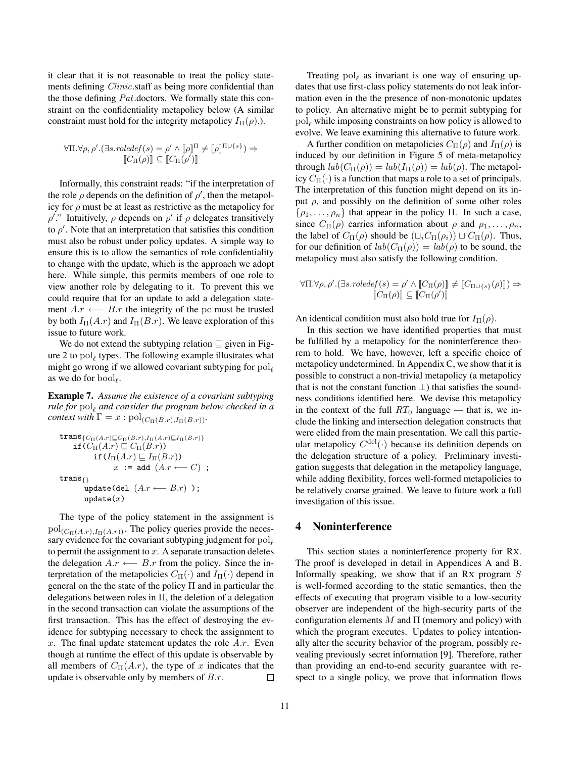it clear that it is not reasonable to treat the policy statements defining *Clinic*.staff as being more confidential than the those defining *Pat*.doctors. We formally state this constraint on the confidentiality metapolicy below (A similar constraint must hold for the integrity metapolicy $I_\Pi(\rho)$.).

$$\forall \Pi.\forall \rho, \rho'.(\exists s.\mathit{roledef}(s) = \rho' \wedge [\![\rho]\!]^\Pi \neq [\![\rho]\!]^{\Pi \cup \{s\}}) \Rightarrow [\![C_\Pi(\rho)]\!] \subseteq [\![C_\Pi(\rho')]\!]$$

Informally, this constraint reads: "if the interpretation of the role $\rho$ depends on the definition of $\rho'$, then the metapolicy for $\rho$ must be at least as restrictive as the metapolicy for $\rho'$." Intuitively, $\rho$ depends on $\rho'$ if $\rho$ delegates transitively to $\rho'$. Note that an interpretation that satisfies this condition must also be robust under policy updates. A simple way to ensure this is to allow the semantics of role confidentiality to change with the update, which is the approach we adopt here. While simple, this permits members of one role to view another role by delegating to it. To prevent this we could require that for an update to add a delegation statement $A.r \longleftarrow B.r$ the integrity of the $\mathrm{pc}$ must be trusted by both $I_\Pi(A.r)$ and $I_\Pi(B.r)$. We leave exploration of this issue to future work.

We do not extend the subtyping relation $\sqsubseteq$ given in Figure 2 to $\mathrm{pol}_\ell$ types. The following example illustrates what might go wrong if we allowed covariant subtyping for $\mathrm{pol}_\ell$ as we do for $\mathrm{bool}_\ell$.

**Example 7.** *Assume the existence of a covariant subtyping rule for* $\mathrm{pol}_\ell$ *and consider the program below checked in a context with* $\Gamma = x : \mathrm{pol}_{(C_\Pi(B.r), I_\Pi(B.r))}$.

```
trans{C_Π(A.r)⊑C_Π(B.r), I_Π(A.r)⊑I_Π(B.r)}
    if(C_Π(A.r) ⊑ C_Π(B.r))
        if(I_Π(A.r) ⊑ I_Π(B.r))
            x := add (A.r ⟵ C) ;
trans{}
    update(del (A.r ⟵ B.r) );
    update(x)
```

The type of the policy statement in the assignment is $\mathrm{pol}_{(C_\Pi(A.r), I_\Pi(A.r))}$. The policy queries provide the necessary evidence for the covariant subtyping judgment for $\mathrm{pol}_\ell$ to permit the assignment to $x$. A separate transaction deletes the delegation $A.r \longleftarrow B.r$ from the policy. Since the interpretation of the metapolicies $C_\Pi(\cdot)$ and $I_\Pi(\cdot)$ depend in general on the the state of the policy $\Pi$ and in particular the delegations between roles in $\Pi$, the deletion of a delegation in the second transaction can violate the assumptions of the first transaction. This has the effect of destroying the evidence for subtyping necessary to check the assignment to $x$. The final update statement updates the role $A.r$. Even though at runtime the effect of this update is observable by all members of $C_\Pi(A.r)$, the type of $x$ indicates that the update is observable only by members of $B.r$. □

Treating $\mathrm{pol}_\ell$ as invariant is one way of ensuring updates that use first-class policy statements do not leak information even in the the presence of non-monotonic updates to policy. An alternative might be to permit subtyping for $\mathrm{pol}_\ell$ while imposing constraints on how policy is allowed to evolve. We leave examining this alternative to future work.

A further condition on metapolicies $C_\Pi(\rho)$ and $I_\Pi(\rho)$ is induced by our definition in Figure 5 of meta-metapolicy through $lab(C_\Pi(\rho)) = lab(I_\Pi(\rho)) = lab(\rho)$. The metapolicy $C_\Pi(\cdot)$ is a function that maps a role to a set of principals. The interpretation of this function might depend on its input $\rho$, and possibly on the definition of some other roles $\{\rho_1, \ldots, \rho_n\}$ that appear in the policy $\Pi$. In such a case, since $C_\Pi(\rho)$ carries information about $\rho$ and $\rho_1, \ldots, \rho_n$, the label of $C_\Pi(\rho)$ should be $(\sqcup_i C_\Pi(\rho_i)) \sqcup C_\Pi(\rho)$. Thus, for our definition of $lab(C_\Pi(\rho)) = lab(\rho)$ to be sound, the metapolicy must also satisfy the following condition.

$$\forall \Pi.\forall \rho, \rho'.(\exists s.\mathit{roledef}(s) = \rho' \wedge [\![C_\Pi(\rho)]\!] \neq [\![C_{\Pi \cup \{s\}}(\rho)]\!]) \Rightarrow [\![C_\Pi(\rho)]\!] \subseteq [\![C_\Pi(\rho')]\!]$$

An identical condition must also hold true for $I_\Pi(\rho)$.

In this section we have identified properties that must be fulfilled by a metapolicy for the noninterference theorem to hold. We have, however, left a specific choice of metapolicy undetermined. In Appendix C, we show that it is possible to construct a non-trivial metapolicy (a metapolicy that is not the constant function $\bot$) that satisfies the soundness conditions identified here. We devise this metapolicy in the context of the full $RT_0$ language — that is, we include the linking and intersection delegation constructs that were elided from the main presentation. We call this particular metapolicy $C^{\mathrm{del}}(\cdot)$ because its definition depends on the delegation structure of a policy. Preliminary investigation suggests that delegation in the metapolicy language, while adding flexibility, forces well-formed metapolicies to be relatively coarse grained. We leave to future work a full investigation of this issue.

## 4 Noninterference

This section states a noninterference property for RX. The proof is developed in detail in Appendices A and B. Informally speaking, we show that if an RX program $S$ is well-formed according to the static semantics, then the effects of executing that program visible to a low-security observer are independent of the high-security parts of the configuration elements $M$ and $\Pi$ (memory and policy) with which the program executes. Updates to policy intentionally alter the security behavior of the program, possibly revealing previously secret information [9]. Therefore, rather than providing an end-to-end security guarantee with respect to a single policy, we prove that information flows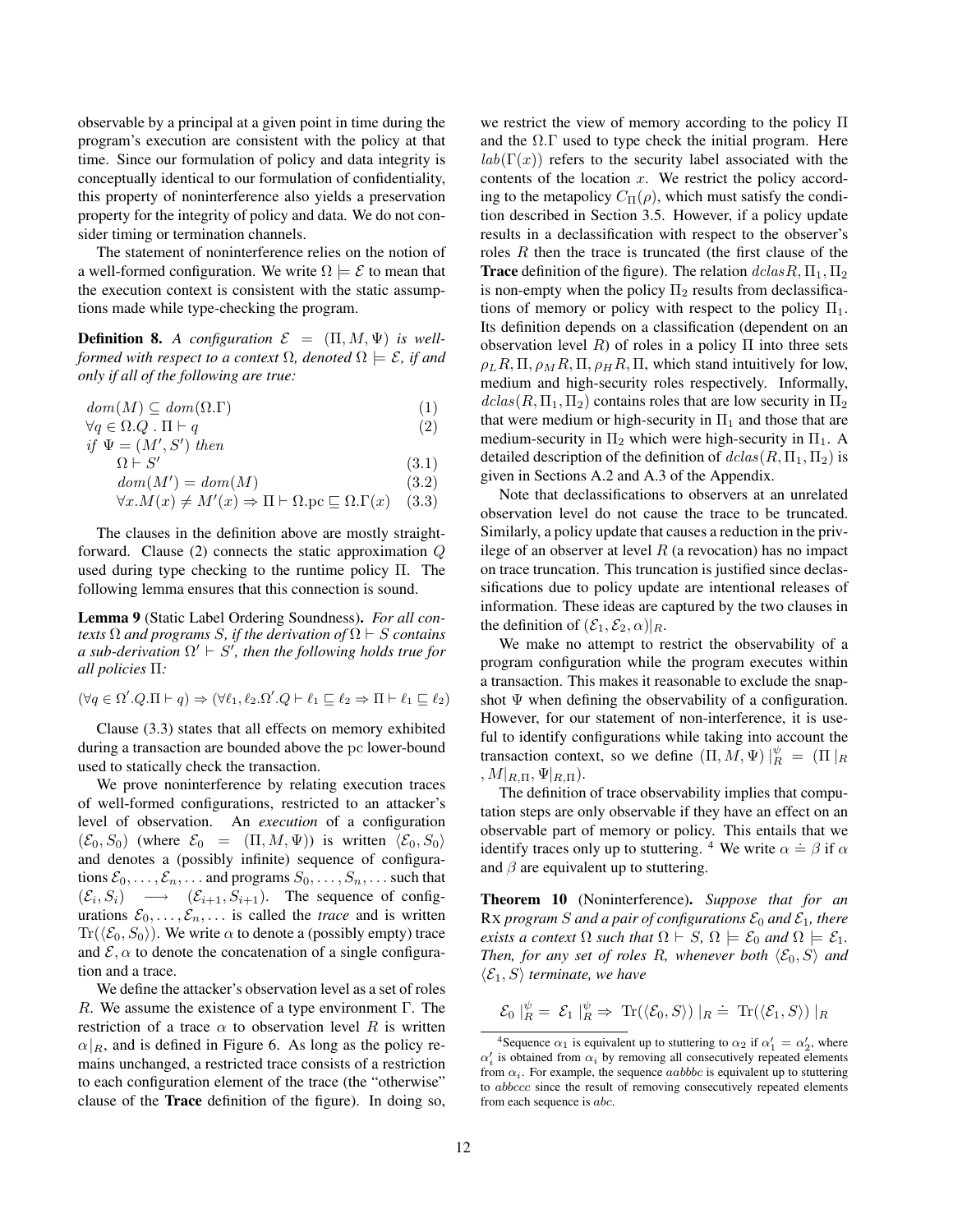observable by a principal at a given point in time during the program's execution are consistent with the policy at that time. Since our formulation of policy and data integrity is conceptually identical to our formulation of confidentiality, this property of noninterference also yields a preservation property for the integrity of policy and data. We do not consider timing or termination channels.

The statement of noninterference relies on the notion of a well-formed configuration. We write $\Omega \models \mathcal{E}$ to mean that the execution context is consistent with the static assumptions made while type-checking the program.

**Definition 8.** *A configuration $\mathcal{E} = (\Pi, M, \Psi)$ is well-formed with respect to a context $\Omega$, denoted $\Omega \models \mathcal{E}$, if and only if all of the following are true:*

$$
\begin{aligned}
& dom(M) \subseteq dom(\Omega.\Gamma) && (1)\\
& \forall q \in \Omega.Q \;.\; \Pi \vdash q && (2)\\
& \textit{if } \Psi = (M', S') \textit{ then} && \\
& \quad \Omega \vdash S' && (3.1)\\
& \quad dom(M') = dom(M) && (3.2)\\
& \quad \forall x . M(x) \neq M'(x) \Rightarrow \Pi \vdash \Omega.\mathrm{pc} \sqsubseteq \Omega.\Gamma(x) && (3.3)
\end{aligned}
$$

The clauses in the definition above are mostly straightforward. Clause (2) connects the static approximation $Q$ used during type checking to the runtime policy $\Pi$. The following lemma ensures that this connection is sound.

**Lemma 9** (Static Label Ordering Soundness). *For all contexts $\Omega$ and programs $S$, if the derivation of $\Omega \vdash S$ contains a sub-derivation $\Omega' \vdash S'$, then the following holds true for all policies $\Pi$:*

$$(\forall q \in \Omega'.Q.\Pi \vdash q) \Rightarrow (\forall \ell_1, \ell_2 . \Omega'.Q \vdash \ell_1 \sqsubseteq \ell_2 \Rightarrow \Pi \vdash \ell_1 \sqsubseteq \ell_2)$$

Clause (3.3) states that all effects on memory exhibited during a transaction are bounded above the pc lower-bound used to statically check the transaction.

We prove noninterference by relating execution traces of well-formed configurations, restricted to an attacker's level of observation. An *execution* of a configuration $(\mathcal{E}_0, S_0)$ (where $\mathcal{E}_0 = (\Pi, M, \Psi)$) is written $\langle \mathcal{E}_0, S_0 \rangle$ and denotes a (possibly infinite) sequence of configurations $\mathcal{E}_0, \ldots, \mathcal{E}_n, \ldots$ and programs $S_0, \ldots, S_n, \ldots$ such that $(\mathcal{E}_i, S_i) \longrightarrow (\mathcal{E}_{i+1}, S_{i+1})$. The sequence of configurations $\mathcal{E}_0, \ldots, \mathcal{E}_n, \ldots$ is called the *trace* and is written $\mathrm{Tr}(\langle \mathcal{E}_0, S_0 \rangle)$. We write $\alpha$ to denote a (possibly empty) trace and $\mathcal{E}, \alpha$ to denote the concatenation of a single configuration and a trace.

We define the attacker's observation level as a set of roles $R$. We assume the existence of a type environment $\Gamma$. The restriction of a trace $\alpha$ to observation level $R$ is written $\alpha|_R$, and is defined in Figure 6. As long as the policy remains unchanged, a restricted trace consists of a restriction to each configuration element of the trace (the "otherwise" clause of the **Trace** definition of the figure). In doing so, we restrict the view of memory according to the policy $\Pi$ and the $\Omega.\Gamma$ used to type check the initial program. Here $lab(\Gamma(x))$ refers to the security label associated with the contents of the location $x$. We restrict the policy according to the metapolicy $C_\Pi(\rho)$, which must satisfy the condition described in Section 3.5. However, if a policy update results in a declassification with respect to the observer's roles $R$ then the trace is truncated (the first clause of the **Trace** definition of the figure). The relation $dclas R, \Pi_1, \Pi_2$ is non-empty when the policy $\Pi_2$ results from declassifications of memory or policy with respect to the policy $\Pi_1$. Its definition depends on a classification (dependent on an observation level $R$) of roles in a policy $\Pi$ into three sets $\rho_L R, \Pi, \rho_M R, \Pi, \rho_H R, \Pi$, which stand intuitively for low, medium and high-security roles respectively. Informally, $dclas(R, \Pi_1, \Pi_2)$ contains roles that are low security in $\Pi_2$ that were medium or high-security in $\Pi_1$ and those that are medium-security in $\Pi_2$ which were high-security in $\Pi_1$. A detailed description of the definition of $dclas(R, \Pi_1, \Pi_2)$ is given in Sections A.2 and A.3 of the Appendix.

Note that declassifications to observers at an unrelated observation level do not cause the trace to be truncated. Similarly, a policy update that causes a reduction in the privilege of an observer at level $R$ (a revocation) has no impact on trace truncation. This truncation is justified since declassifications due to policy update are intentional releases of information. These ideas are captured by the two clauses in the definition of $(\mathcal{E}_1, \mathcal{E}_2, \alpha)|_R$.

We make no attempt to restrict the observability of a program configuration while the program executes within a transaction. This makes it reasonable to exclude the snapshot $\Psi$ when defining the observability of a configuration. However, for our statement of non-interference, it is useful to identify configurations while taking into account the transaction context, so we define $(\Pi, M, \Psi)\,|_R^{\psi} = (\Pi\,|_R, M|_{R,\Pi}, \Psi|_{R,\Pi})$.

The definition of trace observability implies that computation steps are only observable if they have an effect on an observable part of memory or policy. This entails that we identify traces only up to stuttering. [4] We write $\alpha \doteq \beta$ if $\alpha$ and $\beta$ are equivalent up to stuttering.

**Theorem 10** (Noninterference). *Suppose that for an* RX *program $S$ and a pair of configurations $\mathcal{E}_0$ and $\mathcal{E}_1$, there exists a context $\Omega$ such that $\Omega \vdash S$, $\Omega \models \mathcal{E}_0$ and $\Omega \models \mathcal{E}_1$. Then, for any set of roles $R$, whenever both $\langle \mathcal{E}_0, S \rangle$ and $\langle \mathcal{E}_1, S \rangle$ terminate, we have*

$$\mathcal{E}_0\,|_R^{\psi} = \mathcal{E}_1\,|_R^{\psi} \Rightarrow \mathrm{Tr}(\langle \mathcal{E}_0, S \rangle)\,|_R \doteq \mathrm{Tr}(\langle \mathcal{E}_1, S \rangle)\,|_R$$

[4] Sequence $\alpha_1$ is equivalent up to stuttering to $\alpha_2$ if $\alpha_1' = \alpha_2'$, where $\alpha_i'$ is obtained from $\alpha_i$ by removing all consecutively repeated elements from $\alpha_i$. For example, the sequence $aabbbc$ is equivalent up to stuttering to $abbccc$ since the result of removing consecutively repeated elements from each sequence is $abc$.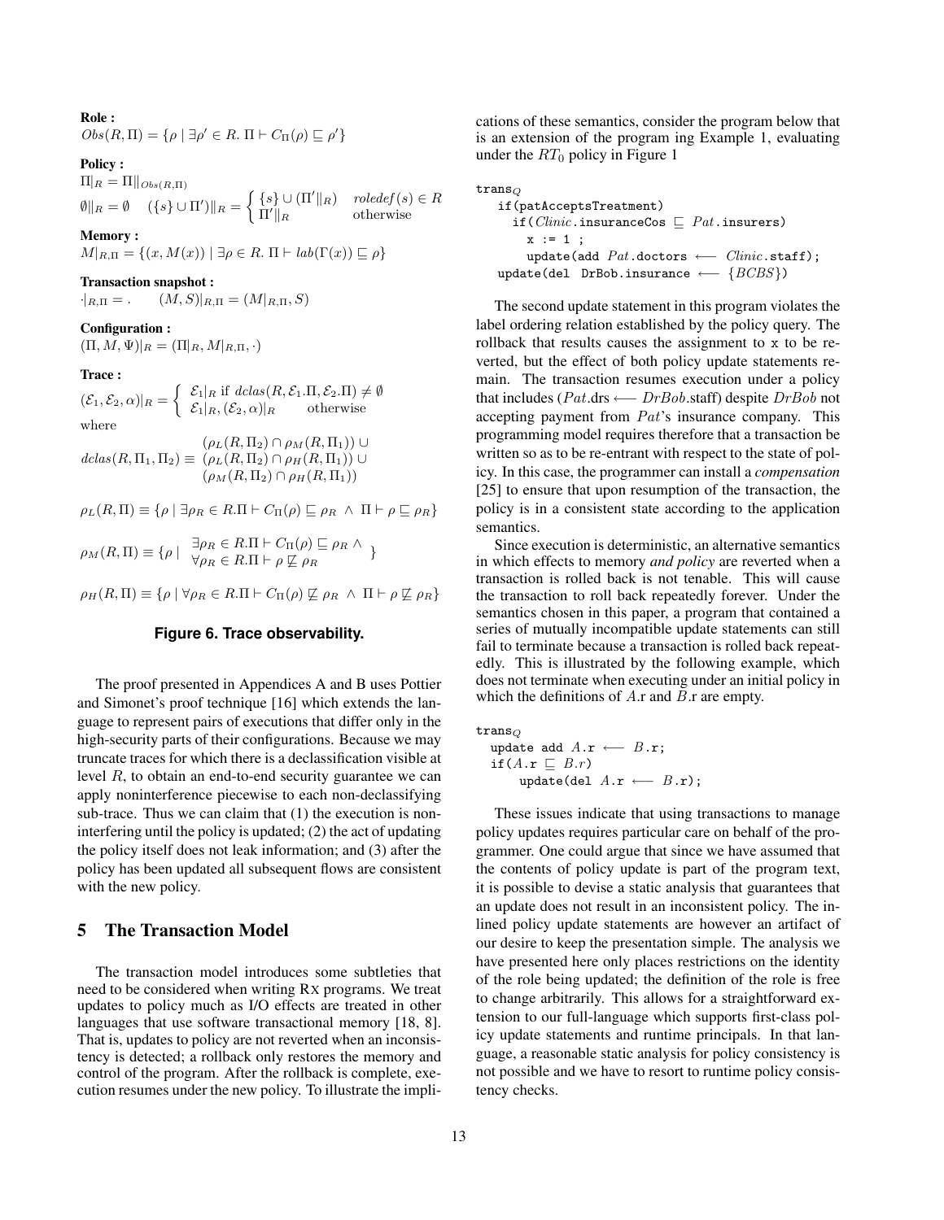**Role :**

$Obs(R, \Pi) = \{\rho \mid \exists \rho' \in R.\ \Pi \vdash C_\Pi(\rho) \sqsubseteq \rho'\}$

**Policy :**

$\Pi|_R = \Pi\|_{Obs(R,\Pi)}$

$\emptyset\|_R = \emptyset \quad (\{s\} \cup \Pi')\|_R = \begin{cases} \{s\} \cup (\Pi'\|_R) & roledef(s) \in R \\ \Pi'\|_R & \text{otherwise} \end{cases}$

**Memory :**

$M|_{R,\Pi} = \{(x, M(x)) \mid \exists \rho \in R.\ \Pi \vdash lab(\Gamma(x)) \sqsubseteq \rho\}$

**Transaction snapshot :**

$\cdot|_{R,\Pi} = . \qquad (M, S)|_{R,\Pi} = (M|_{R,\Pi}, S)$

**Configuration :**

$(\Pi, M, \Psi)|_R = (\Pi|_R, M|_{R,\Pi}, \cdot)$

**Trace :**

$(\mathcal{E}_1, \mathcal{E}_2, \alpha)|_R = \begin{cases} \mathcal{E}_1|_R \text{ if } dclas(R, \mathcal{E}_1.\Pi, \mathcal{E}_2.\Pi) \neq \emptyset \\ \mathcal{E}_1|_R, (\mathcal{E}_2, \alpha)|_R \quad \text{otherwise} \end{cases}$

where

$$dclas(R, \Pi_1, \Pi_2) \equiv \begin{array}{l} (\rho_L(R, \Pi_2) \cap \rho_M(R, \Pi_1)) \cup \\ (\rho_L(R, \Pi_2) \cap \rho_H(R, \Pi_1)) \cup \\ (\rho_M(R, \Pi_2) \cap \rho_H(R, \Pi_1)) \end{array}$$

$$\rho_L(R, \Pi) \equiv \{\rho \mid \exists \rho_R \in R. \Pi \vdash C_\Pi(\rho) \sqsubseteq \rho_R \ \wedge\ \Pi \vdash \rho \sqsubseteq \rho_R\}$$

$$\rho_M(R, \Pi) \equiv \{\rho \mid \begin{array}{l} \exists \rho_R \in R. \Pi \vdash C_\Pi(\rho) \sqsubseteq \rho_R \ \wedge \\ \forall \rho_R \in R. \Pi \vdash \rho \not\sqsubseteq \rho_R \end{array} \}$$

$$\rho_H(R, \Pi) \equiv \{\rho \mid \forall \rho_R \in R. \Pi \vdash C_\Pi(\rho) \not\sqsubseteq \rho_R \ \wedge\ \Pi \vdash \rho \not\sqsubseteq \rho_R\}$$

**Figure 6. Trace observability.**

The proof presented in Appendices A and B uses Pottier and Simonet's proof technique [16] which extends the language to represent pairs of executions that differ only in the high-security parts of their configurations. Because we may truncate traces for which there is a declassification visible at level $R$, to obtain an end-to-end security guarantee we can apply noninterference piecewise to each non-declassifying sub-trace. Thus we can claim that (1) the execution is noninterfering until the policy is updated; (2) the act of updating the policy itself does not leak information; and (3) after the policy has been updated all subsequent flows are consistent with the new policy.

## 5 The Transaction Model

The transaction model introduces some subtleties that need to be considered when writing RX programs. We treat updates to policy much as I/O effects are treated in other languages that use software transactional memory [18, 8]. That is, updates to policy are not reverted when an inconsistency is detected; a rollback only restores the memory and control of the program. After the rollback is complete, execution resumes under the new policy. To illustrate the implications of these semantics, consider the program below that is an extension of the program ing Example 1, evaluating under the $RT_0$ policy in Figure 1

```
trans_Q
   if(patAcceptsTreatment)
     if(Clinic.insuranceCos ⊑ Pat.insurers)
       x := 1 ;
       update(add Pat.doctors ⟵ Clinic.staff);
   update(del DrBob.insurance ⟵ {BCBS})
```

The second update statement in this program violates the label ordering relation established by the policy query. The rollback that results causes the assignment to x to be reverted, but the effect of both policy update statements remain. The transaction resumes execution under a policy that includes ($Pat$.drs $\longleftarrow$ $DrBob$.staff) despite $DrBob$ not accepting payment from $Pat$'s insurance company. This programming model requires therefore that a transaction be written so as to be re-entrant with respect to the state of policy. In this case, the programmer can install a *compensation* [25] to ensure that upon resumption of the transaction, the policy is in a consistent state according to the application semantics.

Since execution is deterministic, an alternative semantics in which effects to memory *and policy* are reverted when a transaction is rolled back is not tenable. This will cause the transaction to roll back repeatedly forever. Under the semantics chosen in this paper, a program that contained a series of mutually incompatible update statements can still fail to terminate because a transaction is rolled back repeatedly. This is illustrated by the following example, which does not terminate when executing under an initial policy in which the definitions of $A$.r and $B$.r are empty.

```
trans_Q
  update add A.r ⟵ B.r;
  if(A.r ⊑ B.r)
      update(del A.r ⟵ B.r);
```

These issues indicate that using transactions to manage policy updates requires particular care on behalf of the programmer. One could argue that since we have assumed that the contents of policy update is part of the program text, it is possible to devise a static analysis that guarantees that an update does not result in an inconsistent policy. The inlined policy update statements are however an artifact of our desire to keep the presentation simple. The analysis we have presented here only places restrictions on the identity of the role being updated; the definition of the role is free to change arbitrarily. This allows for a straightforward extension to our full-language which supports first-class policy update statements and runtime principals. In that language, a reasonable static analysis for policy consistency is not possible and we have to resort to runtime policy consistency checks.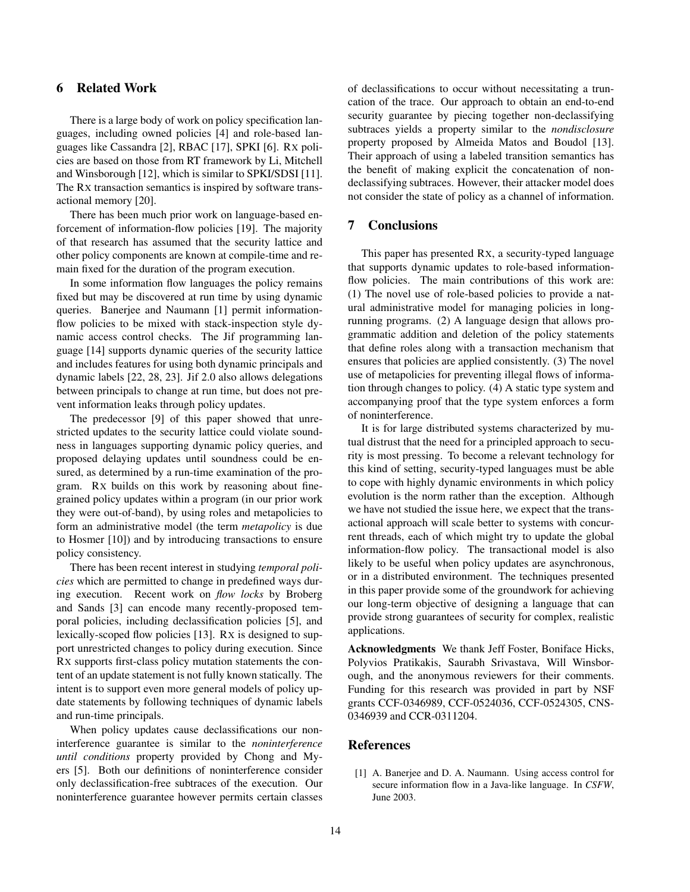## 6 Related Work

There is a large body of work on policy specification languages, including owned policies [4] and role-based languages like Cassandra [2], RBAC [17], SPKI [6]. RX policies are based on those from RT framework by Li, Mitchell and Winsborough [12], which is similar to SPKI/SDSI [11]. The RX transaction semantics is inspired by software transactional memory [20].

There has been much prior work on language-based enforcement of information-flow policies [19]. The majority of that research has assumed that the security lattice and other policy components are known at compile-time and remain fixed for the duration of the program execution.

In some information flow languages the policy remains fixed but may be discovered at run time by using dynamic queries. Banerjee and Naumann [1] permit information-flow policies to be mixed with stack-inspection style dynamic access control checks. The Jif programming language [14] supports dynamic queries of the security lattice and includes features for using both dynamic principals and dynamic labels [22, 28, 23]. Jif 2.0 also allows delegations between principals to change at run time, but does not prevent information leaks through policy updates.

The predecessor [9] of this paper showed that unrestricted updates to the security lattice could violate soundness in languages supporting dynamic policy queries, and proposed delaying updates until soundness could be ensured, as determined by a run-time examination of the program. RX builds on this work by reasoning about fine-grained policy updates within a program (in our prior work they were out-of-band), by using roles and metapolicies to form an administrative model (the term *metapolicy* is due to Hosmer [10]) and by introducing transactions to ensure policy consistency.

There has been recent interest in studying *temporal policies* which are permitted to change in predefined ways during execution. Recent work on *flow locks* by Broberg and Sands [3] can encode many recently-proposed temporal policies, including declassification policies [5], and lexically-scoped flow policies [13]. RX is designed to support unrestricted changes to policy during execution. Since RX supports first-class policy mutation statements the content of an update statement is not fully known statically. The intent is to support even more general models of policy update statements by following techniques of dynamic labels and run-time principals.

When policy updates cause declassifications our noninterference guarantee is similar to the *noninterference until conditions* property provided by Chong and Myers [5]. Both our definitions of noninterference consider only declassification-free subtraces of the execution. Our noninterference guarantee however permits certain classes of declassifications to occur without necessitating a truncation of the trace. Our approach to obtain an end-to-end security guarantee by piecing together non-declassifying subtraces yields a property similar to the *nondisclosure* property proposed by Almeida Matos and Boudol [13]. Their approach of using a labeled transition semantics has the benefit of making explicit the concatenation of non-declassifying subtraces. However, their attacker model does not consider the state of policy as a channel of information.

## 7 Conclusions

This paper has presented RX, a security-typed language that supports dynamic updates to role-based information-flow policies. The main contributions of this work are: (1) The novel use of role-based policies to provide a natural administrative model for managing policies in long-running programs. (2) A language design that allows programmatic addition and deletion of the policy statements that define roles along with a transaction mechanism that ensures that policies are applied consistently. (3) The novel use of metapolicies for preventing illegal flows of information through changes to policy. (4) A static type system and accompanying proof that the type system enforces a form of noninterference.

It is for large distributed systems characterized by mutual distrust that the need for a principled approach to security is most pressing. To become a relevant technology for this kind of setting, security-typed languages must be able to cope with highly dynamic environments in which policy evolution is the norm rather than the exception. Although we have not studied the issue here, we expect that the transactional approach will scale better to systems with concurrent threads, each of which might try to update the global information-flow policy. The transactional model is also likely to be useful when policy updates are asynchronous, or in a distributed environment. The techniques presented in this paper provide some of the groundwork for achieving our long-term objective of designing a language that can provide strong guarantees of security for complex, realistic applications.

**Acknowledgments** We thank Jeff Foster, Boniface Hicks, Polyvios Pratikakis, Saurabh Srivastava, Will Winsborough, and the anonymous reviewers for their comments. Funding for this research was provided in part by NSF grants CCF-0346989, CCF-0524036, CCF-0524305, CNS-0346939 and CCR-0311204.

## References

[1] A. Banerjee and D. A. Naumann. Using access control for secure information flow in a Java-like language. In *CSFW*, June 2003.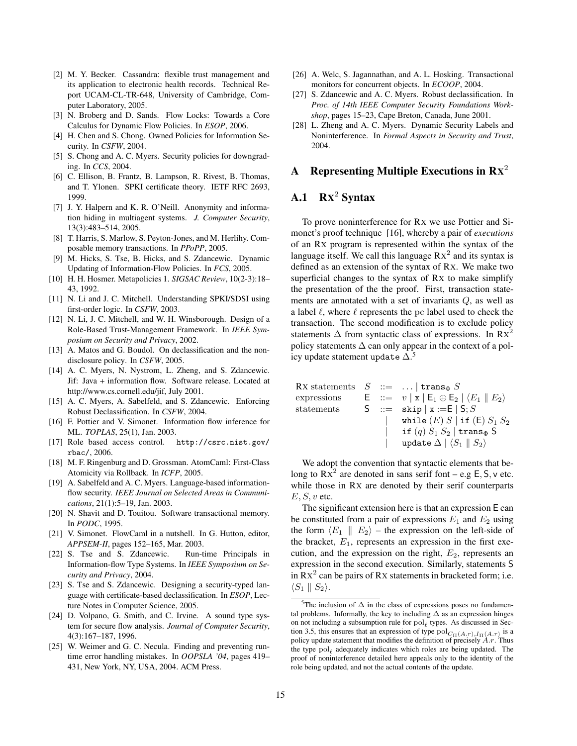[2] M. Y. Becker. Cassandra: flexible trust management and its application to electronic health records. Technical Report UCAM-CL-TR-648, University of Cambridge, Computer Laboratory, 2005.

[3] N. Broberg and D. Sands. Flow Locks: Towards a Core Calculus for Dynamic Flow Policies. In *ESOP*, 2006.

[4] H. Chen and S. Chong. Owned Policies for Information Security. In *CSFW*, 2004.

[5] S. Chong and A. C. Myers. Security policies for downgrading. In *CCS*, 2004.

[6] C. Ellison, B. Frantz, B. Lampson, R. Rivest, B. Thomas, and T. Ylonen. SPKI certificate theory. IETF RFC 2693, 1999.

[7] J. Y. Halpern and K. R. O'Neill. Anonymity and information hiding in multiagent systems. *J. Computer Security*, 13(3):483–514, 2005.

[8] T. Harris, S. Marlow, S. Peyton-Jones, and M. Herlihy. Composable memory transactions. In *PPoPP*, 2005.

[9] M. Hicks, S. Tse, B. Hicks, and S. Zdancewic. Dynamic Updating of Information-Flow Policies. In *FCS*, 2005.

[10] H. H. Hosmer. Metapolicies 1. *SIGSAC Review*, 10(2-3):18–43, 1992.

[11] N. Li and J. C. Mitchell. Understanding SPKI/SDSI using first-order logic. In *CSFW*, 2003.

[12] N. Li, J. C. Mitchell, and W. H. Winsborough. Design of a Role-Based Trust-Management Framework. In *IEEE Symposium on Security and Privacy*, 2002.

[13] A. Matos and G. Boudol. On declassification and the nondisclosure policy. In *CSFW*, 2005.

[14] A. C. Myers, N. Nystrom, L. Zheng, and S. Zdancewic. Jif: Java + information flow. Software release. Located at http://www.cs.cornell.edu/jif, July 2001.

[15] A. C. Myers, A. Sabelfeld, and S. Zdancewic. Enforcing Robust Declassification. In *CSFW*, 2004.

[16] F. Pottier and V. Simonet. Information flow inference for ML. *TOPLAS*, 25(1), Jan. 2003.

[17] Role based access control. http://csrc.nist.gov/rbac/, 2006.

[18] M. F. Ringenburg and D. Grossman. AtomCaml: First-Class Atomicity via Rollback. In *ICFP*, 2005.

[19] A. Sabelfeld and A. C. Myers. Language-based information-flow security. *IEEE Journal on Selected Areas in Communications*, 21(1):5–19, Jan. 2003.

[20] N. Shavit and D. Touitou. Software transactional memory. In *PODC*, 1995.

[21] V. Simonet. FlowCaml in a nutshell. In G. Hutton, editor, *APPSEM-II*, pages 152–165, Mar. 2003.

[22] S. Tse and S. Zdancewic. Run-time Principals in Information-flow Type Systems. In *IEEE Symposium on Security and Privacy*, 2004.

[23] S. Tse and S. Zdancewic. Designing a security-typed language with certificate-based declassification. In *ESOP*, Lecture Notes in Computer Science, 2005.

[24] D. Volpano, G. Smith, and C. Irvine. A sound type system for secure flow analysis. *Journal of Computer Security*, 4(3):167–187, 1996.

[25] W. Weimer and G. C. Necula. Finding and preventing runtime error handling mistakes. In *OOPSLA '04*, pages 419–431, New York, NY, USA, 2004. ACM Press.

[26] A. Welc, S. Jagannathan, and A. L. Hosking. Transactional monitors for concurrent objects. In *ECOOP*, 2004.

[27] S. Zdancewic and A. C. Myers. Robust declassification. In *Proc. of 14th IEEE Computer Security Foundations Workshop*, pages 15–23, Cape Breton, Canada, June 2001.

[28] L. Zheng and A. C. Myers. Dynamic Security Labels and Noninterference. In *Formal Aspects in Security and Trust*, 2004.

# A Representing Multiple Executions in $\text{Rx}^2$

## A.1 $\text{Rx}^2$ Syntax

To prove noninterference for RX we use Pottier and Simonet's proof technique [16], whereby a pair of *executions* of an RX program is represented within the syntax of the language itself. We call this language $\text{Rx}^2$ and its syntax is defined as an extension of the syntax of RX. We make two superficial changes to the syntax of RX to make simplify the presentation of the the proof. First, transaction statements are annotated with a set of invariants $Q$, as well as a label $\ell$, where $\ell$ represents the pc label used to check the transaction. The second modification is to exclude policy statements $\Delta$ from syntactic class of expressions. In $\text{Rx}^2$ policy statements $\Delta$ can only appear in the context of a policy update statement $\texttt{update}\ \Delta$.[5]

$$
\begin{array}{llll}
\text{RX statements} & S & ::= & \ldots \mid \texttt{trans}_\Phi\ S \\
\text{expressions} & \mathsf{E} & ::= & v \mid \mathtt{x} \mid \mathsf{E}_1 \oplus \mathsf{E}_2 \mid \langle E_1 \parallel E_2 \rangle \\
\text{statements} & \mathsf{S} & ::= & \texttt{skip} \mid \mathtt{x} := \mathsf{E} \mid \mathsf{S}; S \\
 & & \mid & \texttt{while}\ (E)\ S \mid \texttt{if}\ (\mathsf{E})\ S_1\ S_2 \\
 & & \mid & \texttt{if}\ (q)\ S_1\ S_2 \mid \texttt{trans}_\Phi\ \mathsf{S} \\
 & & \mid & \texttt{update}\ \Delta \mid \langle S_1 \parallel S_2 \rangle
\end{array}
$$

We adopt the convention that syntactic elements that belong to $\text{Rx}^2$ are denoted in sans serif font – e.g $\mathsf{E}, \mathsf{S}, \mathsf{v}$ etc. while those in RX are denoted by their serif counterparts $E, S, v$ etc.

The significant extension here is that an expression $\mathsf{E}$ can be constituted from a pair of expressions $E_1$ and $E_2$ using the form $\langle E_1 \parallel E_2 \rangle$ – the expression on the left-side of the bracket, $E_1$, represents an expression in the first execution, and the expression on the right, $E_2$, represents an expression in the second execution. Similarly, statements $\mathsf{S}$ in $\text{Rx}^2$ can be pairs of RX statements in bracketed form; i.e. $\langle S_1 \parallel S_2 \rangle$.

[5] The inclusion of $\Delta$ in the class of expressions poses no fundamental problems. Informally, the key to including $\Delta$ as an expression hinges on not including a subsumption rule for $\mathrm{pol}_\ell$ types. As discussed in Section 3.5, this ensures that an expression of type $\mathrm{pol}_{C_\Pi(A.r), I_\Pi(A.r)}$ is a policy update statement that modifies the definition of precisely $A.r$. Thus the type $\mathrm{pol}_\ell$ adequately indicates which roles are being updated. The proof of noninterference detailed here appeals only to the identity of the role being updated, and not the actual contents of the update.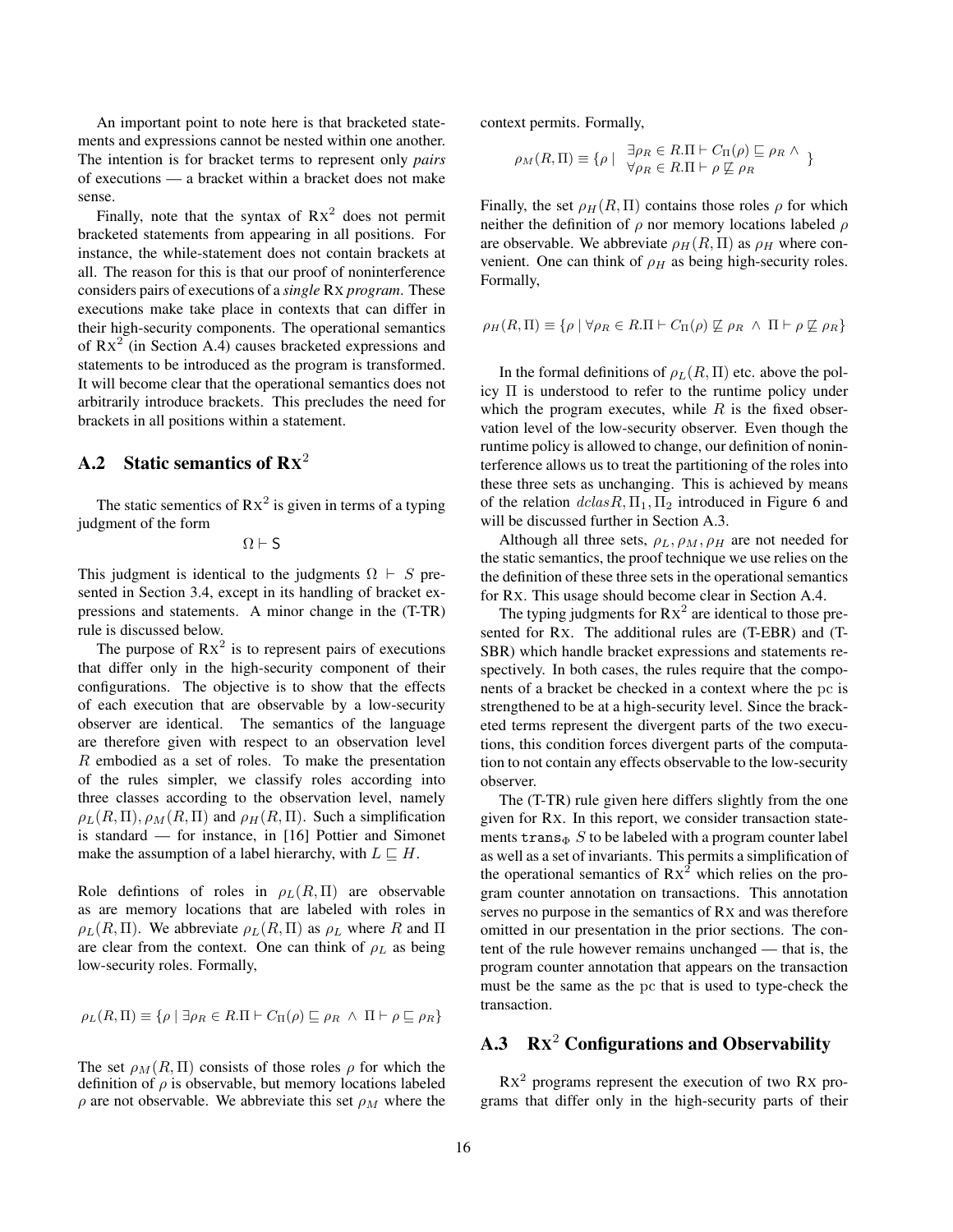An important point to note here is that bracketed statements and expressions cannot be nested within one another. The intention is for bracket terms to represent only *pairs* of executions — a bracket within a bracket does not make sense.

Finally, note that the syntax of $\text{Rx}^2$ does not permit bracketed statements from appearing in all positions. For instance, the while-statement does not contain brackets at all. The reason for this is that our proof of noninterference considers pairs of executions of a *single* Rx *program*. These executions make take place in contexts that can differ in their high-security components. The operational semantics of $\text{Rx}^2$ (in Section A.4) causes bracketed expressions and statements to be introduced as the program is transformed. It will become clear that the operational semantics does not arbitrarily introduce brackets. This precludes the need for brackets in all positions within a statement.

## A.2 Static semantics of $\text{Rx}^2$

The static sementics of $\text{Rx}^2$ is given in terms of a typing judgment of the form

$$\Omega \vdash \mathsf{S}$$

This judgment is identical to the judgments $\Omega \vdash S$ presented in Section 3.4, except in its handling of bracket expressions and statements. A minor change in the (T-TR) rule is discussed below.

The purpose of $\text{Rx}^2$ is to represent pairs of executions that differ only in the high-security component of their configurations. The objective is to show that the effects of each execution that are observable by a low-security observer are identical. The semantics of the language are therefore given with respect to an observation level $R$ embodied as a set of roles. To make the presentation of the rules simpler, we classify roles according into three classes according to the observation level, namely $\rho_L(R,\Pi)$, $\rho_M(R,\Pi)$ and $\rho_H(R,\Pi)$. Such a simplification is standard — for instance, in [16] Pottier and Simonet make the assumption of a label hierarchy, with $L \sqsubseteq H$.

Role defintions of roles in $\rho_L(R,\Pi)$ are observable as are memory locations that are labeled with roles in $\rho_L(R,\Pi)$. We abbreviate $\rho_L(R,\Pi)$ as $\rho_L$ where $R$ and $\Pi$ are clear from the context. One can think of $\rho_L$ as being low-security roles. Formally,

$$\rho_L(R,\Pi) \equiv \{\rho \mid \exists \rho_R \in R.\Pi \vdash C_\Pi(\rho) \sqsubseteq \rho_R \ \wedge\ \Pi \vdash \rho \sqsubseteq \rho_R\}$$

The set $\rho_M(R,\Pi)$ consists of those roles $\rho$ for which the definition of $\rho$ is observable, but memory locations labeled $\rho$ are not observable. We abbreviate this set $\rho_M$ where the context permits. Formally,

$$\rho_M(R,\Pi) \equiv \{\rho \mid \begin{array}{l} \exists \rho_R \in R.\Pi \vdash C_\Pi(\rho) \sqsubseteq \rho_R \ \wedge \\ \forall \rho_R \in R.\Pi \vdash \rho \not\sqsubseteq \rho_R \end{array} \}$$

Finally, the set $\rho_H(R,\Pi)$ contains those roles $\rho$ for which neither the definition of $\rho$ nor memory locations labeled $\rho$ are observable. We abbreviate $\rho_H(R,\Pi)$ as $\rho_H$ where convenient. One can think of $\rho_H$ as being high-security roles. Formally,

$$\rho_H(R,\Pi) \equiv \{\rho \mid \forall \rho_R \in R.\Pi \vdash C_\Pi(\rho) \not\sqsubseteq \rho_R \ \wedge\ \Pi \vdash \rho \not\sqsubseteq \rho_R\}$$

In the formal definitions of $\rho_L(R,\Pi)$ etc. above the policy $\Pi$ is understood to refer to the runtime policy under which the program executes, while $R$ is the fixed observation level of the low-security observer. Even though the runtime policy is allowed to change, our definition of noninterference allows us to treat the partitioning of the roles into these three sets as unchanging. This is achieved by means of the relation $dclas R, \Pi_1, \Pi_2$ introduced in Figure 6 and will be discussed further in Section A.3.

Although all three sets, $\rho_L, \rho_M, \rho_H$ are not needed for the static semantics, the proof technique we use relies on the the definition of these three sets in the operational semantics for Rx. This usage should become clear in Section A.4.

The typing judgments for $\text{Rx}^2$ are identical to those presented for Rx. The additional rules are (T-EBR) and (T-SBR) which handle bracket expressions and statements respectively. In both cases, the rules require that the components of a bracket be checked in a context where the pc is strengthened to be at a high-security level. Since the bracketed terms represent the divergent parts of the two executions, this condition forces divergent parts of the computation to not contain any effects observable to the low-security observer.

The (T-TR) rule given here differs slightly from the one given for Rx. In this report, we consider transaction statements $\texttt{trans}_\Phi\ S$ to be labeled with a program counter label as well as a set of invariants. This permits a simplification of the operational semantics of $\text{Rx}^2$ which relies on the program counter annotation on transactions. This annotation serves no purpose in the semantics of Rx and was therefore omitted in our presentation in the prior sections. The content of the rule however remains unchanged — that is, the program counter annotation that appears on the transaction must be the same as the pc that is used to type-check the transaction.

## A.3 $\text{Rx}^2$ Configurations and Observability

$\text{Rx}^2$ programs represent the execution of two Rx programs that differ only in the high-security parts of their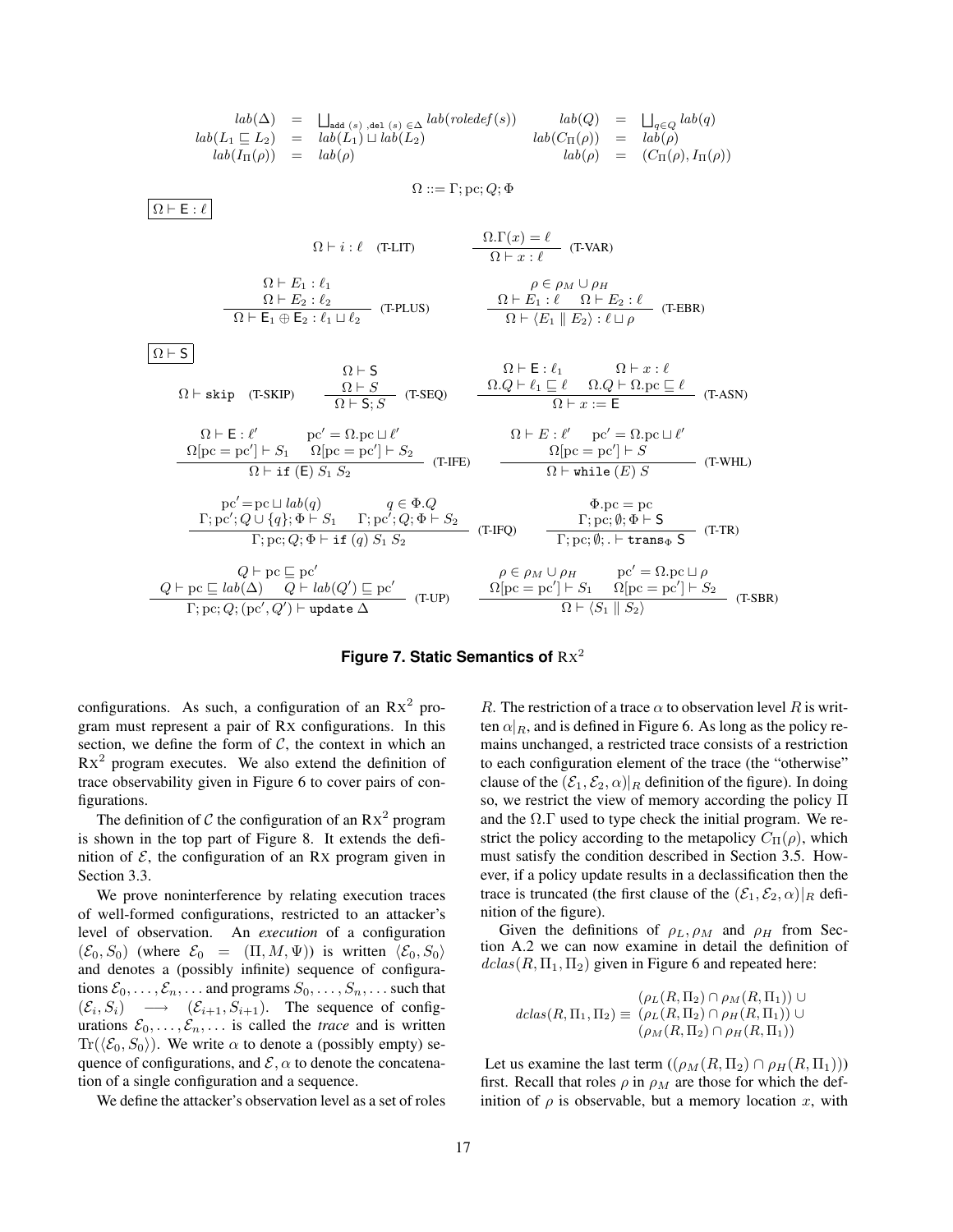$$
\begin{array}{rclrcl}
lab(\Delta) & = & \bigsqcup_{\texttt{add}\ (s)\ ,\texttt{del}\ (s)\ \in \Delta} lab(roledef(s)) & lab(Q) & = & \bigsqcup_{q \in Q} lab(q) \\
lab(L_1 \sqsubseteq L_2) & = & lab(L_1) \sqcup lab(L_2) & lab(C_\Pi(\rho)) & = & lab(\rho) \\
lab(I_\Pi(\rho)) & = & lab(\rho) & lab(\rho) & = & (C_\Pi(\rho), I_\Pi(\rho))
\end{array}
$$

$$\Omega ::= \Gamma; \mathrm{pc}; Q; \Phi$$

$\boxed{\Omega \vdash \mathsf{E} : \ell}$

$$\Omega \vdash i : \ell \quad \text{(T-LIT)} \qquad \frac{\Omega.\Gamma(x) = \ell}{\Omega \vdash x : \ell} \ \text{(T-VAR)}$$

$$\frac{\Omega \vdash E_1 : \ell_1 \quad \Omega \vdash E_2 : \ell_2}{\Omega \vdash \mathsf{E}_1 \oplus \mathsf{E}_2 : \ell_1 \sqcup \ell_2} \ \text{(T-PLUS)} \qquad \frac{\rho \in \rho_M \cup \rho_H \quad \Omega \vdash E_1 : \ell \quad \Omega \vdash E_2 : \ell}{\Omega \vdash \langle E_1 \parallel E_2 \rangle : \ell \sqcup \rho} \ \text{(T-EBR)}$$

$\boxed{\Omega \vdash \mathsf{S}}$

$$\Omega \vdash \texttt{skip} \quad \text{(T-SKIP)} \qquad \frac{\Omega \vdash \mathsf{S} \quad \Omega \vdash S}{\Omega \vdash \mathsf{S}; S} \ \text{(T-SEQ)} \qquad \frac{\Omega \vdash \mathsf{E} : \ell_1 \quad \Omega \vdash x : \ell \quad \Omega.Q \vdash \ell_1 \sqsubseteq \ell \quad \Omega.Q \vdash \Omega.\mathrm{pc} \sqsubseteq \ell}{\Omega \vdash x := \mathsf{E}} \ \text{(T-ASN)}$$

$$\frac{\Omega \vdash \mathsf{E} : \ell' \quad \mathrm{pc}' = \Omega.\mathrm{pc} \sqcup \ell' \quad \Omega[\mathrm{pc} = \mathrm{pc}'] \vdash S_1 \quad \Omega[\mathrm{pc} = \mathrm{pc}'] \vdash S_2}{\Omega \vdash \texttt{if}\ (\mathsf{E})\ S_1\ S_2} \ \text{(T-IFE)} \qquad \frac{\Omega \vdash E : \ell' \quad \mathrm{pc}' = \Omega.\mathrm{pc} \sqcup \ell' \quad \Omega[\mathrm{pc} = \mathrm{pc}'] \vdash S}{\Omega \vdash \texttt{while}\ (E)\ S} \ \text{(T-WHL)}$$

$$\frac{\mathrm{pc}' = \mathrm{pc} \sqcup lab(q) \quad q \in \Phi.Q \quad \Gamma; \mathrm{pc}'; Q \cup \{q\}; \Phi \vdash S_1 \quad \Gamma; \mathrm{pc}'; Q; \Phi \vdash S_2}{\Gamma; \mathrm{pc}; Q; \Phi \vdash \texttt{if}\ (q)\ S_1\ S_2} \ \text{(T-IFQ)} \qquad \frac{\Phi.\mathrm{pc} = \mathrm{pc} \quad \Gamma; \mathrm{pc}; \emptyset; \Phi \vdash \mathsf{S}}{\Gamma; \mathrm{pc}; \emptyset; . \vdash \texttt{trans}_\Phi\ \mathsf{S}} \ \text{(T-TR)}$$

$$\frac{Q \vdash \mathrm{pc} \sqsubseteq \mathrm{pc}' \quad Q \vdash \mathrm{pc} \sqsubseteq lab(\Delta) \quad Q \vdash lab(Q') \sqsubseteq \mathrm{pc}'}{\Gamma; \mathrm{pc}; Q; (\mathrm{pc}', Q') \vdash \texttt{update}\ \Delta} \ \text{(T-UP)} \qquad \frac{\rho \in \rho_M \cup \rho_H \quad \mathrm{pc}' = \Omega.\mathrm{pc} \sqcup \rho \quad \Omega[\mathrm{pc} = \mathrm{pc}'] \vdash S_1 \quad \Omega[\mathrm{pc} = \mathrm{pc}'] \vdash S_2}{\Omega \vdash \langle S_1 \parallel S_2 \rangle} \ \text{(T-SBR)}$$

**Figure 7. Static Semantics of** $\mathrm{Rx}^2$

configurations. As such, a configuration of an $\mathrm{Rx}^2$ program must represent a pair of Rx configurations. In this section, we define the form of $\mathcal{C}$, the context in which an $\mathrm{Rx}^2$ program executes. We also extend the definition of trace observability given in Figure 6 to cover pairs of configurations.

The definition of $\mathcal{C}$ the configuration of an $\mathrm{Rx}^2$ program is shown in the top part of Figure 8. It extends the definition of $\mathcal{E}$, the configuration of an Rx program given in Section 3.3.

We prove noninterference by relating execution traces of well-formed configurations, restricted to an attacker's level of observation. An *execution* of a configuration $(\mathcal{E}_0, S_0)$ (where $\mathcal{E}_0 = (\Pi, M, \Psi)$) is written $\langle \mathcal{E}_0, S_0 \rangle$ and denotes a (possibly infinite) sequence of configurations $\mathcal{E}_0, \ldots, \mathcal{E}_n, \ldots$ and programs $S_0, \ldots, S_n, \ldots$ such that $(\mathcal{E}_i, S_i) \longrightarrow (\mathcal{E}_{i+1}, S_{i+1})$. The sequence of configurations $\mathcal{E}_0, \ldots, \mathcal{E}_n, \ldots$ is called the *trace* and is written $\mathrm{Tr}(\langle \mathcal{E}_0, S_0 \rangle)$. We write $\alpha$ to denote a (possibly empty) sequence of configurations, and $\mathcal{E}, \alpha$ to denote the concatenation of a single configuration and a sequence.

We define the attacker's observation level as a set of roles $R$. The restriction of a trace $\alpha$ to observation level $R$ is written $\alpha|_R$, and is defined in Figure 6. As long as the policy remains unchanged, a restricted trace consists of a restriction to each configuration element of the trace (the "otherwise" clause of the $(\mathcal{E}_1, \mathcal{E}_2, \alpha)|_R$ definition of the figure). In doing so, we restrict the view of memory according the policy $\Pi$ and the $\Omega.\Gamma$ used to type check the initial program. We restrict the policy according to the metapolicy $C_\Pi(\rho)$, which must satisfy the condition described in Section 3.5. However, if a policy update results in a declassification then the trace is truncated (the first clause of the $(\mathcal{E}_1, \mathcal{E}_2, \alpha)|_R$ definition of the figure).

Given the definitions of $\rho_L, \rho_M$ and $\rho_H$ from Section A.2 we can now examine in detail the definition of $dclas(R, \Pi_1, \Pi_2)$ given in Figure 6 and repeated here:

$$dclas(R, \Pi_1, \Pi_2) \equiv \begin{array}{l} (\rho_L(R, \Pi_2) \cap \rho_M(R, \Pi_1)) \cup \\ (\rho_L(R, \Pi_2) \cap \rho_H(R, \Pi_1)) \cup \\ (\rho_M(R, \Pi_2) \cap \rho_H(R, \Pi_1)) \end{array}$$

Let us examine the last term $((\rho_M(R, \Pi_2) \cap \rho_H(R, \Pi_1)))$ first. Recall that roles $\rho$ in $\rho_M$ are those for which the definition of $\rho$ is observable, but a memory location $x$, with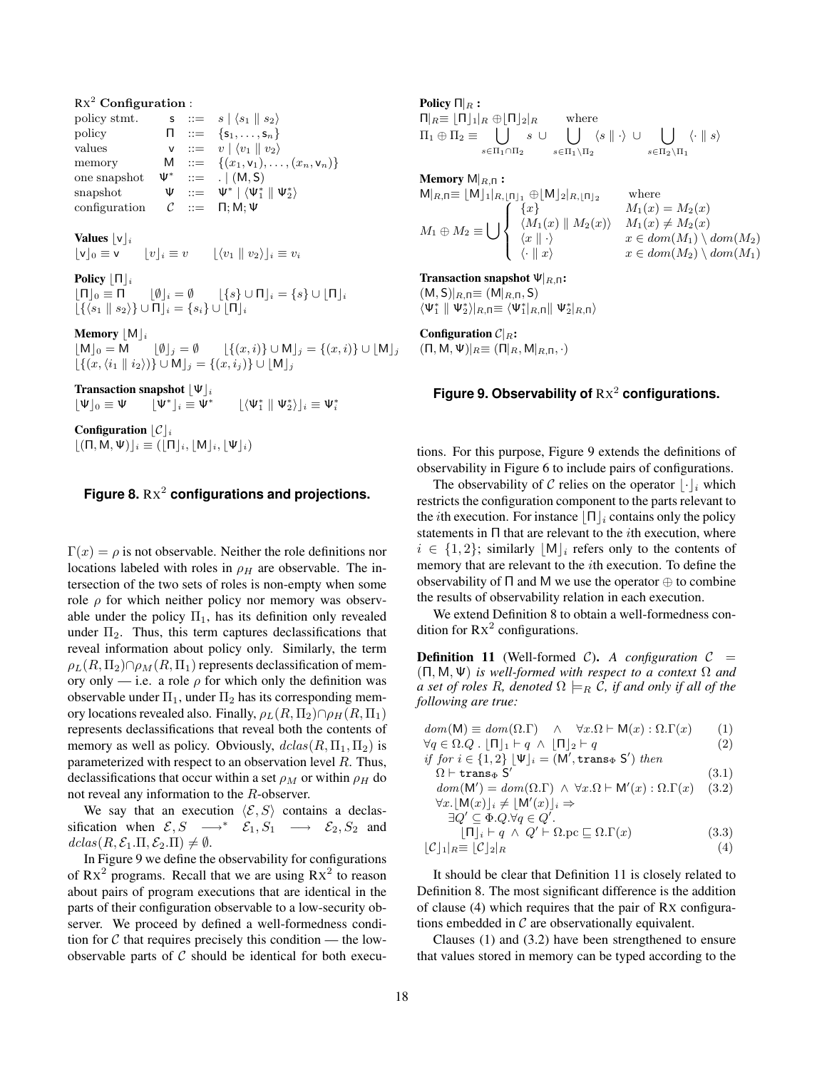**$\text{Rx}^2$ Configuration** :

$$
\begin{array}{llcl}
\text{policy stmt.} & \mathsf{s} & ::= & s \mid \langle s_1 \parallel s_2 \rangle \\
\text{policy} & \Pi & ::= & \{\mathsf{s}_1, \ldots, \mathsf{s}_n\} \\
\text{values} & \mathsf{v} & ::= & v \mid \langle v_1 \parallel v_2 \rangle \\
\text{memory} & \mathsf{M} & ::= & \{(x_1, \mathsf{v}_1), \ldots, (x_n, \mathsf{v}_n)\} \\
\text{one snapshot} & \Psi^* & ::= & . \mid (\mathsf{M}, \mathsf{S}) \\
\text{snapshot} & \Psi & ::= & \Psi^* \mid \langle \Psi_1^* \parallel \Psi_2^* \rangle \\
\text{configuration} & \mathcal{C} & ::= & \Pi; \mathsf{M}; \Psi
\end{array}
$$

**Values** $\lfloor \mathsf{v} \rfloor_i$

$\lfloor \mathsf{v} \rfloor_0 \equiv \mathsf{v} \qquad \lfloor v \rfloor_i \equiv v \qquad \lfloor \langle v_1 \parallel v_2 \rangle \rfloor_i \equiv v_i$

**Policy** $\lfloor \Pi \rfloor_i$

$\lfloor \Pi \rfloor_0 \equiv \Pi \qquad \lfloor \emptyset \rfloor_i = \emptyset \qquad \lfloor \{s\} \cup \Pi \rfloor_i = \{s\} \cup \lfloor \Pi \rfloor_i$

$\lfloor \{\langle s_1 \parallel s_2 \rangle\} \cup \Pi \rfloor_i = \{s_i\} \cup \lfloor \Pi \rfloor_i$

**Memory** $\lfloor \mathsf{M} \rfloor_i$

$\lfloor \mathsf{M} \rfloor_0 = \mathsf{M} \qquad \lfloor \emptyset \rfloor_j = \emptyset \qquad \lfloor \{(x, i)\} \cup \mathsf{M} \rfloor_j = \{(x, i)\} \cup \lfloor \mathsf{M} \rfloor_j$

$\lfloor \{(x, \langle i_1 \parallel i_2 \rangle)\} \cup \mathsf{M} \rfloor_j = \{(x, i_j)\} \cup \lfloor \mathsf{M} \rfloor_j$

**Transaction snapshot** $\lfloor \Psi \rfloor_i$

$\lfloor \Psi \rfloor_0 \equiv \Psi \qquad \lfloor \Psi^* \rfloor_i \equiv \Psi^* \qquad \lfloor \langle \Psi_1^* \parallel \Psi_2^* \rangle \rfloor_i \equiv \Psi_i^*$

**Configuration** $\lfloor \mathcal{C} \rfloor_i$

$\lfloor (\Pi, \mathsf{M}, \Psi) \rfloor_i \equiv (\lfloor \Pi \rfloor_i, \lfloor \mathsf{M} \rfloor_i, \lfloor \Psi \rfloor_i)$

**Figure 8.** $\text{Rx}^2$ **configurations and projections.**

$\Gamma(x) = \rho$ is not observable. Neither the role definitions nor locations labeled with roles in $\rho_H$ are observable. The intersection of the two sets of roles is non-empty when some role $\rho$ for which neither policy nor memory was observable under the policy $\Pi_1$, has its definition only revealed under $\Pi_2$. Thus, this term captures declassifications that reveal information about policy only. Similarly, the term $\rho_L(R, \Pi_2) \cap \rho_M(R, \Pi_1)$ represents declassification of memory only — i.e. a role $\rho$ for which only the definition was observable under $\Pi_1$, under $\Pi_2$ has its corresponding memory locations revealed also. Finally, $\rho_L(R, \Pi_2) \cap \rho_H(R, \Pi_1)$ represents declassifications that reveal both the contents of memory as well as policy. Obviously, $dclas(R, \Pi_1, \Pi_2)$ is parameterized with respect to an observation level $R$. Thus, declassifications that occur within a set $\rho_M$ or within $\rho_H$ do not reveal any information to the $R$-observer.

We say that an execution $\langle \mathcal{E}, S \rangle$ contains a declassification when $\mathcal{E}, S \longrightarrow^* \mathcal{E}_1, S_1 \longrightarrow \mathcal{E}_2, S_2$ and $dclas(R, \mathcal{E}_1.\Pi, \mathcal{E}_2.\Pi) \neq \emptyset$.

In Figure 9 we define the observability for configurations of $\text{Rx}^2$ programs. Recall that we are using $\text{Rx}^2$ to reason about pairs of program executions that are identical in the parts of their configuration observable to a low-security observer. We proceed by defined a well-formedness condition for $\mathcal{C}$ that requires precisely this condition — the low-observable parts of $\mathcal{C}$ should be identical for both executions.

**Policy** $\Pi|_R$ **:**

$\Pi|_R \equiv \lfloor \Pi \rfloor_1|_R \oplus \lfloor \Pi \rfloor_2|_R \qquad$ where

$$\Pi_1 \oplus \Pi_2 \equiv \bigcup_{s \in \Pi_1 \cap \Pi_2} s \;\cup \bigcup_{s \in \Pi_1 \setminus \Pi_2} \langle s \parallel \cdot \rangle \;\cup \bigcup_{s \in \Pi_2 \setminus \Pi_1} \langle \cdot \parallel s \rangle$$

**Memory** $\mathsf{M}|_{R,\Pi}$ **:**

$\mathsf{M}|_{R,\Pi} \equiv \lfloor \mathsf{M} \rfloor_1|_{R, \lfloor \Pi \rfloor_1} \oplus \lfloor \mathsf{M} \rfloor_2|_{R, \lfloor \Pi \rfloor_2} \qquad$ where

$$M_1 \oplus M_2 \equiv \bigcup \begin{cases} \{x\} & M_1(x) = M_2(x) \\ \langle M_1(x) \parallel M_2(x) \rangle & M_1(x) \neq M_2(x) \\ \langle x \parallel \cdot \rangle & x \in dom(M_1) \setminus dom(M_2) \\ \langle \cdot \parallel x \rangle & x \in dom(M_2) \setminus dom(M_1) \end{cases}$$

**Transaction snapshot** $\Psi|_{R,\Pi}$**:**

$(\mathsf{M}, \mathsf{S})|_{R,\Pi} \equiv (\mathsf{M}|_{R,\Pi}, \mathsf{S})$

$\langle \Psi_1^* \parallel \Psi_2^* \rangle|_{R,\Pi} \equiv \langle \Psi_1^*|_{R,\Pi} \parallel \Psi_2^*|_{R,\Pi} \rangle$

**Configuration** $\mathcal{C}|_R$**:**

$(\Pi, \mathsf{M}, \Psi)|_R \equiv (\Pi|_R, \mathsf{M}|_{R,\Pi}, \cdot)$

**Figure 9. Observability of** $\text{Rx}^2$ **configurations.**

For this purpose, Figure 9 extends the definitions of observability in Figure 6 to include pairs of configurations.

The observability of $\mathcal{C}$ relies on the operator $\lfloor \cdot \rfloor_i$ which restricts the configuration component to the parts relevant to the $i$th execution. For instance $\lfloor \Pi \rfloor_i$ contains only the policy statements in $\Pi$ that are relevant to the $i$th execution, where $i \in \{1, 2\}$; similarly $\lfloor \mathsf{M} \rfloor_i$ refers only to the contents of memory that are relevant to the $i$th execution. To define the observability of $\Pi$ and $\mathsf{M}$ we use the operator $\oplus$ to combine the results of observability relation in each execution.

We extend Definition 8 to obtain a well-formedness condition for $\text{Rx}^2$ configurations.

**Definition 11** (Well-formed $\mathcal{C}$)**.** *A configuration* $\mathcal{C} = (\Pi, \mathsf{M}, \Psi)$ *is well-formed with respect to a context* $\Omega$ *and a set of roles* $R$*, denoted* $\Omega \models_R \mathcal{C}$*, if and only if all of the following are true:*

$$
\begin{array}{lr}
dom(\mathsf{M}) \equiv dom(\Omega.\Gamma) \quad \wedge \quad \forall x. \Omega \vdash \mathsf{M}(x) : \Omega.\Gamma(x) & (1) \\
\forall q \in \Omega.Q \;.\; \lfloor \Pi \rfloor_1 \vdash q \;\wedge\; \lfloor \Pi \rfloor_2 \vdash q & (2) \\
\textit{if for } i \in \{1, 2\} \; \lfloor \Psi \rfloor_i = (\mathsf{M}', \mathtt{trans}_\Phi \; \mathsf{S}') \textit{ then} & \\
\quad \Omega \vdash \mathtt{trans}_\Phi \; \mathsf{S}' & (3.1) \\
\quad dom(\mathsf{M}') = dom(\Omega.\Gamma) \;\wedge\; \forall x. \Omega \vdash \mathsf{M}'(x) : \Omega.\Gamma(x) & (3.2) \\
\quad \forall x. \lfloor \mathsf{M}(x) \rfloor_i \neq \lfloor \mathsf{M}'(x) \rfloor_i \Rightarrow & \\
\quad\quad \exists Q' \subseteq \Phi.Q. \forall q \in Q'. & \\
\quad\quad\quad \lfloor \Pi \rfloor_i \vdash q \;\wedge\; Q' \vdash \Omega.\mathrm{pc} \sqsubseteq \Omega.\Gamma(x) & (3.3) \\
\lfloor \mathcal{C} \rfloor_1|_R \equiv \lfloor \mathcal{C} \rfloor_2|_R & (4)
\end{array}
$$

It should be clear that Definition 11 is closely related to Definition 8. The most significant difference is the addition of clause (4) which requires that the pair of Rx configurations embedded in $\mathcal{C}$ are observationally equivalent.

Clauses (1) and (3.2) have been strengthened to ensure that values stored in memory can be typed according to the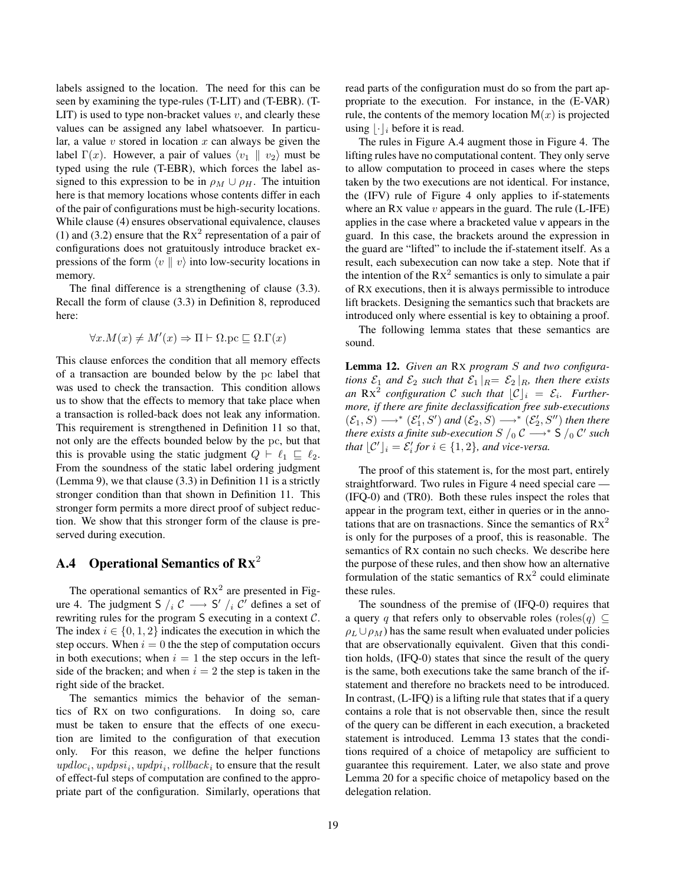labels assigned to the location. The need for this can be seen by examining the type-rules (T-LIT) and (T-EBR). (T-LIT) is used to type non-bracket values $v$, and clearly these values can be assigned any label whatsoever. In particular, a value $v$ stored in location $x$ can always be given the label $\Gamma(x)$. However, a pair of values $\langle v_1 \parallel v_2 \rangle$ must be typed using the rule (T-EBR), which forces the label assigned to this expression to be in $\rho_M \cup \rho_H$. The intuition here is that memory locations whose contents differ in each of the pair of configurations must be high-security locations. While clause (4) ensures observational equivalence, clauses (1) and (3.2) ensure that the $\text{Rx}^2$ representation of a pair of configurations does not gratuitously introduce bracket expressions of the form $\langle v \parallel v \rangle$ into low-security locations in memory.

The final difference is a strengthening of clause (3.3). Recall the form of clause (3.3) in Definition 8, reproduced here:

$$\forall x. M(x) \neq M'(x) \Rightarrow \Pi \vdash \Omega.\mathrm{pc} \sqsubseteq \Omega.\Gamma(x)$$

This clause enforces the condition that all memory effects of a transaction are bounded below by the pc label that was used to check the transaction. This condition allows us to show that the effects to memory that take place when a transaction is rolled-back does not leak any information. This requirement is strengthened in Definition 11 so that, not only are the effects bounded below by the pc, but that this is provable using the static judgment $Q \vdash \ell_1 \sqsubseteq \ell_2$. From the soundness of the static label ordering judgment (Lemma 9), we that clause (3.3) in Definition 11 is a strictly stronger condition than that shown in Definition 11. This stronger form permits a more direct proof of subject reduction. We show that this stronger form of the clause is preserved during execution.

## A.4 Operational Semantics of $\text{Rx}^2$

The operational semantics of $\text{Rx}^2$ are presented in Figure 4. The judgment $\mathsf{S} \;/_i\; \mathcal{C} \longrightarrow \mathsf{S}' \;/_i\; \mathcal{C}'$ defines a set of rewriting rules for the program S executing in a context $\mathcal{C}$. The index $i \in \{0, 1, 2\}$ indicates the execution in which the step occurs. When $i = 0$ the the step of computation occurs in both executions; when $i = 1$ the step occurs in the left-side of the bracken; and when $i = 2$ the step is taken in the right side of the bracket.

The semantics mimics the behavior of the semantics of Rx on two configurations. In doing so, care must be taken to ensure that the effects of one execution are limited to the configuration of that execution only. For this reason, we define the helper functions $updloc_i, updpsi_i, updpi_i, rollback_i$ to ensure that the result of effect-ful steps of computation are confined to the appropriate part of the configuration. Similarly, operations that read parts of the configuration must do so from the part appropriate to the execution. For instance, in the (E-VAR) rule, the contents of the memory location $\mathsf{M}(x)$ is projected using $\lfloor \cdot \rfloor_i$ before it is read.

The rules in Figure A.4 augment those in Figure 4. The lifting rules have no computational content. They only serve to allow computation to proceed in cases where the steps taken by the two executions are not identical. For instance, the (IFV) rule of Figure 4 only applies to if-statements where an Rx value $v$ appears in the guard. The rule (L-IFE) applies in the case where a bracketed value v appears in the guard. In this case, the brackets around the expression in the guard are "lifted" to include the if-statement itself. As a result, each subexecution can now take a step. Note that if the intention of the $\text{Rx}^2$ semantics is only to simulate a pair of Rx executions, then it is always permissible to introduce lift brackets. Designing the semantics such that brackets are introduced only where essential is key to obtaining a proof.

The following lemma states that these semantics are sound.

**Lemma 12.** *Given an* Rx *program $S$ and two configurations $\mathcal{E}_1$ and $\mathcal{E}_2$ such that $\mathcal{E}_1 \mid_R = \mathcal{E}_2 \mid_R$, then there exists an $\text{Rx}^2$ configuration $\mathcal{C}$ such that $\lfloor \mathcal{C} \rfloor_i = \mathcal{E}_i$. Furthermore, if there are finite declassification free sub-executions $(\mathcal{E}_1, S) \longrightarrow^* (\mathcal{E}_1', S')$ and $(\mathcal{E}_2, S) \longrightarrow^* (\mathcal{E}_2', S'')$ then there there exists a finite sub-execution $S \;/_0\; \mathcal{C} \longrightarrow^* \mathsf{S} \;/_0\; \mathcal{C}'$ such that $\lfloor \mathcal{C}' \rfloor_i = \mathcal{E}_i'$ for $i \in \{1, 2\}$, and vice-versa.*

The proof of this statement is, for the most part, entirely straightforward. Two rules in Figure 4 need special care — (IFQ-0) and (TR0). Both these rules inspect the roles that appear in the program text, either in queries or in the annotations that are on trasnactions. Since the semantics of $\text{Rx}^2$ is only for the purposes of a proof, this is reasonable. The semantics of Rx contain no such checks. We describe here the purpose of these rules, and then show how an alternative formulation of the static semantics of $\text{Rx}^2$ could eliminate these rules.

The soundness of the premise of (IFQ-0) requires that a query $q$ that refers only to observable roles ($\mathrm{roles}(q) \subseteq \rho_L \cup \rho_M$) has the same result when evaluated under policies that are observationally equivalent. Given that this condition holds, (IFQ-0) states that since the result of the query is the same, both executions take the same branch of the if-statement and therefore no brackets need to be introduced. In contrast, (L-IFQ) is a lifting rule that states that if a query contains a role that is not observable then, since the result of the query can be different in each execution, a bracketed statement is introduced. Lemma 13 states that the conditions required of a choice of metapolicy are sufficient to guarantee this requirement. Later, we also state and prove Lemma 20 for a specific choice of metapolicy based on the delegation relation.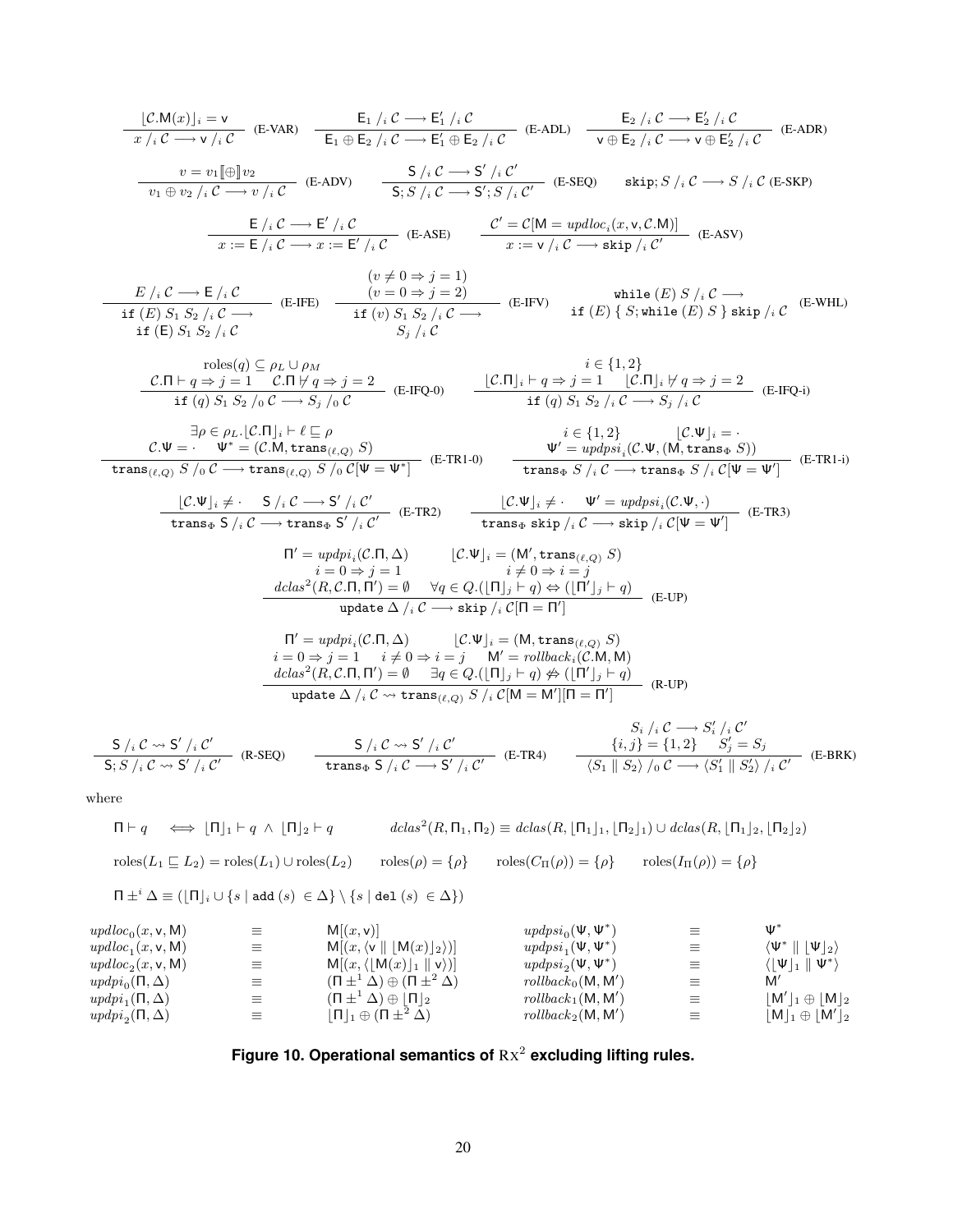$$\frac{\lfloor \mathcal{C}.\mathsf{M}(x) \rfloor_i = \mathsf{v}}{x \mathbin{/_i} \mathcal{C} \longrightarrow \mathsf{v} \mathbin{/_i} \mathcal{C}} \text{ (E-VAR)} \qquad \frac{\mathsf{E}_1 \mathbin{/_i} \mathcal{C} \longrightarrow \mathsf{E}_1' \mathbin{/_i} \mathcal{C}}{\mathsf{E}_1 \oplus \mathsf{E}_2 \mathbin{/_i} \mathcal{C} \longrightarrow \mathsf{E}_1' \oplus \mathsf{E}_2 \mathbin{/_i} \mathcal{C}} \text{ (E-ADL)} \qquad \frac{\mathsf{E}_2 \mathbin{/_i} \mathcal{C} \longrightarrow \mathsf{E}_2' \mathbin{/_i} \mathcal{C}}{\mathsf{v} \oplus \mathsf{E}_2 \mathbin{/_i} \mathcal{C} \longrightarrow \mathsf{v} \oplus \mathsf{E}_2' \mathbin{/_i} \mathcal{C}} \text{ (E-ADR)}$$

$$\frac{v = v_1 [\![\oplus]\!] v_2}{v_1 \oplus v_2 \mathbin{/_i} \mathcal{C} \longrightarrow v \mathbin{/_i} \mathcal{C}} \text{ (E-ADV)} \qquad \frac{\mathsf{S} \mathbin{/_i} \mathcal{C} \longrightarrow \mathsf{S}' \mathbin{/_i} \mathcal{C}'}{\mathsf{S}; S \mathbin{/_i} \mathcal{C} \longrightarrow \mathsf{S}'; S \mathbin{/_i} \mathcal{C}'} \text{ (E-SEQ)} \qquad \texttt{skip}; S \mathbin{/_i} \mathcal{C} \longrightarrow S \mathbin{/_i} \mathcal{C} \text{ (E-SKP)}$$

$$\frac{\mathsf{E} \mathbin{/_i} \mathcal{C} \longrightarrow \mathsf{E}' \mathbin{/_i} \mathcal{C}}{x := \mathsf{E} \mathbin{/_i} \mathcal{C} \longrightarrow x := \mathsf{E}' \mathbin{/_i} \mathcal{C}} \text{ (E-ASE)} \qquad \frac{\mathcal{C}' = \mathcal{C}[\mathsf{M} = \mathit{updloc}_i(x, \mathsf{v}, \mathcal{C}.\mathsf{M})]}{x := \mathsf{v} \mathbin{/_i} \mathcal{C} \longrightarrow \texttt{skip} \mathbin{/_i} \mathcal{C}'} \text{ (E-ASV)}$$

$$\frac{E \mathbin{/_i} \mathcal{C} \longrightarrow \mathsf{E} \mathbin{/_i} \mathcal{C}}{\texttt{if } (E)\ S_1\ S_2 \mathbin{/_i} \mathcal{C} \longrightarrow \texttt{if } (\mathsf{E})\ S_1\ S_2 \mathbin{/_i} \mathcal{C}} \text{ (E-IFE)} \qquad \frac{(v \neq 0 \Rightarrow j = 1) \quad (v = 0 \Rightarrow j = 2)}{\texttt{if } (v)\ S_1\ S_2 \mathbin{/_i} \mathcal{C} \longrightarrow S_j \mathbin{/_i} \mathcal{C}} \text{ (E-IFV)}$$

$$\texttt{while } (E)\ S \mathbin{/_i} \mathcal{C} \longrightarrow \texttt{if } (E)\ \{\ S; \texttt{while } (E)\ S\ \}\ \texttt{skip} \mathbin{/_i} \mathcal{C} \text{ (E-WHL)}$$

$$\frac{\mathrm{roles}(q) \subseteq \rho_L \cup \rho_M \qquad \mathcal{C}.\Pi \vdash q \Rightarrow j = 1 \quad \mathcal{C}.\Pi \not\vdash q \Rightarrow j = 2}{\texttt{if } (q)\ S_1\ S_2 \mathbin{/_0} \mathcal{C} \longrightarrow S_j \mathbin{/_0} \mathcal{C}} \text{ (E-IFQ-0)} \qquad \frac{i \in \{1,2\} \qquad \lfloor \mathcal{C}.\Pi \rfloor_i \vdash q \Rightarrow j = 1 \quad \lfloor \mathcal{C}.\Pi \rfloor_i \not\vdash q \Rightarrow j = 2}{\texttt{if } (q)\ S_1\ S_2 \mathbin{/_i} \mathcal{C} \longrightarrow S_j \mathbin{/_i} \mathcal{C}} \text{ (E-IFQ-i)}$$

$$\frac{\exists \rho \in \rho_L. \lfloor \mathcal{C}.\Pi \rfloor_i \vdash \ell \sqsubseteq \rho \qquad \mathcal{C}.\Psi = \cdot \quad \Psi^* = (\mathcal{C}.\mathsf{M}, \texttt{trans}_{(\ell,Q)}\ S)}{\texttt{trans}_{(\ell,Q)}\ S \mathbin{/_0} \mathcal{C} \longrightarrow \texttt{trans}_{(\ell,Q)}\ S \mathbin{/_0} \mathcal{C}[\Psi = \Psi^*]} \text{ (E-TR1-0)} \qquad \frac{i \in \{1,2\} \quad \lfloor \mathcal{C}.\Psi \rfloor_i = \cdot \qquad \Psi' = \mathit{updpsi}_i(\mathcal{C}.\Psi, (\mathsf{M}, \texttt{trans}_\Phi\ S))}{\texttt{trans}_\Phi\ S \mathbin{/_i} \mathcal{C} \longrightarrow \texttt{trans}_\Phi\ S \mathbin{/_i} \mathcal{C}[\Psi = \Psi']} \text{ (E-TR1-i)}$$

$$\frac{\lfloor \mathcal{C}.\Psi \rfloor_i \neq \cdot \quad \mathsf{S} \mathbin{/_i} \mathcal{C} \longrightarrow \mathsf{S}' \mathbin{/_i} \mathcal{C}'}{\texttt{trans}_\Phi\ \mathsf{S} \mathbin{/_i} \mathcal{C} \longrightarrow \texttt{trans}_\Phi\ \mathsf{S}' \mathbin{/_i} \mathcal{C}'} \text{ (E-TR2)} \qquad \frac{\lfloor \mathcal{C}.\Psi \rfloor_i \neq \cdot \quad \Psi' = \mathit{updpsi}_i(\mathcal{C}.\Psi, \cdot)}{\texttt{trans}_\Phi\ \texttt{skip} \mathbin{/_i} \mathcal{C} \longrightarrow \texttt{skip} \mathbin{/_i} \mathcal{C}[\Psi = \Psi']} \text{ (E-TR3)}$$

$$\frac{\begin{array}{cc} \Pi' = \mathit{updpi}_i(\mathcal{C}.\Pi, \Delta) & \lfloor \mathcal{C}.\Psi \rfloor_i = (\mathsf{M}', \texttt{trans}_{(\ell,Q)}\ S) \\ i = 0 \Rightarrow j = 1 & i \neq 0 \Rightarrow i = j \\ \mathit{dclas}^2(R, \mathcal{C}.\Pi, \Pi') = \emptyset & \forall q \in Q. (\lfloor \Pi \rfloor_j \vdash q) \Leftrightarrow (\lfloor \Pi' \rfloor_j \vdash q) \end{array}}{\texttt{update } \Delta \mathbin{/_i} \mathcal{C} \longrightarrow \texttt{skip} \mathbin{/_i} \mathcal{C}[\Pi = \Pi']} \text{ (E-UP)}$$

$$\frac{\begin{array}{c} \Pi' = \mathit{updpi}_i(\mathcal{C}.\Pi, \Delta) \qquad \lfloor \mathcal{C}.\Psi \rfloor_i = (\mathsf{M}, \texttt{trans}_{(\ell,Q)}\ S) \\ i = 0 \Rightarrow j = 1 \quad i \neq 0 \Rightarrow i = j \quad \mathsf{M}' = \mathit{rollback}_i(\mathcal{C}.\mathsf{M}, \mathsf{M}) \\ \mathit{dclas}^2(R, \mathcal{C}.\Pi, \Pi') = \emptyset \quad \exists q \in Q. (\lfloor \Pi \rfloor_j \vdash q) \not\Leftrightarrow (\lfloor \Pi' \rfloor_j \vdash q) \end{array}}{\texttt{update } \Delta \mathbin{/_i} \mathcal{C} \rightsquigarrow \texttt{trans}_{(\ell,Q)}\ S \mathbin{/_i} \mathcal{C}[\mathsf{M} = \mathsf{M}'][\Pi = \Pi']} \text{ (R-UP)}$$

$$\frac{\mathsf{S} \mathbin{/_i} \mathcal{C} \rightsquigarrow \mathsf{S}' \mathbin{/_i} \mathcal{C}'}{\mathsf{S}; S \mathbin{/_i} \mathcal{C} \rightsquigarrow \mathsf{S}' \mathbin{/_i} \mathcal{C}'} \text{ (R-SEQ)} \qquad \frac{\mathsf{S} \mathbin{/_i} \mathcal{C} \rightsquigarrow \mathsf{S}' \mathbin{/_i} \mathcal{C}'}{\texttt{trans}_\Phi\ \mathsf{S} \mathbin{/_i} \mathcal{C} \longrightarrow \mathsf{S}' \mathbin{/_i} \mathcal{C}'} \text{ (E-TR4)} \qquad \frac{S_i \mathbin{/_i} \mathcal{C} \longrightarrow S_i' \mathbin{/_i} \mathcal{C}' \qquad \{i, j\} = \{1, 2\} \quad S_j' = S_j}{\langle S_1 \parallel S_2 \rangle \mathbin{/_0} \mathcal{C} \longrightarrow \langle S_1' \parallel S_2' \rangle \mathbin{/_i} \mathcal{C}'} \text{ (E-BRK)}$$

where

$$\Pi \vdash q \iff \lfloor \Pi \rfloor_1 \vdash q \ \wedge\ \lfloor \Pi \rfloor_2 \vdash q \qquad \mathit{dclas}^2(R, \Pi_1, \Pi_2) \equiv \mathit{dclas}(R, \lfloor \Pi_1 \rfloor_1, \lfloor \Pi_2 \rfloor_1) \cup \mathit{dclas}(R, \lfloor \Pi_1 \rfloor_2, \lfloor \Pi_2 \rfloor_2)$$

$$\mathrm{roles}(L_1 \sqsubseteq L_2) = \mathrm{roles}(L_1) \cup \mathrm{roles}(L_2) \qquad \mathrm{roles}(\rho) = \{\rho\} \qquad \mathrm{roles}(C_\Pi(\rho)) = \{\rho\} \qquad \mathrm{roles}(I_\Pi(\rho)) = \{\rho\}$$

$$\Pi \pm^i \Delta \equiv (\lfloor \Pi \rfloor_i \cup \{s \mid \texttt{add } (s) \in \Delta\} \setminus \{s \mid \texttt{del } (s) \in \Delta\})$$

$$\begin{array}{lcl@{\qquad}lcl}
\mathit{updloc}_0(x, \mathsf{v}, \mathsf{M}) & \equiv & \mathsf{M}[(x, \mathsf{v})] & \mathit{updpsi}_0(\Psi, \Psi^*) & \equiv & \Psi^* \\
\mathit{updloc}_1(x, \mathsf{v}, \mathsf{M}) & \equiv & \mathsf{M}[(x, \langle \mathsf{v} \parallel \lfloor \mathsf{M}(x) \rfloor_2 \rangle)] & \mathit{updpsi}_1(\Psi, \Psi^*) & \equiv & \langle \Psi^* \parallel \lfloor \Psi \rfloor_2 \rangle \\
\mathit{updloc}_2(x, \mathsf{v}, \mathsf{M}) & \equiv & \mathsf{M}[(x, \langle \lfloor \mathsf{M}(x) \rfloor_1 \parallel \mathsf{v} \rangle)] & \mathit{updpsi}_2(\Psi, \Psi^*) & \equiv & \langle \lfloor \Psi \rfloor_1 \parallel \Psi^* \rangle \\
\mathit{updpi}_0(\Pi, \Delta) & \equiv & (\Pi \pm^1 \Delta) \oplus (\Pi \pm^2 \Delta) & \mathit{rollback}_0(\mathsf{M}, \mathsf{M}') & \equiv & \mathsf{M}' \\
\mathit{updpi}_1(\Pi, \Delta) & \equiv & (\Pi \pm^1 \Delta) \oplus \lfloor \Pi \rfloor_2 & \mathit{rollback}_1(\mathsf{M}, \mathsf{M}') & \equiv & \lfloor \mathsf{M}' \rfloor_1 \oplus \lfloor \mathsf{M} \rfloor_2 \\
\mathit{updpi}_2(\Pi, \Delta) & \equiv & \lfloor \Pi \rfloor_1 \oplus (\Pi \pm^2 \Delta) & \mathit{rollback}_2(\mathsf{M}, \mathsf{M}') & \equiv & \lfloor \mathsf{M} \rfloor_1 \oplus \lfloor \mathsf{M}' \rfloor_2
\end{array}$$

**Figure 10. Operational semantics of $\mathrm{RX}^2$ excluding lifting rules.**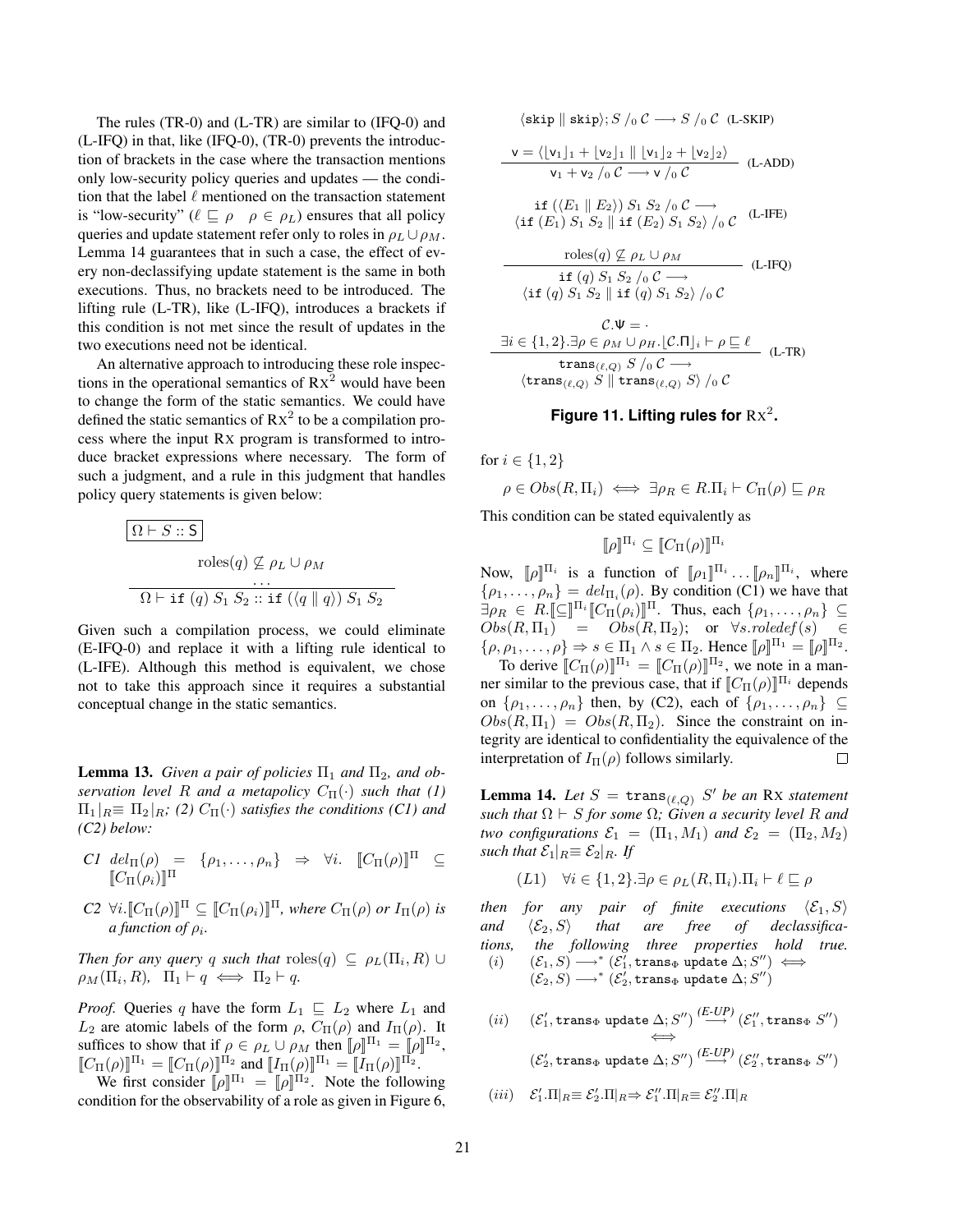The rules (TR-0) and (L-TR) are similar to (IFQ-0) and (L-IFQ) in that, like (IFQ-0), (TR-0) prevents the introduction of brackets in the case where the transaction mentions only low-security policy queries and updates — the condition that the label $\ell$ mentioned on the transaction statement is "low-security" ($\ell \sqsubseteq \rho \quad \rho \in \rho_L$) ensures that all policy queries and update statement refer only to roles in $\rho_L \cup \rho_M$. Lemma 14 guarantees that in such a case, the effect of every non-declassifying update statement is the same in both executions. Thus, no brackets need to be introduced. The lifting rule (L-TR), like (L-IFQ), introduces a brackets if this condition is not met since the result of updates in the two executions need not be identical.

An alternative approach to introducing these role inspections in the operational semantics of RX$^2$ would have been to change the form of the static semantics. We could have defined the static semantics of RX$^2$ to be a compilation process where the input RX program is transformed to introduce bracket expressions where necessary. The form of such a judgment, and a rule in this judgment that handles policy query statements is given below:

$$\boxed{\Omega \vdash S :: \mathsf{S}}$$

$$\frac{\text{roles}(q) \not\subseteq \rho_L \cup \rho_M \qquad \ldots}{\Omega \vdash \texttt{if}\ (q)\ S_1\ S_2 :: \texttt{if}\ (\langle q \parallel q \rangle)\ S_1\ S_2}$$

Given such a compilation process, we could eliminate (E-IFQ-0) and replace it with a lifting rule identical to (L-IFE). Although this method is equivalent, we chose not to take this approach since it requires a substantial conceptual change in the static semantics.

$$\langle \texttt{skip} \parallel \texttt{skip} \rangle; S \mathbin{/_0} \mathcal{C} \longrightarrow S \mathbin{/_0} \mathcal{C} \quad \text{(L-SKIP)}$$

$$\frac{\mathsf{v} = \langle \lfloor \mathsf{v}_1 \rfloor_1 + \lfloor \mathsf{v}_2 \rfloor_1 \parallel \lfloor \mathsf{v}_1 \rfloor_2 + \lfloor \mathsf{v}_2 \rfloor_2 \rangle}{\mathsf{v}_1 + \mathsf{v}_2 \mathbin{/_0} \mathcal{C} \longrightarrow \mathsf{v} \mathbin{/_0} \mathcal{C}} \quad \text{(L-ADD)}$$

$$\begin{array}{c}\texttt{if}\ (\langle E_1 \parallel E_2 \rangle)\ S_1\ S_2 \mathbin{/_0} \mathcal{C} \longrightarrow \\ \langle \texttt{if}\ (E_1)\ S_1\ S_2 \parallel \texttt{if}\ (E_2)\ S_1\ S_2 \rangle \mathbin{/_0} \mathcal{C}\end{array} \quad \text{(L-IFE)}$$

$$\frac{\text{roles}(q) \not\subseteq \rho_L \cup \rho_M}{\begin{array}{c}\texttt{if}\ (q)\ S_1\ S_2 \mathbin{/_0} \mathcal{C} \longrightarrow \\ \langle \texttt{if}\ (q)\ S_1\ S_2 \parallel \texttt{if}\ (q)\ S_1\ S_2 \rangle \mathbin{/_0} \mathcal{C}\end{array}} \quad \text{(L-IFQ)}$$

$$\frac{\begin{array}{c}\mathcal{C}.\Psi = \cdot \\ \exists i \in \{1,2\}.\exists \rho \in \rho_M \cup \rho_H. \lfloor \mathcal{C}.\Pi \rfloor_i \vdash \rho \sqsubseteq \ell\end{array}}{\begin{array}{c}\texttt{trans}_{(\ell,Q)}\ S \mathbin{/_0} \mathcal{C} \longrightarrow \\ \langle \texttt{trans}_{(\ell,Q)}\ S \parallel \texttt{trans}_{(\ell,Q)}\ S \rangle \mathbin{/_0} \mathcal{C}\end{array}} \quad \text{(L-TR)}$$

**Figure 11. Lifting rules for RX$^2$.**

**Lemma 13.** *Given a pair of policies $\Pi_1$ and $\Pi_2$, and observation level $R$ and a metapolicy $C_\Pi(\cdot)$ such that (1) $\Pi_1|_R \equiv \Pi_2|_R$; (2) $C_\Pi(\cdot)$ satisfies the conditions (C1) and (C2) below:*

- *C1* $del_\Pi(\rho) = \{\rho_1, \ldots, \rho_n\} \Rightarrow \forall i.\ [\![C_\Pi(\rho)]\!]^\Pi \subseteq [\![C_\Pi(\rho_i)]\!]^\Pi$
- *C2* $\forall i. [\![C_\Pi(\rho)]\!]^\Pi \subseteq [\![C_\Pi(\rho_i)]\!]^\Pi$*, where $C_\Pi(\rho)$ or $I_\Pi(\rho)$ is a function of $\rho_i$.*

*Then for any query $q$ such that $\text{roles}(q) \subseteq \rho_L(\Pi_i, R) \cup \rho_M(\Pi_i, R)$, $\Pi_1 \vdash q \iff \Pi_2 \vdash q$.*

*Proof.* Queries $q$ have the form $L_1 \sqsubseteq L_2$ where $L_1$ and $L_2$ are atomic labels of the form $\rho$, $C_\Pi(\rho)$ and $I_\Pi(\rho)$. It suffices to show that if $\rho \in \rho_L \cup \rho_M$ then $[\![\rho]\!]^{\Pi_1} = [\![\rho]\!]^{\Pi_2}$, $[\![C_\Pi(\rho)]\!]^{\Pi_1} = [\![C_\Pi(\rho)]\!]^{\Pi_2}$ and $[\![I_\Pi(\rho)]\!]^{\Pi_1} = [\![I_\Pi(\rho)]\!]^{\Pi_2}$.

We first consider $[\![\rho]\!]^{\Pi_1} = [\![\rho]\!]^{\Pi_2}$. Note the following condition for the observability of a role as given in Figure 6, for $i \in \{1, 2\}$

$$\rho \in Obs(R, \Pi_i) \iff \exists \rho_R \in R.\Pi_i \vdash C_\Pi(\rho) \sqsubseteq \rho_R$$

This condition can be stated equivalently as

$$[\![\rho]\!]^{\Pi_i} \subseteq [\![C_\Pi(\rho)]\!]^{\Pi_i}$$

Now, $[\![\rho]\!]^{\Pi_i}$ is a function of $[\![\rho_1]\!]^{\Pi_i} \ldots [\![\rho_n]\!]^{\Pi_i}$, where $\{\rho_1, \ldots, \rho_n\} = del_{\Pi_i}(\rho)$. By condition (C1) we have that $\exists \rho_R \in R.[\![\sqsubseteq]\!]^{\Pi_i}[\![C_\Pi(\rho_i)]\!]^\Pi$. Thus, each $\{\rho_1, \ldots, \rho_n\} \subseteq Obs(R, \Pi_1) = Obs(R, \Pi_2)$; or $\forall s.roledef(s) \in \{\rho, \rho_1, \ldots, \rho\} \Rightarrow s \in \Pi_1 \wedge s \in \Pi_2$. Hence $[\![\rho]\!]^{\Pi_1} = [\![\rho]\!]^{\Pi_2}$.

To derive $[\![C_\Pi(\rho)]\!]^{\Pi_1} = [\![C_\Pi(\rho)]\!]^{\Pi_2}$, we note in a manner similar to the previous case, that if $[\![C_\Pi(\rho)]\!]^{\Pi_i}$ depends on $\{\rho_1, \ldots, \rho_n\}$ then, by (C2), each of $\{\rho_1, \ldots, \rho_n\} \subseteq Obs(R, \Pi_1) = Obs(R, \Pi_2)$. Since the constraint on integrity are identical to confidentiality the equivalence of the interpretation of $I_\Pi(\rho)$ follows similarly. $\square$

**Lemma 14.** *Let $S = \texttt{trans}_{(\ell,Q)}\ S'$ be an RX statement such that $\Omega \vdash S$ for some $\Omega$; Given a security level $R$ and two configurations $\mathcal{E}_1 = (\Pi_1, M_1)$ and $\mathcal{E}_2 = (\Pi_2, M_2)$ such that $\mathcal{E}_1|_R \equiv \mathcal{E}_2|_R$. If*

$$(L1) \quad \forall i \in \{1,2\}.\exists \rho \in \rho_L(R, \Pi_i).\Pi_i \vdash \ell \sqsubseteq \rho$$

*then for any pair of finite executions $\langle \mathcal{E}_1, S \rangle$ and $\langle \mathcal{E}_2, S \rangle$ that are free of declassifications, the following three properties hold true.*

$(i)$ $\quad (\mathcal{E}_1, S) \longrightarrow^* (\mathcal{E}_1', \texttt{trans}_\Phi\ \texttt{update}\ \Delta; S'') \iff (\mathcal{E}_2, S) \longrightarrow^* (\mathcal{E}_2', \texttt{trans}_\Phi\ \texttt{update}\ \Delta; S'')$

$(ii)$ $\quad (\mathcal{E}_1', \texttt{trans}_\Phi\ \texttt{update}\ \Delta; S'') \overset{\text{(E-UP)}}{\longrightarrow} (\mathcal{E}_1'', \texttt{trans}_\Phi\ S'') \iff (\mathcal{E}_2', \texttt{trans}_\Phi\ \texttt{update}\ \Delta; S'') \overset{\text{(E-UP)}}{\longrightarrow} (\mathcal{E}_2'', \texttt{trans}_\Phi\ S'')$

$(iii)$ $\quad \mathcal{E}_1'.\Pi|_R \equiv \mathcal{E}_2'.\Pi|_R \Rightarrow \mathcal{E}_1''.\Pi|_R \equiv \mathcal{E}_2''.\Pi|_R$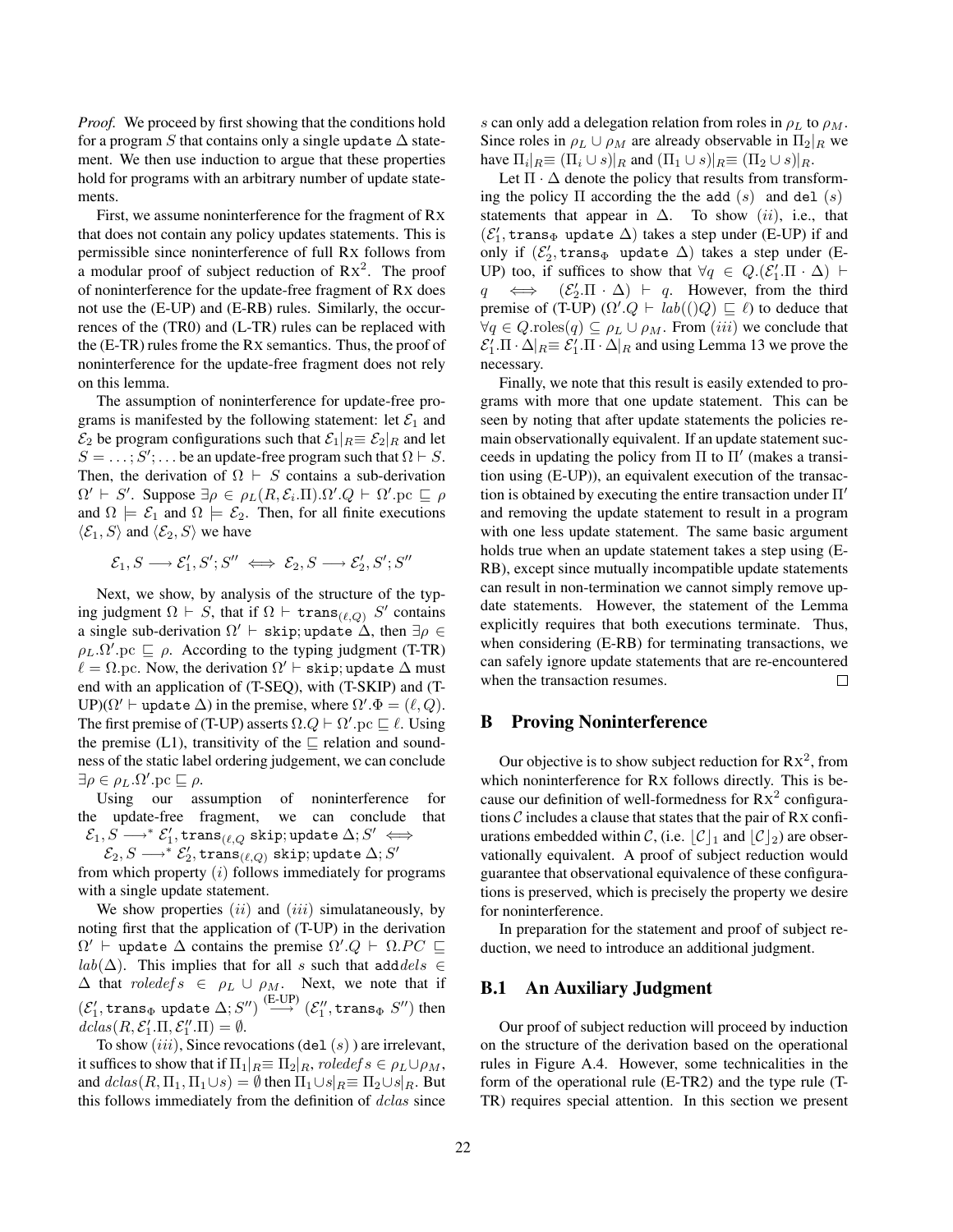*Proof.* We proceed by first showing that the conditions hold for a program $S$ that contains only a single `update` $\Delta$ statement. We then use induction to argue that these properties hold for programs with an arbitrary number of update statements.

First, we assume noninterference for the fragment of RX that does not contain any policy updates statements. This is permissible since noninterference of full RX follows from a modular proof of subject reduction of $\text{RX}^2$. The proof of noninterference for the update-free fragment of RX does not use the (E-UP) and (E-RB) rules. Similarly, the occurrences of the (TR0) and (L-TR) rules can be replaced with the (E-TR) rules frome the RX semantics. Thus, the proof of noninterference for the update-free fragment does not rely on this lemma.

The assumption of noninterference for update-free programs is manifested by the following statement: let $\mathcal{E}_1$ and $\mathcal{E}_2$ be program configurations such that $\mathcal{E}_1|_R \equiv \mathcal{E}_2|_R$ and let $S = \ldots; S'; \ldots$ be an update-free program such that $\Omega \vdash S$. Then, the derivation of $\Omega \vdash S$ contains a sub-derivation $\Omega' \vdash S'$. Suppose $\exists \rho \in \rho_L(R, \mathcal{E}_i.\Pi).\Omega'.Q \vdash \Omega'.\text{pc} \sqsubseteq \rho$ and $\Omega \models \mathcal{E}_1$ and $\Omega \models \mathcal{E}_2$. Then, for all finite executions $\langle \mathcal{E}_1, S\rangle$ and $\langle \mathcal{E}_2, S\rangle$ we have

$$\mathcal{E}_1, S \longrightarrow \mathcal{E}_1', S'; S'' \iff \mathcal{E}_2, S \longrightarrow \mathcal{E}_2', S'; S''$$

Next, we show, by analysis of the structure of the typing judgment $\Omega \vdash S$, that if $\Omega \vdash \texttt{trans}_{(\ell,Q)}\ S'$ contains a single sub-derivation $\Omega' \vdash \texttt{skip}; \texttt{update}\ \Delta$, then $\exists \rho \in \rho_L.\Omega'.\text{pc} \sqsubseteq \rho$. According to the typing judgment (T-TR) $\ell = \Omega.\text{pc}$. Now, the derivation $\Omega' \vdash \texttt{skip}; \texttt{update}\ \Delta$ must end with an application of (T-SEQ), with (T-SKIP) and (T-UP)($\Omega' \vdash \texttt{update}\ \Delta$) in the premise, where $\Omega'.\Phi = (\ell, Q)$. The first premise of (T-UP) asserts $\Omega.Q \vdash \Omega'.\text{pc} \sqsubseteq \ell$. Using the premise (L1), transitivity of the $\sqsubseteq$ relation and soundness of the static label ordering judgement, we can conclude $\exists \rho \in \rho_L.\Omega'.\text{pc} \sqsubseteq \rho$.

Using our assumption of noninterference for the update-free fragment, we can conclude that $\mathcal{E}_1, S \longrightarrow^* \mathcal{E}_1', \texttt{trans}_{(\ell,Q)}\ \texttt{skip}; \texttt{update}\ \Delta; S' \iff$ $\mathcal{E}_2, S \longrightarrow^* \mathcal{E}_2', \texttt{trans}_{(\ell,Q)}\ \texttt{skip}; \texttt{update}\ \Delta; S'$ from which property $(i)$ follows immediately for programs with a single update statement.

We show properties $(ii)$ and $(iii)$ simulataneously, by noting first that the application of (T-UP) in the derivation $\Omega' \vdash \texttt{update}\ \Delta$ contains the premise $\Omega'.Q \vdash \Omega.PC \sqsubseteq lab(\Delta)$. This implies that for all $s$ such that $\texttt{add}dels \in \Delta$ that $roledefs \in \rho_L \cup \rho_M$. Next, we note that if $(\mathcal{E}_1', \texttt{trans}_\Phi\ \texttt{update}\ \Delta; S'') \overset{\text{(E-UP)}}{\longrightarrow} (\mathcal{E}_1'', \texttt{trans}_\Phi\ S'')$ then $dclas(R, \mathcal{E}_1'.\Pi, \mathcal{E}_1''.\Pi) = \emptyset$.

To show $(iii)$, Since revocations ($\texttt{del}\ (s)$ ) are irrelevant, it suffices to show that if $\Pi_1|_R \equiv \Pi_2|_R$, $roledefs \in \rho_L \cup \rho_M$, and $dclas(R, \Pi_1, \Pi_1 \cup s) = \emptyset$ then $\Pi_1 \cup s|_R \equiv \Pi_2 \cup s|_R$. But this follows immediately from the definition of $dclas$ since $s$ can only add a delegation relation from roles in $\rho_L$ to $\rho_M$. Since roles in $\rho_L \cup \rho_M$ are already observable in $\Pi_2|_R$ we have $\Pi_i|_R \equiv (\Pi_i \cup s)|_R$ and $(\Pi_1 \cup s)|_R \equiv (\Pi_2 \cup s)|_R$.

Let $\Pi \cdot \Delta$ denote the policy that results from transforming the policy $\Pi$ according the the $\texttt{add}\ (s)$ and $\texttt{del}\ (s)$ statements that appear in $\Delta$. To show $(ii)$, i.e., that $(\mathcal{E}_1', \texttt{trans}_\Phi\ \texttt{update}\ \Delta)$ takes a step under (E-UP) if and only if $(\mathcal{E}_2', \texttt{trans}_\Phi\ \texttt{update}\ \Delta)$ takes a step under (E-UP) too, if suffices to show that $\forall q \in Q.(\mathcal{E}_1'.\Pi \cdot \Delta) \vdash q \iff (\mathcal{E}_2'.\Pi \cdot \Delta) \vdash q$. However, from the third premise of (T-UP) ($\Omega'.Q \vdash lab(()Q) \sqsubseteq \ell$) to deduce that $\forall q \in Q.\text{roles}(q) \subseteq \rho_L \cup \rho_M$. From $(iii)$ we conclude that $\mathcal{E}_1'.\Pi \cdot \Delta|_R \equiv \mathcal{E}_1'.\Pi \cdot \Delta|_R$ and using Lemma 13 we prove the necessary.

Finally, we note that this result is easily extended to programs with more that one update statement. This can be seen by noting that after update statements the policies remain observationally equivalent. If an update statement succeeds in updating the policy from $\Pi$ to $\Pi'$ (makes a transition using (E-UP)), an equivalent execution of the transaction is obtained by executing the entire transaction under $\Pi'$ and removing the update statement to result in a program with one less update statement. The same basic argument holds true when an update statement takes a step using (E-RB), except since mutually incompatible update statements can result in non-termination we cannot simply remove update statements. However, the statement of the Lemma explicitly requires that both executions terminate. Thus, when considering (E-RB) for terminating transactions, we can safely ignore update statements that are re-encountered when the transaction resumes. $\square$

## B Proving Noninterference

Our objective is to show subject reduction for $\text{RX}^2$, from which noninterference for RX follows directly. This is because our definition of well-formedness for $\text{RX}^2$ configurations $\mathcal{C}$ includes a clause that states that the pair of RX configurations embedded within $\mathcal{C}$, (i.e. $\lfloor \mathcal{C} \rfloor_1$ and $\lfloor \mathcal{C} \rfloor_2$) are observationally equivalent. A proof of subject reduction would guarantee that observational equivalence of these configurations is preserved, which is precisely the property we desire for noninterference.

In preparation for the statement and proof of subject reduction, we need to introduce an additional judgment.

### B.1 An Auxiliary Judgment

Our proof of subject reduction will proceed by induction on the structure of the derivation based on the operational rules in Figure A.4. However, some technicalities in the form of the operational rule (E-TR2) and the type rule (T-TR) requires special attention. In this section we present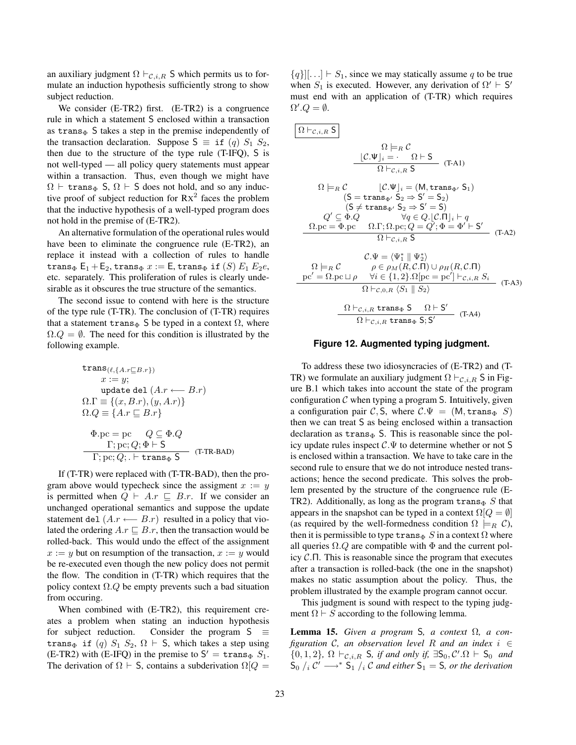an auxiliary judgment $\Omega \vdash_{\mathcal{C},i,R} \mathsf{S}$ which permits us to formulate an induction hypothesis sufficiently strong to show subject reduction.

We consider (E-TR2) first. (E-TR2) is a congruence rule in which a statement S enclosed within a transaction as $\mathtt{trans}_\Phi$ S takes a step in the premise independently of the transaction declaration. Suppose $\mathsf{S} \equiv \mathtt{if}\ (q)\ S_1\ S_2$, then due to the structure of the type rule (T-IFQ), S is not well-typed — all policy query statements must appear within a transaction. Thus, even though we might have $\Omega \vdash \mathtt{trans}_\Phi\ \mathsf{S}$, $\Omega \vdash \mathsf{S}$ does not hold, and so any inductive proof of subject reduction for $\mathrm{RX}^2$ faces the problem that the inductive hypothesis of a well-typed program does not hold in the premise of (E-TR2).

An alternative formulation of the operational rules would have been to eliminate the congruence rule (E-TR2), an replace it instead with a collection of rules to handle $\mathtt{trans}_\Phi\ \mathsf{E}_1 + \mathsf{E}_2, \mathtt{trans}_\Phi\ x := \mathsf{E}, \mathtt{trans}_\Phi\ \mathtt{if}\ (S)\ E_1\ E_2 e$, etc. separately. This proliferation of rules is clearly undesirable as it obscures the true structure of the semantics.

The second issue to contend with here is the structure of the type rule (T-TR). The conclusion of (T-TR) requires that a statement $\mathtt{trans}_\Phi$ S be typed in a context $\Omega$, where $\Omega.Q = \emptyset$. The need for this condition is illustrated by the following example.

$$
\begin{array}{l}
\mathtt{trans}_{(\ell,\{A.r \sqsubseteq B.r\})} \\
\quad x := y; \\
\quad \mathtt{update\ del}\ (A.r \longleftarrow B.r) \\
\Omega.\Gamma \equiv \{(x, B.r), (y, A.r)\} \\
\Omega.Q \equiv \{A.r \sqsubseteq B.r\}
\end{array}
$$

$$
\frac{\Phi.\mathrm{pc} = \mathrm{pc} \qquad Q \subseteq \Phi.Q \qquad \Gamma; \mathrm{pc}; Q; \Phi \vdash \mathsf{S}}{\Gamma; \mathrm{pc}; Q; . \vdash \mathtt{trans}_\Phi\ \mathsf{S}} \ \text{(T-TR-BAD)}
$$

If (T-TR) were replaced with (T-TR-BAD), then the program above would typecheck since the assigment $x := y$ is permitted when $Q \vdash A.r \sqsubseteq B.r$. If we consider an unchanged operational semantics and suppose the update statement $\mathtt{del}\ (A.r \longleftarrow B.r)$ resulted in a policy that violated the ordering $A.r \sqsubseteq B.r$, then the transaction would be rolled-back. This would undo the effect of the assignment $x := y$ but on resumption of the transaction, $x := y$ would be re-executed even though the new policy does not permit the flow. The condition in (T-TR) which requires that the policy context $\Omega.Q$ be empty prevents such a bad situation from occuring.

When combined with (E-TR2), this requirement creates a problem when stating an induction hypothesis for subject reduction. Consider the program $\mathsf{S} \equiv \mathtt{trans}_\Phi\ \mathtt{if}\ (q)\ S_1\ S_2$, $\Omega \vdash \mathsf{S}$, which takes a step using (E-TR2) with (E-IFQ) in the premise to $\mathsf{S}' = \mathtt{trans}_\Phi\ S_1$. The derivation of $\Omega \vdash \mathsf{S}$, contains a subderivation $\Omega[Q = \{q\}][\ldots] \vdash S_1$, since we may statically assume $q$ to be true when $S_1$ is executed. However, any derivation of $\Omega' \vdash \mathsf{S}'$ must end with an application of (T-TR) which requires $\Omega'.Q = \emptyset$.

$\boxed{\Omega \vdash_{\mathcal{C},i,R} \mathsf{S}}$

$$
\frac{\Omega \models_R \mathcal{C} \qquad \lfloor \mathcal{C}.\Psi \rfloor_i = \cdot \qquad \Omega \vdash \mathsf{S}}{\Omega \vdash_{\mathcal{C},i,R} \mathsf{S}} \ \text{(T-A1)}
$$

$$
\frac{\begin{array}{cc}
\Omega \models_R \mathcal{C} & \lfloor \mathcal{C}.\Psi \rfloor_i = (\mathsf{M}, \mathtt{trans}_{\Phi'}\ \mathsf{S}_1) \\
\multicolumn{2}{c}{(\mathsf{S} = \mathtt{trans}_{\Phi'}\ \mathsf{S}_2 \Rightarrow \mathsf{S}' = \mathsf{S}_2)} \\
\multicolumn{2}{c}{(\mathsf{S} \neq \mathtt{trans}_{\Phi'}\ \mathsf{S}_2 \Rightarrow \mathsf{S}' = \mathsf{S})} \\
Q' \subseteq \Phi.Q & \forall q \in Q. \lfloor \mathcal{C}.\Pi \rfloor_i \vdash q \\
\Omega.\mathrm{pc} = \Phi.\mathrm{pc} & \Omega.\Gamma; \Omega.\mathrm{pc}; Q = Q'; \Phi = \Phi' \vdash \mathsf{S}'
\end{array}}{\Omega \vdash_{\mathcal{C},i,R} \mathsf{S}} \ \text{(T-A2)}
$$

$$
\frac{\begin{array}{c}
\mathcal{C}.\Psi = \langle \Psi_1^* \parallel \Psi_2^* \rangle \\
\Omega \models_R \mathcal{C} \qquad \rho \in \rho_M(R, \mathcal{C}.\Pi) \cup \rho_H(R, \mathcal{C}.\Pi) \\
\mathrm{pc}' = \Omega.\mathrm{pc} \sqcup \rho \qquad \forall i \in \{1,2\}. \Omega[\mathrm{pc} = \mathrm{pc}'] \vdash_{\mathcal{C},i,R} S_i
\end{array}}{\Omega \vdash_{\mathcal{C},0,R} \langle S_1 \parallel S_2 \rangle} \ \text{(T-A3)}
$$

$$
\frac{\Omega \vdash_{\mathcal{C},i,R} \mathtt{trans}_\Phi\ \mathsf{S} \qquad \Omega \vdash \mathsf{S}'}{\Omega \vdash_{\mathcal{C},i,R} \mathtt{trans}_\Phi\ \mathsf{S}; \mathsf{S}'} \ \text{(T-A4)}
$$

**Figure 12. Augmented typing judgment.**

To address these two idiosyncracies of (E-TR2) and (T-TR) we formulate an auxiliary judgment $\Omega \vdash_{\mathcal{C},i,R} \mathsf{S}$ in Figure B.1 which takes into account the state of the program configuration $\mathcal{C}$ when typing a program S. Intuitively, given a configuration pair $\mathcal{C}, \mathsf{S}$, where $\mathcal{C}.\Psi = (\mathsf{M}, \mathtt{trans}_\Phi\ S)$ then we can treat S as being enclosed within a transaction declaration as $\mathtt{trans}_\Phi$ S. This is reasonable since the policy update rules inspect $\mathcal{C}.\Psi$ to determine whether or not S is enclosed within a transaction. We have to take care in the second rule to ensure that we do not introduce nested transactions; hence the second predicate. This solves the problem presented by the structure of the congruence rule (E-TR2). Additionally, as long as the program $\mathtt{trans}_\Phi\ S$ that appears in the snapshot can be typed in a context $\Omega[Q = \emptyset]$ (as required by the well-formedness condition $\Omega \models_R \mathcal{C}$), then it is permissible to type $\mathtt{trans}_\Phi\ S$ in a context $\Omega$ where all queries $\Omega.Q$ are compatible with $\Phi$ and the current policy $\mathcal{C}.\Pi$. This is reasonable since the program that executes after a transaction is rolled-back (the one in the snapshot) makes no static assumption about the policy. Thus, the problem illustrated by the example program cannot occur.

This judgment is sound with respect to the typing judgment $\Omega \vdash S$ according to the following lemma.

**Lemma 15.** *Given a program* S*, a context* $\Omega$*, a configuration* $\mathcal{C}$*, an observation level* $R$ *and an index* $i \in \{0, 1, 2\}$*,* $\Omega \vdash_{\mathcal{C},i,R} \mathsf{S}$*, if and only if,* $\exists \mathsf{S}_0, \mathcal{C}'. \Omega \vdash \mathsf{S}_0$ *and* $\mathsf{S}_0 \,/_i\, \mathcal{C}' \longrightarrow^* \mathsf{S}_1 \,/_i\, \mathcal{C}$ *and either* $\mathsf{S}_1 = \mathsf{S}$*, or the derivation*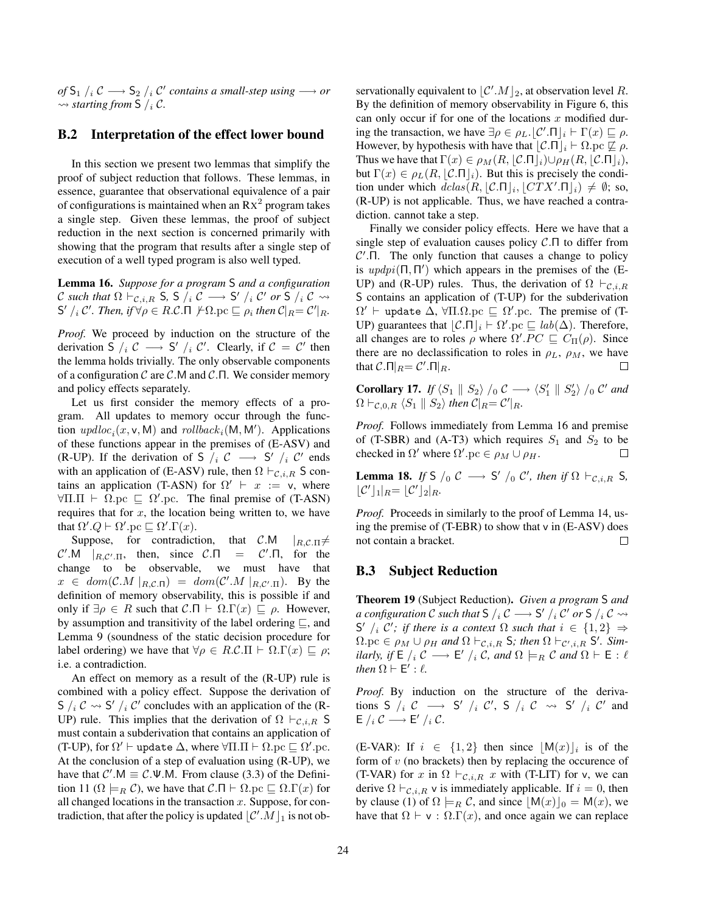*of* $\mathsf{S}_1 \;/_i\; \mathcal{C} \longrightarrow \mathsf{S}_2 \;/_i\; \mathcal{C}'$ *contains a small-step using* $\longrightarrow$ *or* $\rightsquigarrow$ *starting from* $\mathsf{S} \;/_i\; \mathcal{C}$.

## B.2 Interpretation of the effect lower bound

In this section we present two lemmas that simplify the proof of subject reduction that follows. These lemmas, in essence, guarantee that observational equivalence of a pair of configurations is maintained when an $\mathrm{Rx}^2$ program takes a single step. Given these lemmas, the proof of subject reduction in the next section is concerned primarily with showing that the program that results after a single step of execution of a well typed program is also well typed.

**Lemma 16.** *Suppose for a program* $\mathsf{S}$ *and a configuration* $\mathcal{C}$ *such that* $\Omega \vdash_{\mathcal{C},i,R} \mathsf{S}$*,* $\mathsf{S} \;/_i\; \mathcal{C} \longrightarrow \mathsf{S}' \;/_i\; \mathcal{C}'$ *or* $\mathsf{S} \;/_i\; \mathcal{C} \rightsquigarrow \mathsf{S}' \;/_i\; \mathcal{C}'$*. Then, if* $\forall \rho \in R.\mathcal{C}.\Pi \not\vdash \Omega.\mathrm{pc} \sqsubseteq \rho_i$ *then* $\mathcal{C}|_R = \mathcal{C}'|_R$*.*

*Proof.* We proceed by induction on the structure of the derivation $\mathsf{S} \;/_i\; \mathcal{C} \longrightarrow \mathsf{S}' \;/_i\; \mathcal{C}'$. Clearly, if $\mathcal{C} = \mathcal{C}'$ then the lemma holds trivially. The only observable components of a configuration $\mathcal{C}$ are $\mathcal{C}.\mathsf{M}$ and $\mathcal{C}.\Pi$. We consider memory and policy effects separately.

Let us first consider the memory effects of a program. All updates to memory occur through the function $updloc_i(x, \mathsf{v}, \mathsf{M})$ and $rollback_i(\mathsf{M}, \mathsf{M}')$. Applications of these functions appear in the premises of (E-ASV) and (R-UP). If the derivation of $\mathsf{S} \;/_i\; \mathcal{C} \longrightarrow \mathsf{S}' \;/_i\; \mathcal{C}'$ ends with an application of (E-ASV) rule, then $\Omega \vdash_{\mathcal{C},i,R} \mathsf{S}$ contains an application (T-ASN) for $\Omega' \vdash x := \mathsf{v}$, where $\forall \Pi.\Pi \vdash \Omega.\mathrm{pc} \sqsubseteq \Omega'.\mathrm{pc}$. The final premise of (T-ASN) requires that for $x$, the location being written to, we have that $\Omega'.Q \vdash \Omega'.\mathrm{pc} \sqsubseteq \Omega'.\Gamma(x)$.

Suppose, for contradiction, that $\mathcal{C}.\mathsf{M} \;|_{R,\mathcal{C}.\Pi} \neq \mathcal{C}'.\mathsf{M} \;|_{R,\mathcal{C}'.\Pi}$, then, since $\mathcal{C}.\Pi = \mathcal{C}'.\Pi$, for the change to be observable, we must have that $x \in dom(\mathcal{C}.M \;|_{R,\mathcal{C}.\Pi}) = dom(\mathcal{C}'.M \;|_{R,\mathcal{C}'.\Pi})$. By the definition of memory observability, this is possible if and only if $\exists \rho \in R$ such that $\mathcal{C}.\Pi \vdash \Omega.\Gamma(x) \sqsubseteq \rho$. However, by assumption and transitivity of the label ordering $\sqsubseteq$, and Lemma 9 (soundness of the static decision procedure for label ordering) we have that $\forall \rho \in R.\mathcal{C}.\Pi \vdash \Omega.\Gamma(x) \sqsubseteq \rho$; i.e. a contradiction.

An effect on memory as a result of the (R-UP) rule is combined with a policy effect. Suppose the derivation of $\mathsf{S} \;/_i\; \mathcal{C} \rightsquigarrow \mathsf{S}' \;/_i\; \mathcal{C}'$ concludes with an application of the (R-UP) rule. This implies that the derivation of $\Omega \vdash_{\mathcal{C},i,R} \mathsf{S}$ must contain a subderivation that contains an application of (T-UP), for $\Omega' \vdash \texttt{update}\ \Delta$, where $\forall \Pi.\Pi \vdash \Omega.\mathrm{pc} \sqsubseteq \Omega'.\mathrm{pc}$. At the conclusion of a step of evaluation using (R-UP), we have that $\mathcal{C}'.\mathsf{M} \equiv \mathcal{C}.\Psi.\mathsf{M}$. From clause (3.3) of the Definition 11 ($\Omega \models_R \mathcal{C}$), we have that $\mathcal{C}.\Pi \vdash \Omega.\mathrm{pc} \sqsubseteq \Omega.\Gamma(x)$ for all changed locations in the transaction $x$. Suppose, for contradiction, that after the policy is updated $\lfloor \mathcal{C}'.M \rfloor_1$ is not observationally equivalent to $\lfloor \mathcal{C}'.M \rfloor_2$, at observation level $R$. By the definition of memory observability in Figure 6, this can only occur if for one of the locations $x$ modified during the transaction, we have $\exists \rho \in \rho_L.\lfloor \mathcal{C}'.\Pi \rfloor_i \vdash \Gamma(x) \sqsubseteq \rho$. However, by hypothesis with have that $\lfloor \mathcal{C}.\Pi \rfloor_i \vdash \Omega.\mathrm{pc} \not\sqsubseteq \rho$. Thus we have that $\Gamma(x) \in \rho_M(R, \lfloor \mathcal{C}.\Pi \rfloor_i) \cup \rho_H(R, \lfloor \mathcal{C}.\Pi \rfloor_i)$, but $\Gamma(x) \in \rho_L(R, \lfloor \mathcal{C}.\Pi \rfloor_i)$. But this is precisely the condition under which $dclas(R, \lfloor \mathcal{C}.\Pi \rfloor_i, \lfloor CTX'.\Pi \rfloor_i) \neq \emptyset$; so, (R-UP) is not applicable. Thus, we have reached a contradiction. cannot take a step.

Finally we consider policy effects. Here we have that a single step of evaluation causes policy $\mathcal{C}.\Pi$ to differ from $\mathcal{C}'.\Pi$. The only function that causes a change to policy is $updpi(\Pi, \Pi')$ which appears in the premises of the (E-UP) and (R-UP) rules. Thus, the derivation of $\Omega \vdash_{\mathcal{C},i,R} \mathsf{S}$ contains an application of (T-UP) for the subderivation $\Omega' \vdash \texttt{update}\ \Delta$, $\forall \Pi.\Omega.\mathrm{pc} \sqsubseteq \Omega'.\mathrm{pc}$. The premise of (T-UP) guarantees that $\lfloor \mathcal{C}.\Pi \rfloor_i \vdash \Omega'.\mathrm{pc} \sqsubseteq lab(\Delta)$. Therefore, all changes are to roles $\rho$ where $\Omega'.PC \sqsubseteq C_\Pi(\rho)$. Since there are no declassification to roles in $\rho_L$, $\rho_M$, we have that $\mathcal{C}.\Pi|_R = \mathcal{C}'.\Pi|_R$. $\square$

**Corollary 17.** *If* $\langle S_1 \parallel S_2 \rangle \;/_0\; \mathcal{C} \longrightarrow \langle S_1' \parallel S_2' \rangle \;/_0\; \mathcal{C}'$ *and* $\Omega \vdash_{\mathcal{C},0,R} \langle S_1 \parallel S_2 \rangle$ *then* $\mathcal{C}|_R = \mathcal{C}'|_R$*.*

*Proof.* Follows immediately from Lemma 16 and premise of (T-SBR) and (A-T3) which requires $S_1$ and $S_2$ to be checked in $\Omega'$ where $\Omega'.\mathrm{pc} \in \rho_M \cup \rho_H$. $\square$

**Lemma 18.** *If* $\mathsf{S} \;/_0\; \mathcal{C} \longrightarrow \mathsf{S}' \;/_0\; \mathcal{C}'$*, then if* $\Omega \vdash_{\mathcal{C},i,R} \mathsf{S}$*,* $\lfloor \mathcal{C}' \rfloor_1|_R = \lfloor \mathcal{C}' \rfloor_2|_R$*.*

*Proof.* Proceeds in similarly to the proof of Lemma 14, using the premise of (T-EBR) to show that $\mathsf{v}$ in (E-ASV) does not contain a bracket. $\square$

## B.3 Subject Reduction

**Theorem 19** (Subject Reduction)**.** *Given a program* $\mathsf{S}$ *and a configuration* $\mathcal{C}$ *such that* $\mathsf{S} \;/_i\; \mathcal{C} \longrightarrow \mathsf{S}' \;/_i\; \mathcal{C}'$ *or* $\mathsf{S} \;/_i\; \mathcal{C} \rightsquigarrow \mathsf{S}' \;/_i\; \mathcal{C}'$*; if there is a context* $\Omega$ *such that* $i \in \{1, 2\} \Rightarrow \Omega.\mathrm{pc} \in \rho_M \cup \rho_H$ *and* $\Omega \vdash_{\mathcal{C},i,R} \mathsf{S}$*; then* $\Omega \vdash_{\mathcal{C}',i,R} \mathsf{S}'$*. Similarly, if* $\mathsf{E} \;/_i\; \mathcal{C} \longrightarrow \mathsf{E}' \;/_i\; \mathcal{C}$*, and* $\Omega \models_R \mathcal{C}$ *and* $\Omega \vdash \mathsf{E} : \ell$ *then* $\Omega \vdash \mathsf{E}' : \ell$*.*

*Proof.* By induction on the structure of the derivations $\mathsf{S} \;/_i\; \mathcal{C} \longrightarrow \mathsf{S}' \;/_i\; \mathcal{C}'$, $\mathsf{S} \;/_i\; \mathcal{C} \rightsquigarrow \mathsf{S}' \;/_i\; \mathcal{C}'$ and $\mathsf{E} \;/_i\; \mathcal{C} \longrightarrow \mathsf{E}' \;/_i\; \mathcal{C}$.

(E-VAR): If $i \in \{1, 2\}$ then since $\lfloor \mathsf{M}(x) \rfloor_i$ is of the form of $v$ (no brackets) then by replacing the occurence of (T-VAR) for $x$ in $\Omega \vdash_{\mathcal{C},i,R} x$ with (T-LIT) for $\mathsf{v}$, we can derive $\Omega \vdash_{\mathcal{C},i,R} \mathsf{v}$ is immediately applicable. If $i = 0$, then by clause (1) of $\Omega \models_R \mathcal{C}$, and since $\lfloor \mathsf{M}(x) \rfloor_0 = \mathsf{M}(x)$, we have that $\Omega \vdash \mathsf{v} : \Omega.\Gamma(x)$, and once again we can replace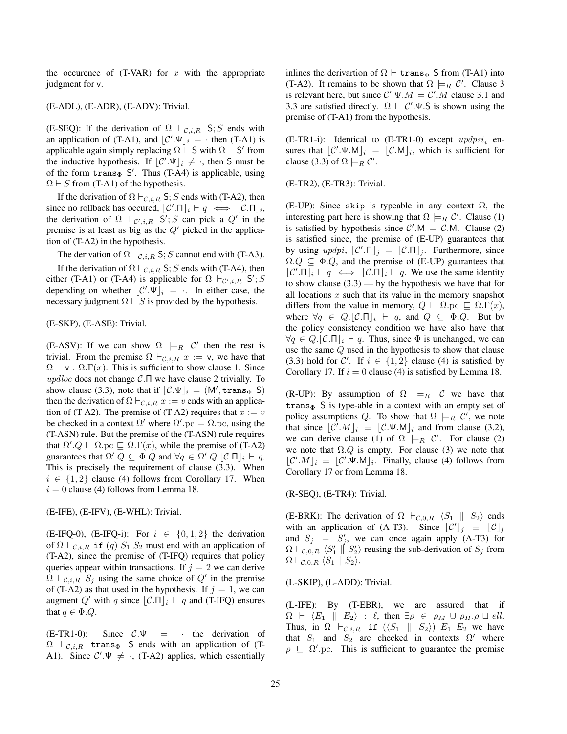the occurence of (T-VAR) for $x$ with the appropriate judgment for v.

(E-ADL), (E-ADR), (E-ADV): Trivial.

(E-SEQ): If the derivation of $\Omega \vdash_{\mathcal{C},i,R} \mathsf{S}; S$ ends with an application of (T-A1), and $\lfloor \mathcal{C}'.\Psi \rfloor_i = \cdot$ then (T-A1) is applicable again simply replacing $\Omega \vdash \mathsf{S}$ with $\Omega \vdash \mathsf{S}'$ from the inductive hypothesis. If $\lfloor \mathcal{C}'.\Psi \rfloor_i \neq \cdot$, then S must be of the form $\mathtt{trans}_\Phi\ \mathsf{S}'$. Thus (T-A4) is applicable, using $\Omega \vdash S$ from (T-A1) of the hypothesis.

If the derivation of $\Omega \vdash_{\mathcal{C},i,R} \mathsf{S}; S$ ends with (T-A2), then since no rollback has occured, $\lfloor \mathcal{C}'.\Pi \rfloor_i \vdash q \iff \lfloor \mathcal{C}.\Pi \rfloor_i$, the derivation of $\Omega \vdash_{\mathcal{C}',i,R} \mathsf{S}'; S$ can pick a $Q'$ in the premise is at least as big as the $Q'$ picked in the application of (T-A2) in the hypothesis.

The derivation of $\Omega \vdash_{\mathcal{C},i,R} \mathsf{S}; S$ cannot end with (T-A3).

If the derivation of $\Omega \vdash_{\mathcal{C},i,R} \mathsf{S}; S$ ends with (T-A4), then either (T-A1) or (T-A4) is applicable for $\Omega \vdash_{\mathcal{C}',i,R} \mathsf{S}'; S$ depending on whether $\lfloor \mathcal{C}'.\Psi \rfloor_i = \cdot$. In either case, the necessary judgment $\Omega \vdash S$ is provided by the hypothesis.

(E-SKP), (E-ASE): Trivial.

(E-ASV): If we can show $\Omega \models_R \mathcal{C}'$ then the rest is trivial. From the premise $\Omega \vdash_{\mathcal{C},i,R} x := \mathsf{v}$, we have that $\Omega \vdash \mathsf{v} : \Omega.\Gamma(x)$. This is sufficient to show clause 1. Since *updloc* does not change $\mathcal{C}.\Pi$ we have clause 2 trivially. To show clause (3.3), note that if $\lfloor \mathcal{C}.\Psi \rfloor_i = (\mathsf{M}', \mathtt{trans}_\Phi\ \mathsf{S})$ then the derivation of $\Omega \vdash_{\mathcal{C},i,R} x := v$ ends with an application of (T-A2). The premise of (T-A2) requires that $x := v$ be checked in a context $\Omega'$ where $\Omega'.\mathrm{pc} = \Omega.\mathrm{pc}$, using the (T-ASN) rule. But the premise of the (T-ASN) rule requires that $\Omega'.Q \vdash \Omega.\mathrm{pc} \sqsubseteq \Omega.\Gamma(x)$, while the premise of (T-A2) guarantees that $\Omega'.Q \subseteq \Phi.Q$ and $\forall q \in \Omega'.Q.\lfloor \mathcal{C}.\Pi \rfloor_i \vdash q$. This is precisely the requirement of clause (3.3). When $i \in \{1, 2\}$ clause (4) follows from Corollary 17. When $i = 0$ clause (4) follows from Lemma 18.

(E-IFE), (E-IFV), (E-WHL): Trivial.

(E-IFQ-0), (E-IFQ-i): For $i \in \{0, 1, 2\}$ the derivation of $\Omega \vdash_{\mathcal{C},i,R} \mathtt{if}\ (q)\ S_1\ S_2$ must end with an application of (T-A2), since the premise of (T-IFQ) requires that policy queries appear within transactions. If $j = 2$ we can derive $\Omega \vdash_{\mathcal{C},i,R} S_j$ using the same choice of $Q'$ in the premise of (T-A2) as that used in the hypothesis. If $j = 1$, we can augment $Q'$ with $q$ since $\lfloor \mathcal{C}.\Pi \rfloor_i \vdash q$ and (T-IFQ) ensures that $q \in \Phi.Q$.

(E-TR1-0): Since $\mathcal{C}.\Psi = \cdot$ the derivation of $\Omega \vdash_{\mathcal{C},i,R} \mathtt{trans}_\Phi\ \mathsf{S}$ ends with an application of (T-A1). Since $\mathcal{C}'.\Psi \neq \cdot$, (T-A2) applies, which essentially inlines the derivartion of $\Omega \vdash \mathtt{trans}_\Phi\ \mathsf{S}$ from (T-A1) into (T-A2). It remains to be shown that $\Omega \models_R \mathcal{C}'$. Clause 3 is relevant here, but since $\mathcal{C}'.\Psi.M = \mathcal{C}'.M$ clause 3.1 and 3.3 are satisfied directly. $\Omega \vdash \mathcal{C}'.\Psi.\mathsf{S}$ is shown using the premise of (T-A1) from the hypothesis.

(E-TR1-i): Identical to (E-TR1-0) except $updpsi_i$ ensures that $\lfloor \mathcal{C}'.\Psi.\mathsf{M} \rfloor_i = \lfloor \mathcal{C}.\mathsf{M} \rfloor_i$, which is sufficient for clause (3.3) of $\Omega \models_R \mathcal{C}'$.

(E-TR2), (E-TR3): Trivial.

(E-UP): Since `skip` is typeable in any context $\Omega$, the interesting part here is showing that $\Omega \models_R \mathcal{C}'$. Clause (1) is satisfied by hypothesis since $\mathcal{C}'.\mathsf{M} = \mathcal{C}.\mathsf{M}$. Clause (2) is satisfied since, the premise of (E-UP) guarantees that by using $updpi$, $\lfloor \mathcal{C}'.\Pi \rfloor_j = \lfloor \mathcal{C}.\Pi \rfloor_j$. Furthermore, since $\Omega.Q \subseteq \Phi.Q$, and the premise of (E-UP) guarantees that $\lfloor \mathcal{C}'.\Pi \rfloor_i \vdash q \iff \lfloor \mathcal{C}.\Pi \rfloor_i \vdash q$. We use the same identity to show clause (3.3) — by the hypothesis we have that for all locations $x$ such that its value in the memory snapshot differs from the value in memory, $Q \vdash \Omega.\mathrm{pc} \sqsubseteq \Omega.\Gamma(x)$, where $\forall q \in Q.\lfloor \mathcal{C}.\Pi \rfloor_i \vdash q$, and $Q \subseteq \Phi.Q$. But by the policy consistency condition we have also have that $\forall q \in Q.\lfloor \mathcal{C}.\Pi \rfloor_i \vdash q$. Thus, since $\Phi$ is unchanged, we can use the same $Q$ used in the hypothesis to show that clause (3.3) hold for $\mathcal{C}'$. If $i \in \{1, 2\}$ clause (4) is satisfied by Corollary 17. If $i = 0$ clause (4) is satisfied by Lemma 18.

(R-UP): By assumption of $\Omega \models_R \mathcal{C}$ we have that $\mathtt{trans}_\Phi\ \mathsf{S}$ is type-able in a context with an empty set of policy assumptions $Q$. To show that $\Omega \models_R \mathcal{C}'$, we note that since $\lfloor \mathcal{C}'.M \rfloor_i \equiv \lfloor \mathcal{C}.\Psi.\mathsf{M} \rfloor_i$ and from clause (3.2), we can derive clause (1) of $\Omega \models_R \mathcal{C}'$. For clause (2) we note that $\Omega.Q$ is empty. For clause (3) we note that $\lfloor \mathcal{C}'.M \rfloor_i \equiv \lfloor \mathcal{C}'.\Psi.\mathsf{M} \rfloor_i$. Finally, clause (4) follows from Corollary 17 or from Lemma 18.

(R-SEQ), (E-TR4): Trivial.

(E-BRK): The derivation of $\Omega \vdash_{\mathcal{C},0,R} \langle S_1 \parallel S_2 \rangle$ ends with an application of (A-T3). Since $\lfloor \mathcal{C}' \rfloor_j \equiv \lfloor \mathcal{C} \rfloor_j$ and $S_j = S'_j$, we can once again apply (A-T3) for $\Omega \vdash_{\mathcal{C},0,R} \langle S'_1 \parallel S'_2 \rangle$ reusing the sub-derivation of $S_j$ from $\Omega \vdash_{\mathcal{C},0,R} \langle S_1 \parallel S_2 \rangle$.

(L-SKIP), (L-ADD): Trivial.

(L-IFE): By (T-EBR), we are assured that if $\Omega \vdash \langle E_1 \parallel E_2 \rangle : \ell$, then $\exists \rho \in \rho_M \cup \rho_H.\rho \sqcup ell$. Thus, in $\Omega \vdash_{\mathcal{C},i,R} \mathtt{if}\ (\langle S_1 \parallel S_2 \rangle)\ E_1\ E_2$ we have that $S_1$ and $S_2$ are checked in contexts $\Omega'$ where $\rho \sqsubseteq \Omega'.\mathrm{pc}$. This is sufficient to guarantee the premise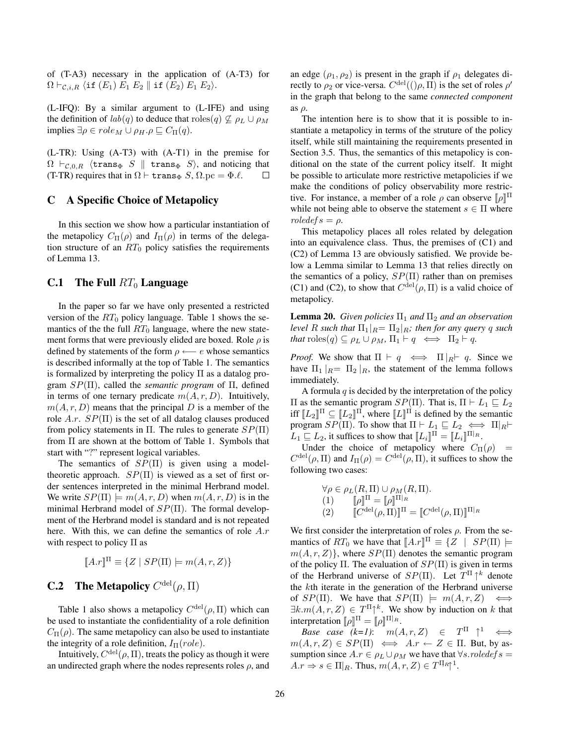of (T-A3) necessary in the application of (A-T3) for $\Omega \vdash_{\mathcal{C},i,R} \langle \texttt{if}\ (E_1)\ E_1\ E_2 \parallel \texttt{if}\ (E_2)\ E_1\ E_2 \rangle$.

(L-IFQ): By a similar argument to (L-IFE) and using the definition of $lab(q)$ to deduce that $\mathrm{roles}(q) \not\subseteq \rho_L \cup \rho_M$ implies $\exists \rho \in role_M \cup \rho_H . \rho \sqsubseteq C_\Pi(q)$.

(L-TR): Using (A-T3) with (A-T1) in the premise for $\Omega \vdash_{\mathcal{C},0,R} \langle \texttt{trans}_\Phi\ S \parallel \texttt{trans}_\Phi\ S \rangle$, and noticing that (T-TR) requires that in $\Omega \vdash \texttt{trans}_\Phi\ S, \Omega.\mathrm{pc} = \Phi.\ell$. $\square$

## C A Specific Choice of Metapolicy

In this section we show how a particular instantiation of the metapolicy $C_\Pi(\rho)$ and $I_\Pi(\rho)$ in terms of the delegation structure of an $RT_0$ policy satisfies the requirements of Lemma 13.

### C.1 The Full $RT_0$ Language

In the paper so far we have only presented a restricted version of the $RT_0$ policy language. Table 1 shows the semantics of the the full $RT_0$ language, where the new statement forms that were previously elided are boxed. Role $\rho$ is defined by statements of the form $\rho \longleftarrow e$ whose semantics is described informally at the top of Table 1. The semantics is formalized by interpreting the policy $\Pi$ as a datalog program $SP(\Pi)$, called the *semantic program* of $\Pi$, defined in terms of one ternary predicate $m(A, r, D)$. Intuitively, $m(A, r, D)$ means that the principal $D$ is a member of the role $A.r$. $SP(\Pi)$ is the set of all datalog clauses produced from policy statements in $\Pi$. The rules to generate $SP(\Pi)$ from $\Pi$ are shown at the bottom of Table 1. Symbols that start with "?" represent logical variables.

The semantics of $SP(\Pi)$ is given using a model-theoretic approach. $SP(\Pi)$ is viewed as a set of first order sentences interpreted in the minimal Herbrand model. We write $SP(\Pi) \models m(A, r, D)$ when $m(A, r, D)$ is in the minimal Herbrand model of $SP(\Pi)$. The formal development of the Herbrand model is standard and is not repeated here. With this, we can define the semantics of role $A.r$ with respect to policy $\Pi$ as

$$[\![A.r]\!]^\Pi \equiv \{Z \mid SP(\Pi) \models m(A, r, Z)\}$$

### C.2 The Metapolicy $C^{\mathrm{del}}(\rho, \Pi)$

Table 1 also shows a metapolicy $C^{\mathrm{del}}(\rho, \Pi)$ which can be used to instantiate the confidentiality of a role definition $C_\Pi(\rho)$. The same metapolicy can also be used to instantiate the integrity of a role definition, $I_\Pi(role)$.

Intuitively, $C^{\mathrm{del}}(\rho, \Pi)$, treats the policy as though it were an undirected graph where the nodes represents roles $\rho$, and an edge $(\rho_1, \rho_2)$ is present in the graph if $\rho_1$ delegates directly to $\rho_2$ or vice-versa. $C^{\mathrm{del}}(()\rho, \Pi)$ is the set of roles $\rho'$ in the graph that belong to the same *connected component* as $\rho$.

The intention here is to show that it is possible to instantiate a metapolicy in terms of the struture of the policy itself, while still maintaining the requirements presented in Section 3.5. Thus, the semantics of this metapolicy is conditional on the state of the current policy itself. It might be possible to articulate more restrictive metapolicies if we make the conditions of policy observability more restrictive. For instance, a member of a role $\rho$ can observe $[\![\rho]\!]^\Pi$ while not being able to observe the statement $s \in \Pi$ where $roledef\, s = \rho$.

This metapolicy places all roles related by delegation into an equivalence class. Thus, the premises of (C1) and (C2) of Lemma 13 are obviously satisfied. We provide below a Lemma similar to Lemma 13 that relies directly on the semantics of a policy, $SP(\Pi)$ rather than on premises (C1) and (C2), to show that $C^{\mathrm{del}}(\rho, \Pi)$ is a valid choice of metapolicy.

**Lemma 20.** *Given policies $\Pi_1$ and $\Pi_2$ and an observation level $R$ such that $\Pi_1|_R = \Pi_2|_R$; then for any query $q$ such that $\mathrm{roles}(q) \subseteq \rho_L \cup \rho_M$, $\Pi_1 \vdash q \iff \Pi_2 \vdash q$.*

*Proof.* We show that $\Pi \vdash q \iff \Pi|_R \vdash q$. Since we have $\Pi_1|_R = \Pi_2|_R$, the statement of the lemma follows immediately.

A formula $q$ is decided by the interpretation of the policy $\Pi$ as the semantic program $SP(\Pi)$. That is, $\Pi \vdash L_1 \sqsubseteq L_2$ iff $[\![L_2]\!]^\Pi \subseteq [\![L_2]\!]^\Pi$, where $[\![L]\!]^\Pi$ is defined by the semantic program $SP(\Pi)$. To show that $\Pi \vdash L_1 \sqsubseteq L_2 \iff \Pi|_R \vdash L_1 \sqsubseteq L_2$, it suffices to show that $[\![L_i]\!]^\Pi = [\![L_i]\!]^{\Pi|_R}$.

Under the choice of metapolicy where $C_\Pi(\rho) = C^{\mathrm{del}}(\rho, \Pi)$ and $I_\Pi(\rho) = C^{\mathrm{del}}(\rho, \Pi)$, it suffices to show the following two cases:

$$
\begin{array}{ll}
\multicolumn{2}{l}{\forall \rho \in \rho_L(R, \Pi) \cup \rho_M(R, \Pi).} \\
(1) & [\![\rho]\!]^\Pi = [\![\rho]\!]^{\Pi|_R} \\
(2) & [\![C^{\mathrm{del}}(\rho, \Pi)]\!]^\Pi = [\![C^{\mathrm{del}}(\rho, \Pi)]\!]^{\Pi|_R}
\end{array}
$$

We first consider the interpretation of roles $\rho$. From the semantics of $RT_0$ we have that $[\![A.r]\!]^\Pi \equiv \{Z \mid SP(\Pi) \models m(A, r, Z)\}$, where $SP(\Pi)$ denotes the semantic program of the policy $\Pi$. The evaluation of $SP(\Pi)$ is given in terms of the Herbrand universe of $SP(\Pi)$. Let $T^\Pi\!\uparrow^k$ denote the $k$th iterate in the generation of the Herbrand universe of $SP(\Pi)$. We have that $SP(\Pi) \models m(A, r, Z) \iff \exists k. m(A, r, Z) \in T^\Pi\!\uparrow^k$. We show by induction on $k$ that interpretation $[\![\rho]\!]^\Pi = [\![\rho]\!]^{\Pi|_R}$.

*Base case (k=1)*: $m(A, r, Z) \in T^\Pi \uparrow^1 \iff m(A, r, Z) \in SP(\Pi) \iff A.r \leftarrow Z \in \Pi$. But, by assumption since $A.r \in \rho_L \cup \rho_M$ we have that $\forall s. roledef\, s = A.r \Rightarrow s \in \Pi|_R$. Thus, $m(A, r, Z) \in T^{\Pi_R}\!\uparrow^1$.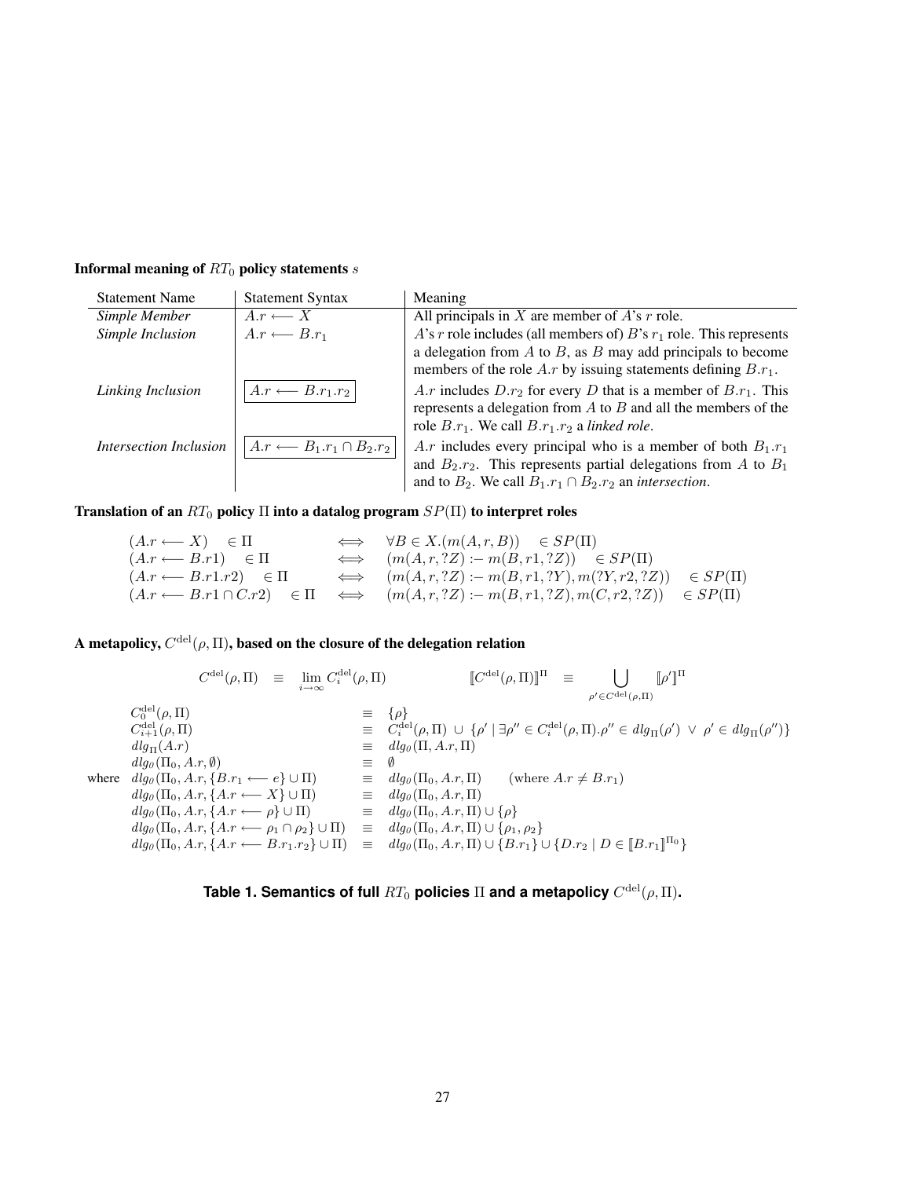**Informal meaning of $RT_0$ policy statements $s$**

| Statement Name | Statement Syntax | Meaning |
|---|---|---|
| *Simple Member* | $A.r \longleftarrow X$ | All principals in $X$ are member of $A$'s $r$ role. |
| *Simple Inclusion* | $A.r \longleftarrow B.r_1$ | $A$'s $r$ role includes (all members of) $B$'s $r_1$ role. This represents a delegation from $A$ to $B$, as $B$ may add principals to become members of the role $A.r$ by issuing statements defining $B.r_1$. |
| *Linking Inclusion* | $\boxed{A.r \longleftarrow B.r_1.r_2}$ | $A.r$ includes $D.r_2$ for every $D$ that is a member of $B.r_1$. This represents a delegation from $A$ to $B$ and all the members of the role $B.r_1$. We call $B.r_1.r_2$ a *linked role*. |
| *Intersection Inclusion* | $\boxed{A.r \longleftarrow B_1.r_1 \cap B_2.r_2}$ | $A.r$ includes every principal who is a member of both $B_1.r_1$ and $B_2.r_2$. This represents partial delegations from $A$ to $B_1$ and to $B_2$. We call $B_1.r_1 \cap B_2.r_2$ an *intersection*. |

**Translation of an $RT_0$ policy $\Pi$ into a datalog program $SP(\Pi)$ to interpret roles**

$$
\begin{array}{lll}
(A.r \longleftarrow X) \quad \in \Pi & \iff & \forall B \in X.(m(A, r, B)) \quad \in SP(\Pi) \\
(A.r \longleftarrow B.r1) \quad \in \Pi & \iff & (m(A, r, ?Z) :- m(B, r1, ?Z)) \quad \in SP(\Pi) \\
(A.r \longleftarrow B.r1.r2) \quad \in \Pi & \iff & (m(A, r, ?Z) :- m(B, r1, ?Y), m(?Y, r2, ?Z)) \quad \in SP(\Pi) \\
(A.r \longleftarrow B.r1 \cap C.r2) \quad \in \Pi & \iff & (m(A, r, ?Z) :- m(B, r1, ?Z), m(C, r2, ?Z)) \quad \in SP(\Pi)
\end{array}
$$

**A metapolicy, $C^{\text{del}}(\rho, \Pi)$, based on the closure of the delegation relation**

$$
C^{\text{del}}(\rho, \Pi) \quad \equiv \quad \lim_{i \to \infty} C_i^{\text{del}}(\rho, \Pi) \qquad\qquad [\![ C^{\text{del}}(\rho, \Pi) ]\!]^{\Pi} \quad \equiv \bigcup_{\rho' \in C^{\text{del}}(\rho, \Pi)} [\![ \rho' ]\!]^{\Pi}
$$

$$
\begin{array}{lll}
C_0^{\text{del}}(\rho, \Pi) & \equiv & \{\rho\} \\
C_{i+1}^{\text{del}}(\rho, \Pi) & \equiv & C_i^{\text{del}}(\rho, \Pi) \, \cup \, \{\rho' \mid \exists \rho'' \in C_i^{\text{del}}(\rho, \Pi).\rho'' \in dlg_{\Pi}(\rho') \, \vee \, \rho' \in dlg_{\Pi}(\rho'')\} \\
dlg_{\Pi}(A.r) & \equiv & dlg_0(\Pi, A.r, \Pi) \\
dlg_0(\Pi_0, A.r, \emptyset) & \equiv & \emptyset \\
\text{where} \quad dlg_0(\Pi_0, A.r, \{B.r_1 \longleftarrow e\} \cup \Pi) & \equiv & dlg_0(\Pi_0, A.r, \Pi) \qquad (\text{where } A.r \neq B.r_1) \\
dlg_0(\Pi_0, A.r, \{A.r \longleftarrow X\} \cup \Pi) & \equiv & dlg_0(\Pi_0, A.r, \Pi) \\
dlg_0(\Pi_0, A.r, \{A.r \longleftarrow \rho\} \cup \Pi) & \equiv & dlg_0(\Pi_0, A.r, \Pi) \cup \{\rho\} \\
dlg_0(\Pi_0, A.r, \{A.r \longleftarrow \rho_1 \cap \rho_2\} \cup \Pi) & \equiv & dlg_0(\Pi_0, A.r, \Pi) \cup \{\rho_1, \rho_2\} \\
dlg_0(\Pi_0, A.r, \{A.r \longleftarrow B.r_1.r_2\} \cup \Pi) & \equiv & dlg_0(\Pi_0, A.r, \Pi) \cup \{B.r_1\} \cup \{D.r_2 \mid D \in [\![B.r_1]\!]^{\Pi_0}\}
\end{array}
$$

**Table 1. Semantics of full $RT_0$ policies $\Pi$ and a metapolicy $C^{\text{del}}(\rho, \Pi)$.**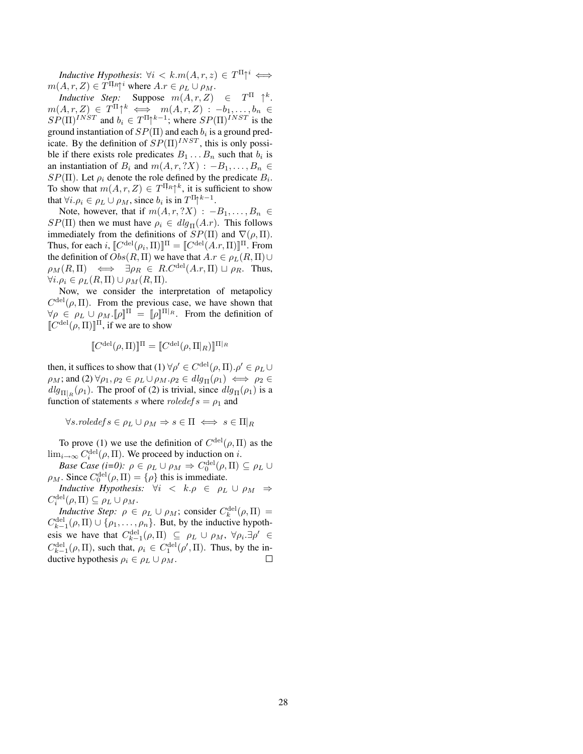*Inductive Hypothesis*: $\forall i < k.m(A, r, z) \in T^{\Pi}\!\uparrow^{i} \iff m(A, r, Z) \in T^{\Pi_R}\!\uparrow^{i}$ where $A.r \in \rho_L \cup \rho_M$.

*Inductive Step:* Suppose $m(A, r, Z) \in T^{\Pi} \uparrow^{k}$. $m(A, r, Z) \in T^{\Pi}\!\uparrow^{k} \iff m(A, r, Z) : -b_1, \ldots, b_n \in SP(\Pi)^{INST}$ and $b_i \in T^{\Pi}\!\uparrow^{k-1}$; where $SP(\Pi)^{INST}$ is the ground instantiation of $SP(\Pi)$ and each $b_i$ is a ground predicate. By the definition of $SP(\Pi)^{INST}$, this is only possible if there exists role predicates $B_1 \ldots B_n$ such that $b_i$ is an instantiation of $B_i$ and $m(A, r, ?X) : -B_1, \ldots, B_n \in SP(\Pi)$. Let $\rho_i$ denote the role defined by the predicate $B_i$. To show that $m(A, r, Z) \in T^{\Pi_R}\!\uparrow^{k}$, it is sufficient to show that $\forall i.\rho_i \in \rho_L \cup \rho_M$, since $b_i$ is in $T^{\Pi}\!\uparrow^{k-1}$.

Note, however, that if $m(A, r, ?X) : -B_1, \ldots, B_n \in SP(\Pi)$ then we must have $\rho_i \in dlg_{\Pi}(A.r)$. This follows immediately from the definitions of $SP(\Pi)$ and $\nabla(\rho, \Pi)$. Thus, for each $i$, $[\![C^{\mathrm{del}}(\rho_i, \Pi)]\!]^{\Pi} = [\![C^{\mathrm{del}}(A.r, \Pi)]\!]^{\Pi}$. From the definition of $Obs(R, \Pi)$ we have that $A.r \in \rho_L(R, \Pi) \cup \rho_M(R, \Pi) \iff \exists \rho_R \in R.C^{\mathrm{del}}(A.r, \Pi) \sqcup \rho_R$. Thus, $\forall i.\rho_i \in \rho_L(R, \Pi) \cup \rho_M(R, \Pi)$.

Now, we consider the interpretation of metapolicy $C^{\mathrm{del}}(\rho, \Pi)$. From the previous case, we have shown that $\forall \rho \in \rho_L \cup \rho_M.[\![\rho]\!]^{\Pi} = [\![\rho]\!]^{\Pi|_R}$. From the definition of $[\![C^{\mathrm{del}}(\rho, \Pi)]\!]^{\Pi}$, if we are to show

$$[\![C^{\mathrm{del}}(\rho, \Pi)]\!]^{\Pi} = [\![C^{\mathrm{del}}(\rho, \Pi|_R)]\!]^{\Pi|_R}$$

then, it suffices to show that (1) $\forall \rho' \in C^{\mathrm{del}}(\rho, \Pi).\rho' \in \rho_L \cup \rho_M$; and (2) $\forall \rho_1, \rho_2 \in \rho_L \cup \rho_M.\rho_2 \in dlg_{\Pi}(\rho_1) \iff \rho_2 \in dlg_{\Pi|_R}(\rho_1)$. The proof of (2) is trivial, since $dlg_{\Pi}(\rho_1)$ is a function of statements $s$ where $roledef\, s = \rho_1$ and

$$\forall s.roledef\, s \in \rho_L \cup \rho_M \Rightarrow s \in \Pi \iff s \in \Pi|_R$$

To prove (1) we use the definition of $C^{\mathrm{del}}(\rho, \Pi)$ as the $\lim_{i \to \infty} C_i^{\mathrm{del}}(\rho, \Pi)$. We proceed by induction on $i$.

*Base Case (i=0):* $\rho \in \rho_L \cup \rho_M \Rightarrow C_0^{\mathrm{del}}(\rho, \Pi) \subseteq \rho_L \cup \rho_M$. Since $C_0^{\mathrm{del}}(\rho, \Pi) = \{\rho\}$ this is immediate.

*Inductive Hypothesis:* $\forall i < k.\rho \in \rho_L \cup \rho_M \Rightarrow C_i^{\mathrm{del}}(\rho, \Pi) \subseteq \rho_L \cup \rho_M$.

*Inductive Step:* $\rho \in \rho_L \cup \rho_M$; consider $C_k^{\mathrm{del}}(\rho, \Pi) = C_{k-1}^{\mathrm{del}}(\rho, \Pi) \cup \{\rho_1, \ldots, \rho_n\}$. But, by the inductive hypothesis we have that $C_{k-1}^{\mathrm{del}}(\rho, \Pi) \subseteq \rho_L \cup \rho_M$, $\forall \rho_i.\exists \rho' \in C_{k-1}^{\mathrm{del}}(\rho, \Pi)$, such that, $\rho_i \in C_1^{\mathrm{del}}(\rho', \Pi)$. Thus, by the inductive hypothesis $\rho_i \in \rho_L \cup \rho_M$. $\square$